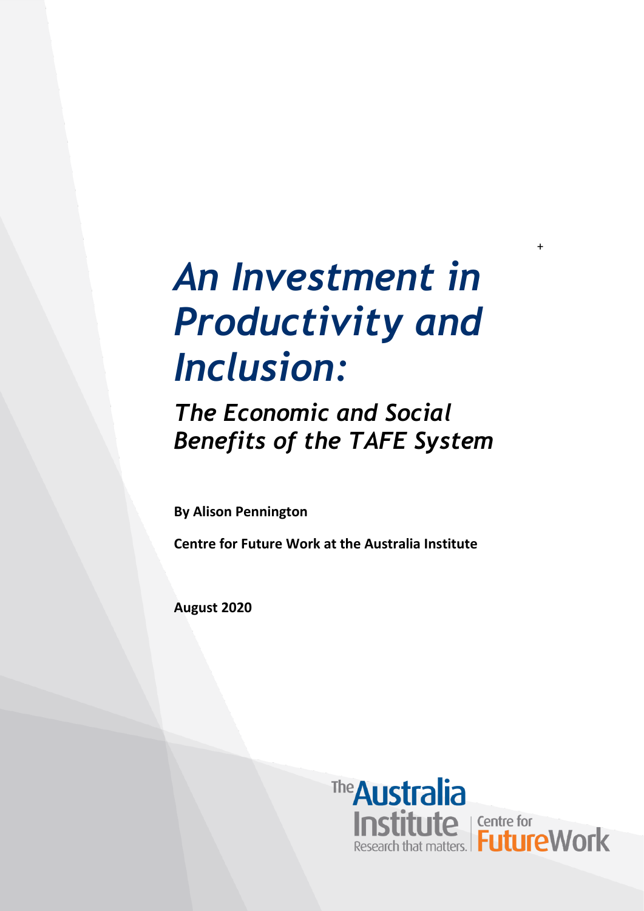# *An Investment in Productivity and Inclusion:*

## *The Economic and Social Benefits of the TAFE System*

**By Alison Pennington**

**Centre for Future Work at the Australia Institute**

**August 2020**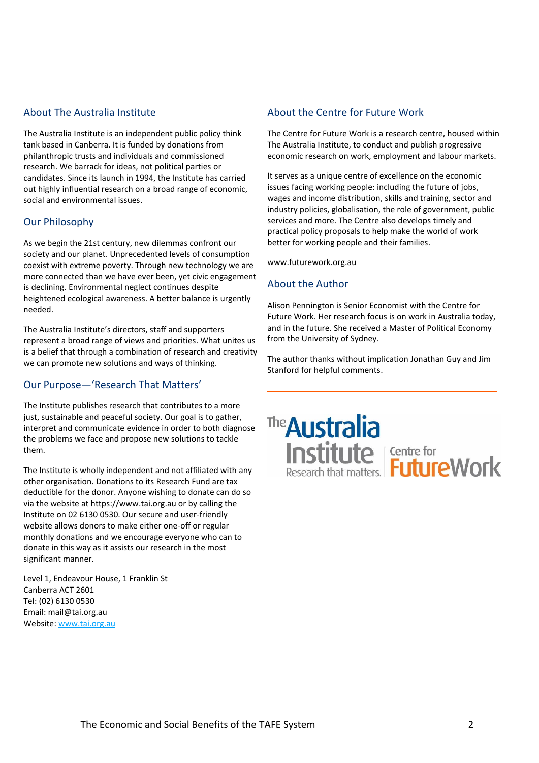## About The Australia Institute

The Australia Institute is an independent public policy think tank based in Canberra. It is funded by donations from philanthropic trusts and individuals and commissioned research. We barrack for ideas, not political parties or candidates. Since its launch in 1994, the Institute has carried out highly influential research on a broad range of economic, social and environmental issues.

## Our Philosophy

As we begin the 21st century, new dilemmas confront our society and our planet. Unprecedented levels of consumption coexist with extreme poverty. Through new technology we are more connected than we have ever been, yet civic engagement is declining. Environmental neglect continues despite heightened ecological awareness. A better balance is urgently needed.

The Australia Institute's directors, staff and supporters represent a broad range of views and priorities. What unites us is a belief that through a combination of research and creativity we can promote new solutions and ways of thinking.

## Our Purpose—'Research That Matters'

The Institute publishes research that contributes to a more just, sustainable and peaceful society. Our goal is to gather, interpret and communicate evidence in order to both diagnose the problems we face and propose new solutions to tackle them.

The Institute is wholly independent and not affiliated with any other organisation. Donations to its Research Fund are tax deductible for the donor. Anyone wishing to donate can do so via the website at https://www.tai.org.au or by calling the Institute on 02 6130 0530. Our secure and user-friendly website allows donors to make either one-off or regular monthly donations and we encourage everyone who can to donate in this way as it assists our research in the most significant manner.

Level 1, Endeavour House, 1 Franklin St
Canberra ACT 2601
Tel: (02) 6130 0530
Email: mail@tai.org.au
Website: www.tai.org.au

## About the Centre for Future Work

The Centre for Future Work is a research centre, housed within The Australia Institute, to conduct and publish progressive economic research on work, employment and labour markets.

It serves as a unique centre of excellence on the economic issues facing working people: including the future of jobs, wages and income distribution, skills and training, sector and industry policies, globalisation, the role of government, public services and more. The Centre also develops timely and practical policy proposals to help make the world of work better for working people and their families.

www.futurework.org.au

## About the Author

Alison Pennington is Senior Economist with the Centre for Future Work. Her research focus is on work in Australia today, and in the future. She received a Master of Political Economy from the University of Sydney.

The author thanks without implication Jonathan Guy and Jim Stanford for helpful comments.

The Australia Institute — Research that matters. | Centre for Future Work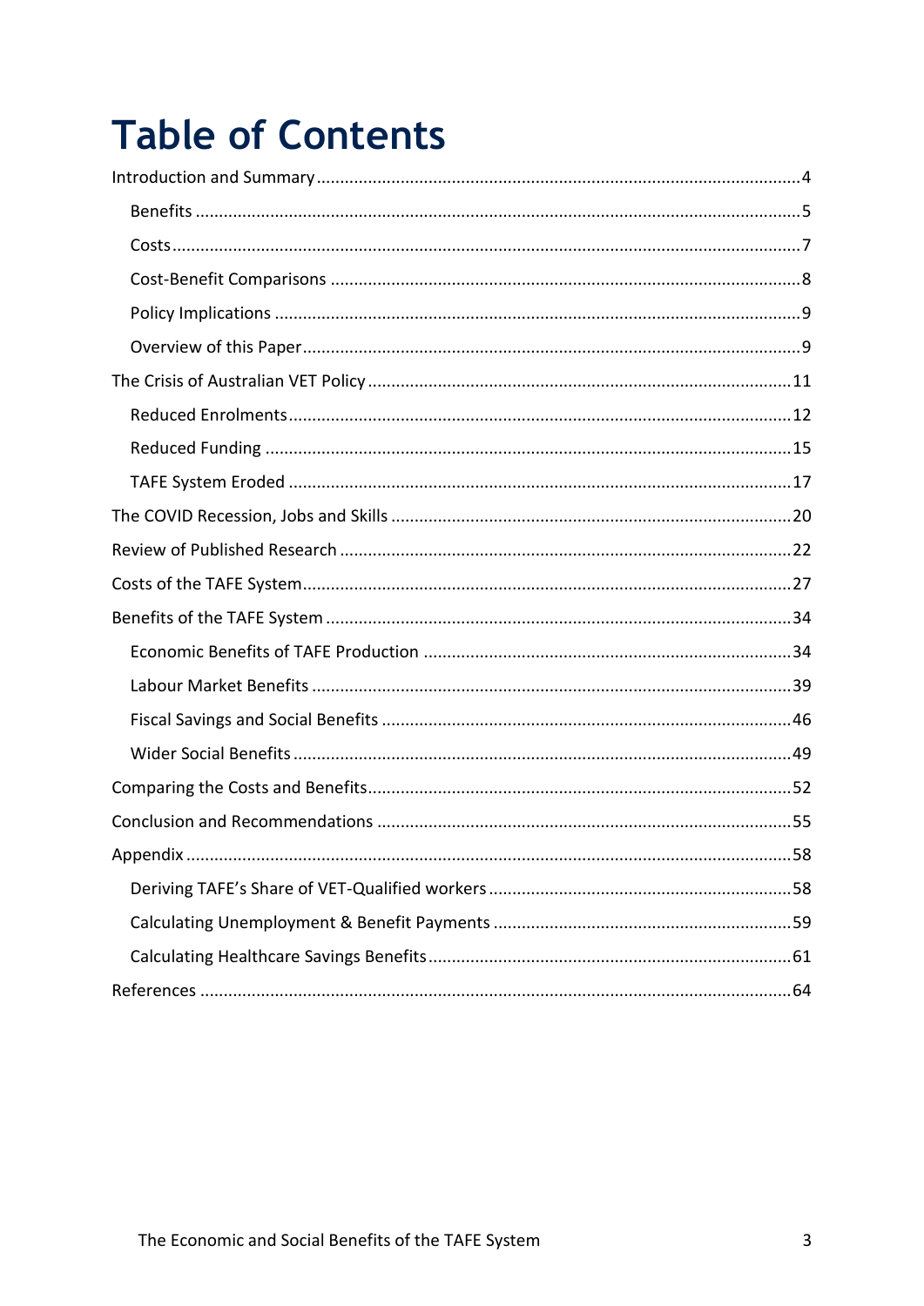# Table of Contents

Introduction and Summary ....................................................................................................4

- Benefits ....................................................................................................................5
- Costs ........................................................................................................................7
- Cost-Benefit Comparisons ........................................................................................8
- Policy Implications ...................................................................................................9
- Overview of this Paper ..............................................................................................9

The Crisis of Australian VET Policy ......................................................................................11

- Reduced Enrolments ...............................................................................................12
- Reduced Funding .....................................................................................................15
- TAFE System Eroded ...............................................................................................17

The COVID Recession, Jobs and Skills .................................................................................20

Review of Published Research .............................................................................................22

Costs of the TAFE System ....................................................................................................27

Benefits of the TAFE System ................................................................................................34

- Economic Benefits of TAFE Production ...................................................................34
- Labour Market Benefits ...........................................................................................39
- Fiscal Savings and Social Benefits ...........................................................................46
- Wider Social Benefits ...............................................................................................49

Comparing the Costs and Benefits .......................................................................................52

Conclusion and Recommendations .....................................................................................55

Appendix ..............................................................................................................................58

- Deriving TAFE's Share of VET-Qualified workers ......................................................58
- Calculating Unemployment & Benefit Payments .....................................................59
- Calculating Healthcare Savings Benefits ..................................................................61

References ...........................................................................................................................64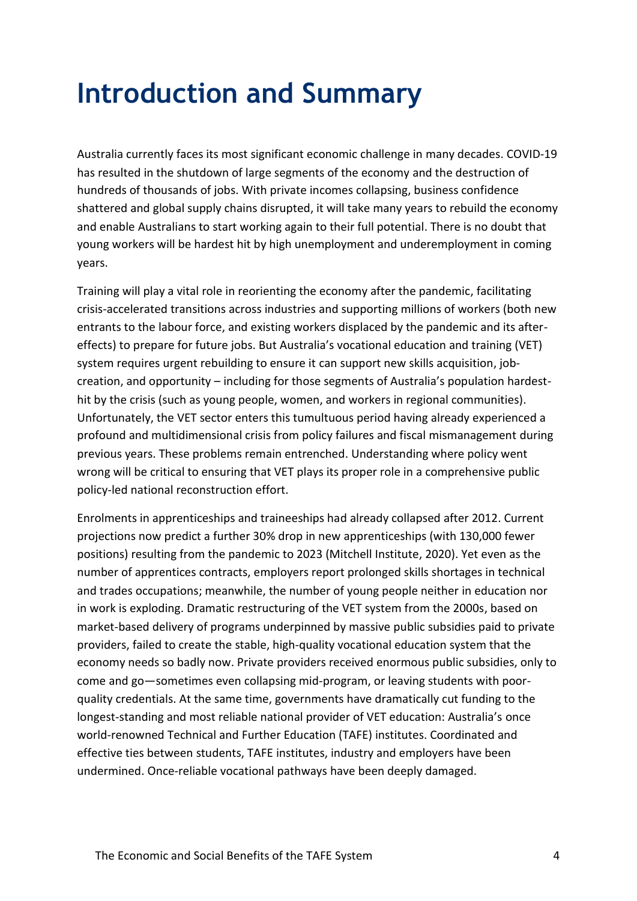# Introduction and Summary

Australia currently faces its most significant economic challenge in many decades. COVID-19 has resulted in the shutdown of large segments of the economy and the destruction of hundreds of thousands of jobs. With private incomes collapsing, business confidence shattered and global supply chains disrupted, it will take many years to rebuild the economy and enable Australians to start working again to their full potential. There is no doubt that young workers will be hardest hit by high unemployment and underemployment in coming years.

Training will play a vital role in reorienting the economy after the pandemic, facilitating crisis-accelerated transitions across industries and supporting millions of workers (both new entrants to the labour force, and existing workers displaced by the pandemic and its after-effects) to prepare for future jobs. But Australia's vocational education and training (VET) system requires urgent rebuilding to ensure it can support new skills acquisition, job-creation, and opportunity – including for those segments of Australia's population hardest-hit by the crisis (such as young people, women, and workers in regional communities). Unfortunately, the VET sector enters this tumultuous period having already experienced a profound and multidimensional crisis from policy failures and fiscal mismanagement during previous years. These problems remain entrenched. Understanding where policy went wrong will be critical to ensuring that VET plays its proper role in a comprehensive public policy-led national reconstruction effort.

Enrolments in apprenticeships and traineeships had already collapsed after 2012. Current projections now predict a further 30% drop in new apprenticeships (with 130,000 fewer positions) resulting from the pandemic to 2023 (Mitchell Institute, 2020). Yet even as the number of apprentices contracts, employers report prolonged skills shortages in technical and trades occupations; meanwhile, the number of young people neither in education nor in work is exploding. Dramatic restructuring of the VET system from the 2000s, based on market-based delivery of programs underpinned by massive public subsidies paid to private providers, failed to create the stable, high-quality vocational education system that the economy needs so badly now. Private providers received enormous public subsidies, only to come and go—sometimes even collapsing mid-program, or leaving students with poor-quality credentials. At the same time, governments have dramatically cut funding to the longest-standing and most reliable national provider of VET education: Australia's once world-renowned Technical and Further Education (TAFE) institutes. Coordinated and effective ties between students, TAFE institutes, industry and employers have been undermined. Once-reliable vocational pathways have been deeply damaged.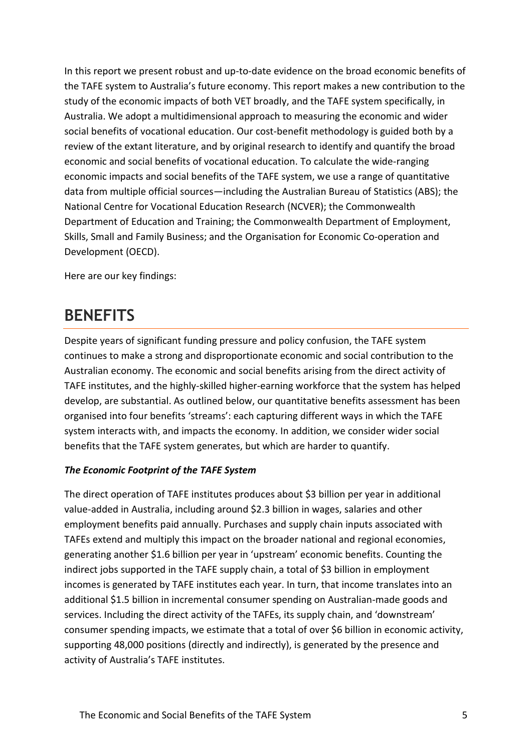In this report we present robust and up-to-date evidence on the broad economic benefits of the TAFE system to Australia's future economy. This report makes a new contribution to the study of the economic impacts of both VET broadly, and the TAFE system specifically, in Australia. We adopt a multidimensional approach to measuring the economic and wider social benefits of vocational education. Our cost-benefit methodology is guided both by a review of the extant literature, and by original research to identify and quantify the broad economic and social benefits of vocational education. To calculate the wide-ranging economic impacts and social benefits of the TAFE system, we use a range of quantitative data from multiple official sources—including the Australian Bureau of Statistics (ABS); the National Centre for Vocational Education Research (NCVER); the Commonwealth Department of Education and Training; the Commonwealth Department of Employment, Skills, Small and Family Business; and the Organisation for Economic Co-operation and Development (OECD).

Here are our key findings:

# BENEFITS

Despite years of significant funding pressure and policy confusion, the TAFE system continues to make a strong and disproportionate economic and social contribution to the Australian economy. The economic and social benefits arising from the direct activity of TAFE institutes, and the highly-skilled higher-earning workforce that the system has helped develop, are substantial. As outlined below, our quantitative benefits assessment has been organised into four benefits 'streams': each capturing different ways in which the TAFE system interacts with, and impacts the economy. In addition, we consider wider social benefits that the TAFE system generates, but which are harder to quantify.

***The Economic Footprint of the TAFE System***

The direct operation of TAFE institutes produces about $3 billion per year in additional value-added in Australia, including around $2.3 billion in wages, salaries and other employment benefits paid annually. Purchases and supply chain inputs associated with TAFEs extend and multiply this impact on the broader national and regional economies, generating another $1.6 billion per year in 'upstream' economic benefits. Counting the indirect jobs supported in the TAFE supply chain, a total of $3 billion in employment incomes is generated by TAFE institutes each year. In turn, that income translates into an additional $1.5 billion in incremental consumer spending on Australian-made goods and services. Including the direct activity of the TAFEs, its supply chain, and 'downstream' consumer spending impacts, we estimate that a total of over $6 billion in economic activity, supporting 48,000 positions (directly and indirectly), is generated by the presence and activity of Australia's TAFE institutes.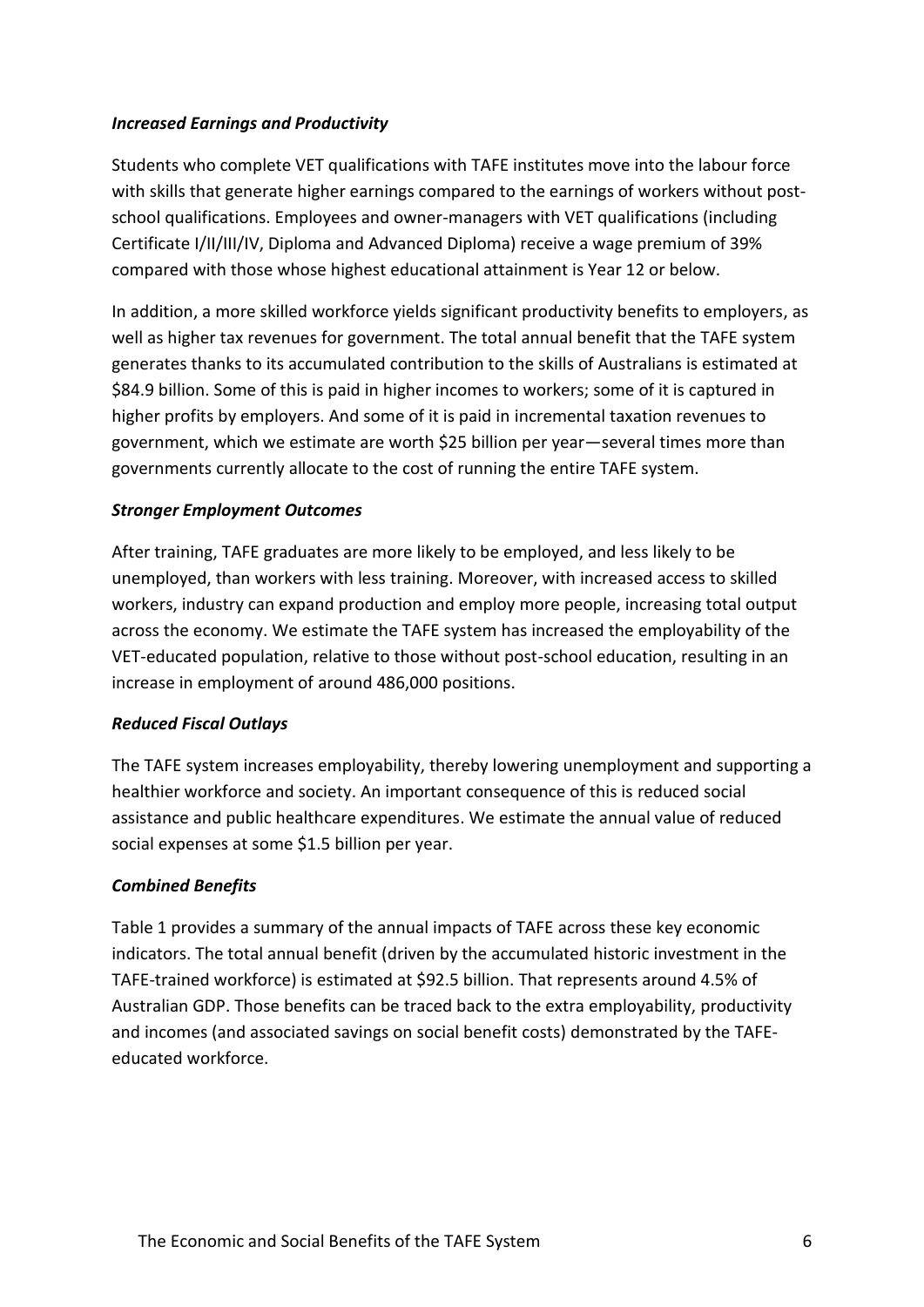### *Increased Earnings and Productivity*

Students who complete VET qualifications with TAFE institutes move into the labour force with skills that generate higher earnings compared to the earnings of workers without post-school qualifications. Employees and owner-managers with VET qualifications (including Certificate I/II/III/IV, Diploma and Advanced Diploma) receive a wage premium of 39% compared with those whose highest educational attainment is Year 12 or below.

In addition, a more skilled workforce yields significant productivity benefits to employers, as well as higher tax revenues for government. The total annual benefit that the TAFE system generates thanks to its accumulated contribution to the skills of Australians is estimated at $84.9 billion. Some of this is paid in higher incomes to workers; some of it is captured in higher profits by employers. And some of it is paid in incremental taxation revenues to government, which we estimate are worth $25 billion per year—several times more than governments currently allocate to the cost of running the entire TAFE system.

### *Stronger Employment Outcomes*

After training, TAFE graduates are more likely to be employed, and less likely to be unemployed, than workers with less training. Moreover, with increased access to skilled workers, industry can expand production and employ more people, increasing total output across the economy. We estimate the TAFE system has increased the employability of the VET-educated population, relative to those without post-school education, resulting in an increase in employment of around 486,000 positions.

### *Reduced Fiscal Outlays*

The TAFE system increases employability, thereby lowering unemployment and supporting a healthier workforce and society. An important consequence of this is reduced social assistance and public healthcare expenditures. We estimate the annual value of reduced social expenses at some $1.5 billion per year.

### *Combined Benefits*

Table 1 provides a summary of the annual impacts of TAFE across these key economic indicators. The total annual benefit (driven by the accumulated historic investment in the TAFE-trained workforce) is estimated at $92.5 billion. That represents around 4.5% of Australian GDP. Those benefits can be traced back to the extra employability, productivity and incomes (and associated savings on social benefit costs) demonstrated by the TAFE-educated workforce.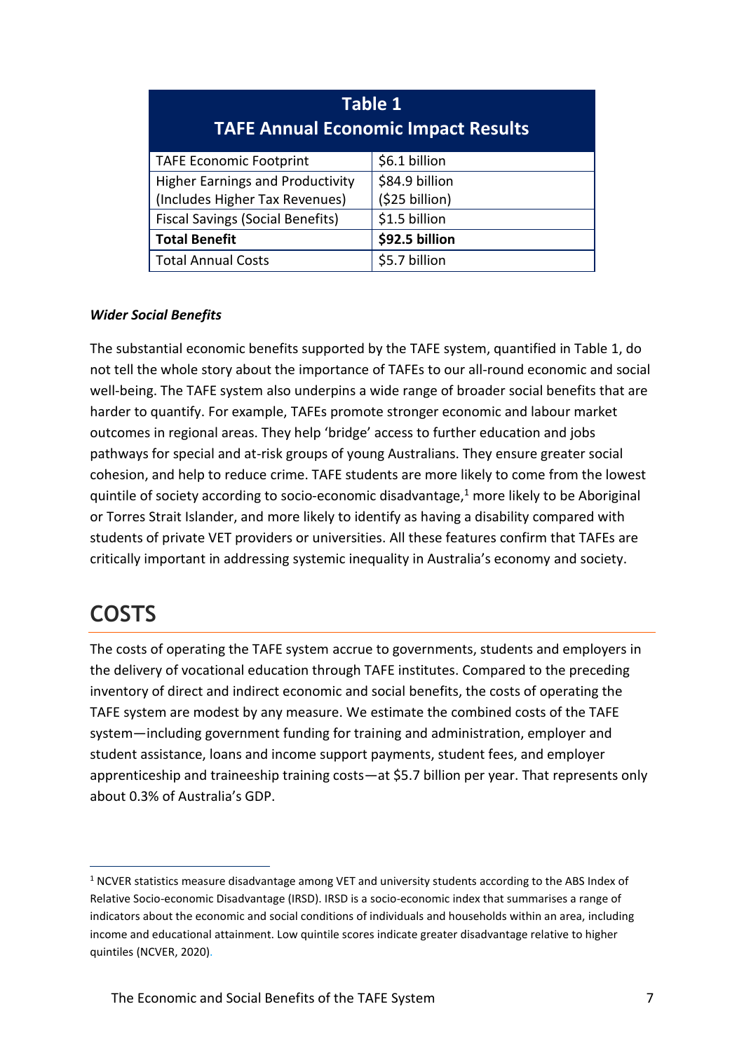| Table 1<br>TAFE Annual Economic Impact Results | |
|---|---|
| TAFE Economic Footprint | $6.1 billion |
| Higher Earnings and Productivity<br>(Includes Higher Tax Revenues) | $84.9 billion<br>($25 billion) |
| Fiscal Savings (Social Benefits) | $1.5 billion |
| **Total Benefit** | **$92.5 billion** |
| Total Annual Costs | $5.7 billion |

***Wider Social Benefits***

The substantial economic benefits supported by the TAFE system, quantified in Table 1, do not tell the whole story about the importance of TAFEs to our all-round economic and social well-being. The TAFE system also underpins a wide range of broader social benefits that are harder to quantify. For example, TAFEs promote stronger economic and labour market outcomes in regional areas. They help 'bridge' access to further education and jobs pathways for special and at-risk groups of young Australians. They ensure greater social cohesion, and help to reduce crime. TAFE students are more likely to come from the lowest quintile of society according to socio-economic disadvantage,[1] more likely to be Aboriginal or Torres Strait Islander, and more likely to identify as having a disability compared with students of private VET providers or universities. All these features confirm that TAFEs are critically important in addressing systemic inequality in Australia's economy and society.

# COSTS

The costs of operating the TAFE system accrue to governments, students and employers in the delivery of vocational education through TAFE institutes. Compared to the preceding inventory of direct and indirect economic and social benefits, the costs of operating the TAFE system are modest by any measure. We estimate the combined costs of the TAFE system—including government funding for training and administration, employer and student assistance, loans and income support payments, student fees, and employer apprenticeship and traineeship training costs—at $5.7 billion per year. That represents only about 0.3% of Australia's GDP.

[1] NCVER statistics measure disadvantage among VET and university students according to the ABS Index of Relative Socio-economic Disadvantage (IRSD). IRSD is a socio-economic index that summarises a range of indicators about the economic and social conditions of individuals and households within an area, including income and educational attainment. Low quintile scores indicate greater disadvantage relative to higher quintiles (NCVER, 2020).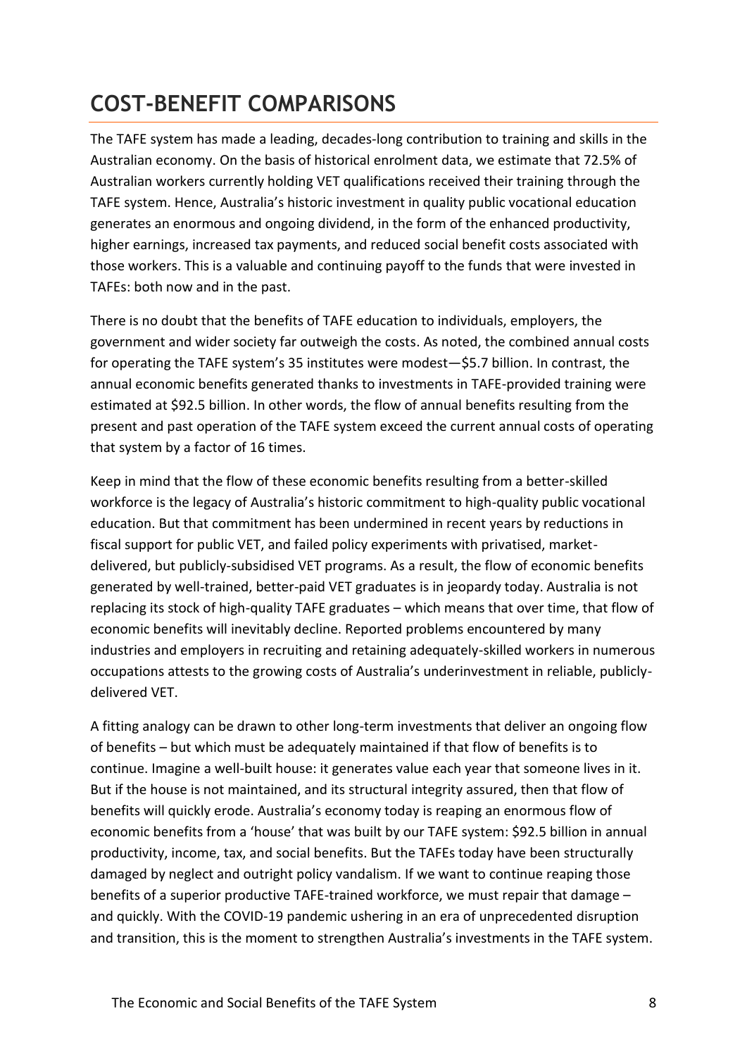# COST-BENEFIT COMPARISONS

The TAFE system has made a leading, decades-long contribution to training and skills in the Australian economy. On the basis of historical enrolment data, we estimate that 72.5% of Australian workers currently holding VET qualifications received their training through the TAFE system. Hence, Australia's historic investment in quality public vocational education generates an enormous and ongoing dividend, in the form of the enhanced productivity, higher earnings, increased tax payments, and reduced social benefit costs associated with those workers. This is a valuable and continuing payoff to the funds that were invested in TAFEs: both now and in the past.

There is no doubt that the benefits of TAFE education to individuals, employers, the government and wider society far outweigh the costs. As noted, the combined annual costs for operating the TAFE system's 35 institutes were modest—$5.7 billion. In contrast, the annual economic benefits generated thanks to investments in TAFE-provided training were estimated at $92.5 billion. In other words, the flow of annual benefits resulting from the present and past operation of the TAFE system exceed the current annual costs of operating that system by a factor of 16 times.

Keep in mind that the flow of these economic benefits resulting from a better-skilled workforce is the legacy of Australia's historic commitment to high-quality public vocational education. But that commitment has been undermined in recent years by reductions in fiscal support for public VET, and failed policy experiments with privatised, market-delivered, but publicly-subsidised VET programs. As a result, the flow of economic benefits generated by well-trained, better-paid VET graduates is in jeopardy today. Australia is not replacing its stock of high-quality TAFE graduates – which means that over time, that flow of economic benefits will inevitably decline. Reported problems encountered by many industries and employers in recruiting and retaining adequately-skilled workers in numerous occupations attests to the growing costs of Australia's underinvestment in reliable, publicly-delivered VET.

A fitting analogy can be drawn to other long-term investments that deliver an ongoing flow of benefits – but which must be adequately maintained if that flow of benefits is to continue. Imagine a well-built house: it generates value each year that someone lives in it. But if the house is not maintained, and its structural integrity assured, then that flow of benefits will quickly erode. Australia's economy today is reaping an enormous flow of economic benefits from a 'house' that was built by our TAFE system: $92.5 billion in annual productivity, income, tax, and social benefits. But the TAFEs today have been structurally damaged by neglect and outright policy vandalism. If we want to continue reaping those benefits of a superior productive TAFE-trained workforce, we must repair that damage – and quickly. With the COVID-19 pandemic ushering in an era of unprecedented disruption and transition, this is the moment to strengthen Australia's investments in the TAFE system.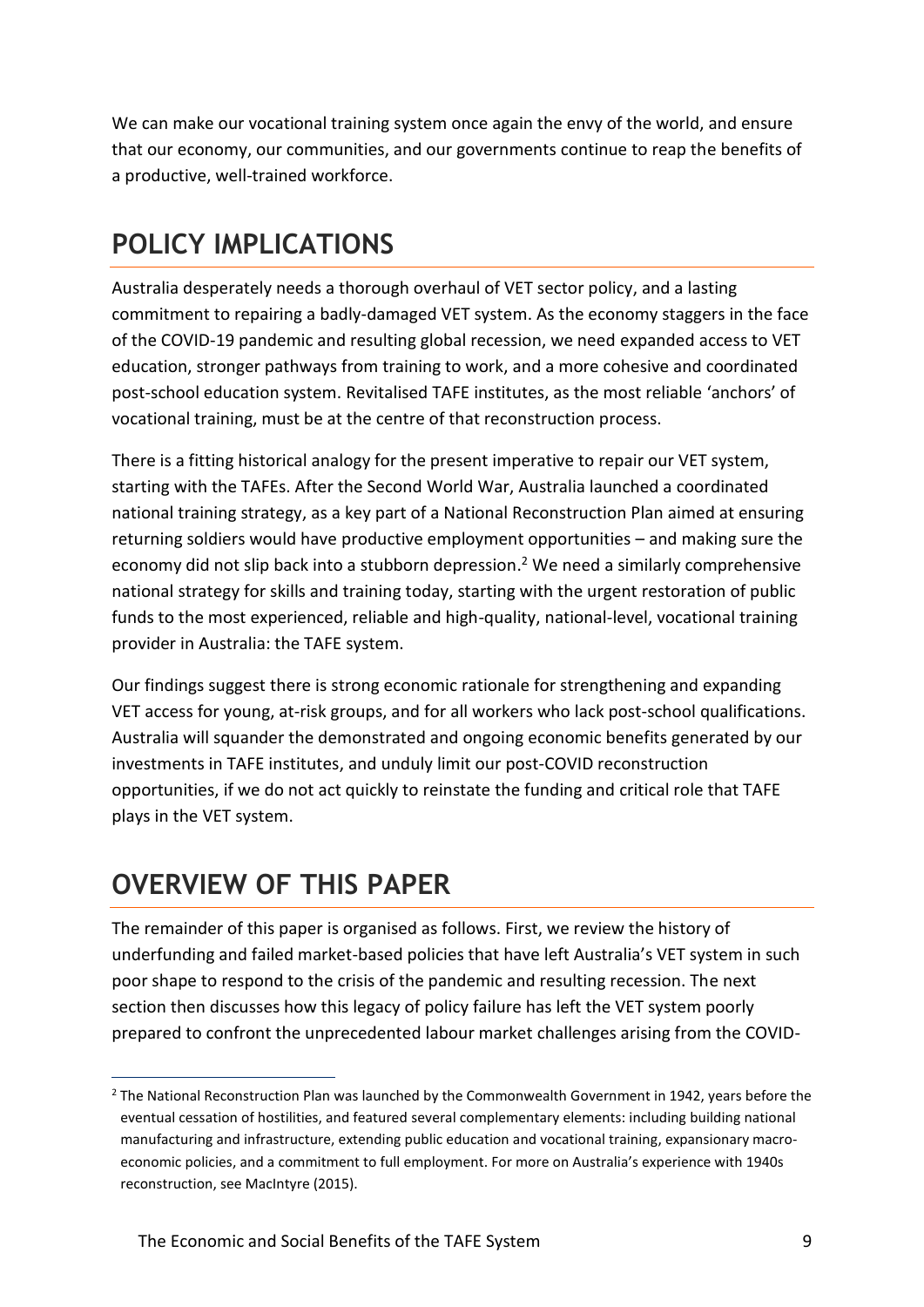We can make our vocational training system once again the envy of the world, and ensure that our economy, our communities, and our governments continue to reap the benefits of a productive, well-trained workforce.

## POLICY IMPLICATIONS

Australia desperately needs a thorough overhaul of VET sector policy, and a lasting commitment to repairing a badly-damaged VET system. As the economy staggers in the face of the COVID-19 pandemic and resulting global recession, we need expanded access to VET education, stronger pathways from training to work, and a more cohesive and coordinated post-school education system. Revitalised TAFE institutes, as the most reliable 'anchors' of vocational training, must be at the centre of that reconstruction process.

There is a fitting historical analogy for the present imperative to repair our VET system, starting with the TAFEs. After the Second World War, Australia launched a coordinated national training strategy, as a key part of a National Reconstruction Plan aimed at ensuring returning soldiers would have productive employment opportunities – and making sure the economy did not slip back into a stubborn depression.[2] We need a similarly comprehensive national strategy for skills and training today, starting with the urgent restoration of public funds to the most experienced, reliable and high-quality, national-level, vocational training provider in Australia: the TAFE system.

Our findings suggest there is strong economic rationale for strengthening and expanding VET access for young, at-risk groups, and for all workers who lack post-school qualifications. Australia will squander the demonstrated and ongoing economic benefits generated by our investments in TAFE institutes, and unduly limit our post-COVID reconstruction opportunities, if we do not act quickly to reinstate the funding and critical role that TAFE plays in the VET system.

## OVERVIEW OF THIS PAPER

The remainder of this paper is organised as follows. First, we review the history of underfunding and failed market-based policies that have left Australia's VET system in such poor shape to respond to the crisis of the pandemic and resulting recession. The next section then discusses how this legacy of policy failure has left the VET system poorly prepared to confront the unprecedented labour market challenges arising from the COVID-

[2] The National Reconstruction Plan was launched by the Commonwealth Government in 1942, years before the eventual cessation of hostilities, and featured several complementary elements: including building national manufacturing and infrastructure, extending public education and vocational training, expansionary macro-economic policies, and a commitment to full employment. For more on Australia's experience with 1940s reconstruction, see MacIntyre (2015).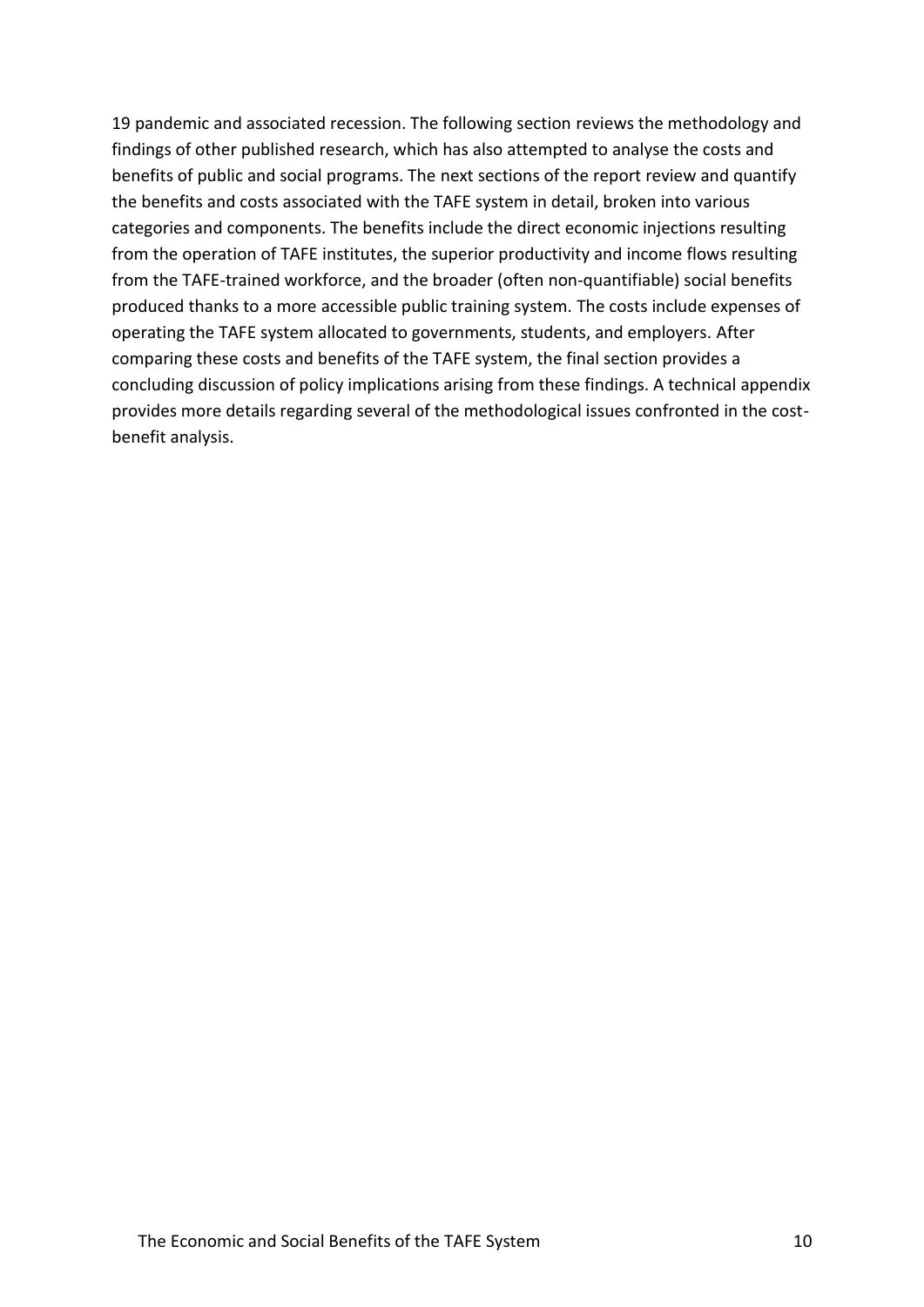19 pandemic and associated recession. The following section reviews the methodology and findings of other published research, which has also attempted to analyse the costs and benefits of public and social programs. The next sections of the report review and quantify the benefits and costs associated with the TAFE system in detail, broken into various categories and components. The benefits include the direct economic injections resulting from the operation of TAFE institutes, the superior productivity and income flows resulting from the TAFE-trained workforce, and the broader (often non-quantifiable) social benefits produced thanks to a more accessible public training system. The costs include expenses of operating the TAFE system allocated to governments, students, and employers. After comparing these costs and benefits of the TAFE system, the final section provides a concluding discussion of policy implications arising from these findings. A technical appendix provides more details regarding several of the methodological issues confronted in the cost-benefit analysis.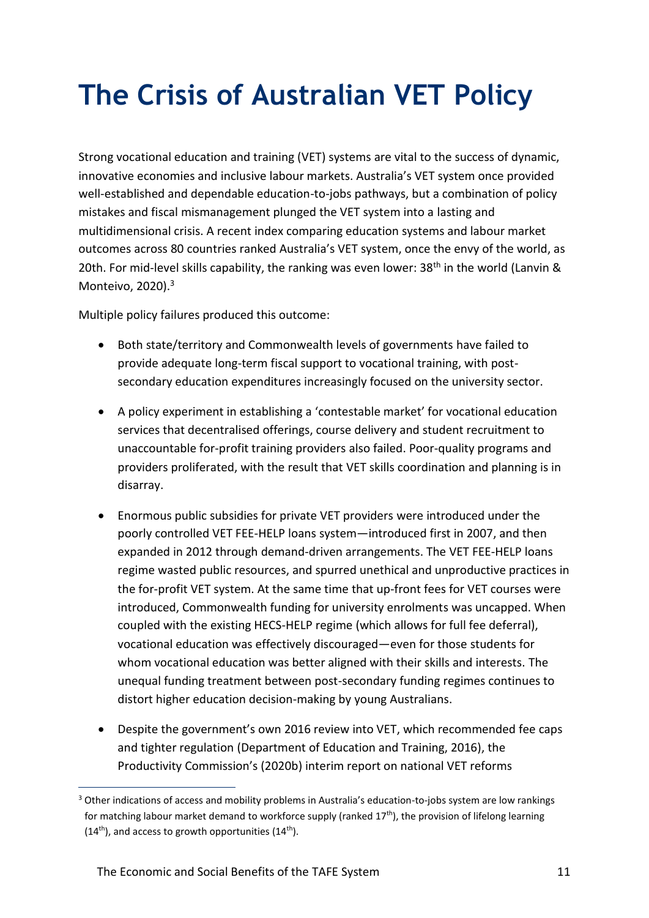# The Crisis of Australian VET Policy

Strong vocational education and training (VET) systems are vital to the success of dynamic, innovative economies and inclusive labour markets. Australia's VET system once provided well-established and dependable education-to-jobs pathways, but a combination of policy mistakes and fiscal mismanagement plunged the VET system into a lasting and multidimensional crisis. A recent index comparing education systems and labour market outcomes across 80 countries ranked Australia's VET system, once the envy of the world, as 20th. For mid-level skills capability, the ranking was even lower: 38th in the world (Lanvin & Monteivo, 2020).[3]

Multiple policy failures produced this outcome:

- Both state/territory and Commonwealth levels of governments have failed to provide adequate long-term fiscal support to vocational training, with post-secondary education expenditures increasingly focused on the university sector.
- A policy experiment in establishing a 'contestable market' for vocational education services that decentralised offerings, course delivery and student recruitment to unaccountable for-profit training providers also failed. Poor-quality programs and providers proliferated, with the result that VET skills coordination and planning is in disarray.
- Enormous public subsidies for private VET providers were introduced under the poorly controlled VET FEE-HELP loans system—introduced first in 2007, and then expanded in 2012 through demand-driven arrangements. The VET FEE-HELP loans regime wasted public resources, and spurred unethical and unproductive practices in the for-profit VET system. At the same time that up-front fees for VET courses were introduced, Commonwealth funding for university enrolments was uncapped. When coupled with the existing HECS-HELP regime (which allows for full fee deferral), vocational education was effectively discouraged—even for those students for whom vocational education was better aligned with their skills and interests. The unequal funding treatment between post-secondary funding regimes continues to distort higher education decision-making by young Australians.
- Despite the government's own 2016 review into VET, which recommended fee caps and tighter regulation (Department of Education and Training, 2016), the Productivity Commission's (2020b) interim report on national VET reforms

[3] Other indications of access and mobility problems in Australia's education-to-jobs system are low rankings for matching labour market demand to workforce supply (ranked 17th), the provision of lifelong learning (14th), and access to growth opportunities (14th).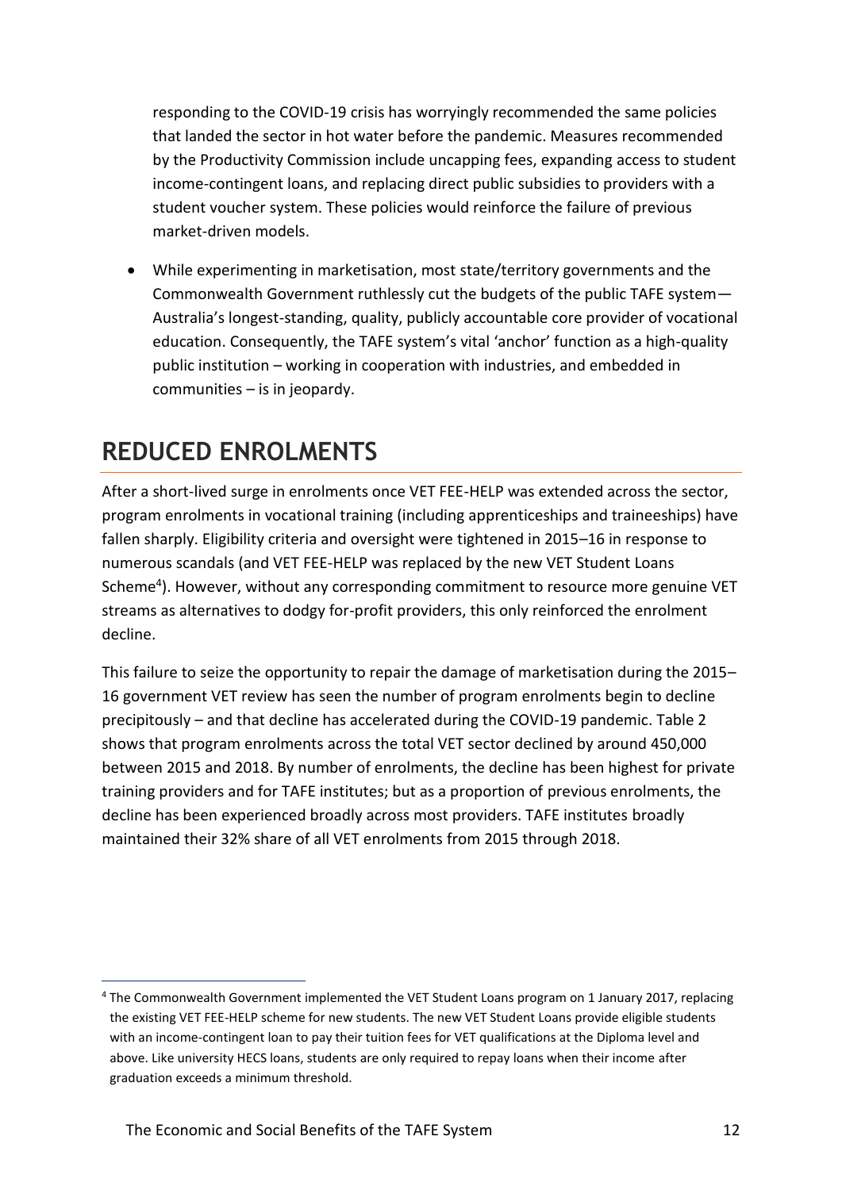responding to the COVID-19 crisis has worryingly recommended the same policies that landed the sector in hot water before the pandemic. Measures recommended by the Productivity Commission include uncapping fees, expanding access to student income-contingent loans, and replacing direct public subsidies to providers with a student voucher system. These policies would reinforce the failure of previous market-driven models.

- While experimenting in marketisation, most state/territory governments and the Commonwealth Government ruthlessly cut the budgets of the public TAFE system—Australia's longest-standing, quality, publicly accountable core provider of vocational education. Consequently, the TAFE system's vital 'anchor' function as a high-quality public institution – working in cooperation with industries, and embedded in communities – is in jeopardy.

## REDUCED ENROLMENTS

After a short-lived surge in enrolments once VET FEE-HELP was extended across the sector, program enrolments in vocational training (including apprenticeships and traineeships) have fallen sharply. Eligibility criteria and oversight were tightened in 2015–16 in response to numerous scandals (and VET FEE-HELP was replaced by the new VET Student Loans Scheme[4]). However, without any corresponding commitment to resource more genuine VET streams as alternatives to dodgy for-profit providers, this only reinforced the enrolment decline.

This failure to seize the opportunity to repair the damage of marketisation during the 2015–16 government VET review has seen the number of program enrolments begin to decline precipitously – and that decline has accelerated during the COVID-19 pandemic. Table 2 shows that program enrolments across the total VET sector declined by around 450,000 between 2015 and 2018. By number of enrolments, the decline has been highest for private training providers and for TAFE institutes; but as a proportion of previous enrolments, the decline has been experienced broadly across most providers. TAFE institutes broadly maintained their 32% share of all VET enrolments from 2015 through 2018.

[4] The Commonwealth Government implemented the VET Student Loans program on 1 January 2017, replacing the existing VET FEE-HELP scheme for new students. The new VET Student Loans provide eligible students with an income-contingent loan to pay their tuition fees for VET qualifications at the Diploma level and above. Like university HECS loans, students are only required to repay loans when their income after graduation exceeds a minimum threshold.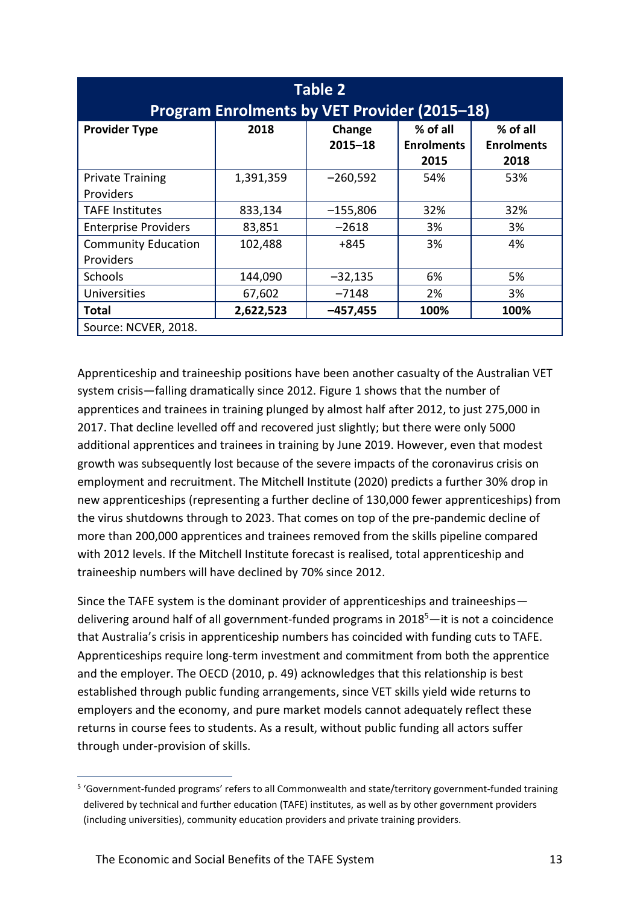| Table 2 Program Enrolments by VET Provider (2015–18) | | | | |
|---|---|---|---|---|
| **Provider Type** | **2018** | **Change 2015–18** | **% of all Enrolments 2015** | **% of all Enrolments 2018** |
| Private Training Providers | 1,391,359 | −260,592 | 54% | 53% |
| TAFE Institutes | 833,134 | −155,806 | 32% | 32% |
| Enterprise Providers | 83,851 | −2618 | 3% | 3% |
| Community Education Providers | 102,488 | +845 | 3% | 4% |
| Schools | 144,090 | −32,135 | 6% | 5% |
| Universities | 67,602 | −7148 | 2% | 3% |
| **Total** | **2,622,523** | **−457,455** | **100%** | **100%** |
| Source: NCVER, 2018. | | | | |

Apprenticeship and traineeship positions have been another casualty of the Australian VET system crisis—falling dramatically since 2012. Figure 1 shows that the number of apprentices and trainees in training plunged by almost half after 2012, to just 275,000 in 2017. That decline levelled off and recovered just slightly; but there were only 5000 additional apprentices and trainees in training by June 2019. However, even that modest growth was subsequently lost because of the severe impacts of the coronavirus crisis on employment and recruitment. The Mitchell Institute (2020) predicts a further 30% drop in new apprenticeships (representing a further decline of 130,000 fewer apprenticeships) from the virus shutdowns through to 2023. That comes on top of the pre-pandemic decline of more than 200,000 apprentices and trainees removed from the skills pipeline compared with 2012 levels. If the Mitchell Institute forecast is realised, total apprenticeship and traineeship numbers will have declined by 70% since 2012.

Since the TAFE system is the dominant provider of apprenticeships and traineeships—delivering around half of all government-funded programs in 2018[5]—it is not a coincidence that Australia's crisis in apprenticeship numbers has coincided with funding cuts to TAFE. Apprenticeships require long-term investment and commitment from both the apprentice and the employer. The OECD (2010, p. 49) acknowledges that this relationship is best established through public funding arrangements, since VET skills yield wide returns to employers and the economy, and pure market models cannot adequately reflect these returns in course fees to students. As a result, without public funding all actors suffer through under-provision of skills.

[5] 'Government-funded programs' refers to all Commonwealth and state/territory government-funded training delivered by technical and further education (TAFE) institutes, as well as by other government providers (including universities), community education providers and private training providers.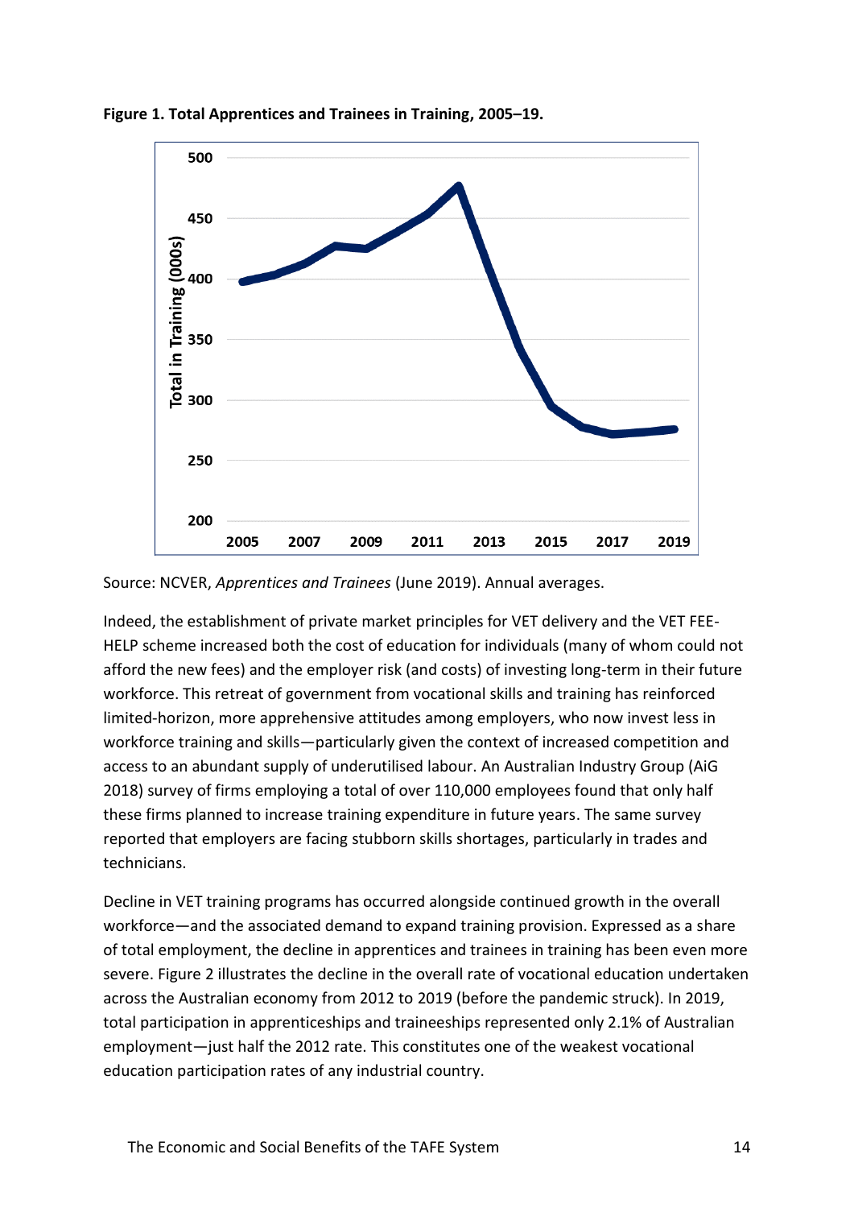**Figure 1. Total Apprentices and Trainees in Training, 2005–19.**

Source: NCVER, *Apprentices and Trainees* (June 2019). Annual averages.

Indeed, the establishment of private market principles for VET delivery and the VET FEE-HELP scheme increased both the cost of education for individuals (many of whom could not afford the new fees) and the employer risk (and costs) of investing long-term in their future workforce. This retreat of government from vocational skills and training has reinforced limited-horizon, more apprehensive attitudes among employers, who now invest less in workforce training and skills—particularly given the context of increased competition and access to an abundant supply of underutilised labour. An Australian Industry Group (AiG 2018) survey of firms employing a total of over 110,000 employees found that only half these firms planned to increase training expenditure in future years. The same survey reported that employers are facing stubborn skills shortages, particularly in trades and technicians.

Decline in VET training programs has occurred alongside continued growth in the overall workforce—and the associated demand to expand training provision. Expressed as a share of total employment, the decline in apprentices and trainees in training has been even more severe. Figure 2 illustrates the decline in the overall rate of vocational education undertaken across the Australian economy from 2012 to 2019 (before the pandemic struck). In 2019, total participation in apprenticeships and traineeships represented only 2.1% of Australian employment—just half the 2012 rate. This constitutes one of the weakest vocational education participation rates of any industrial country.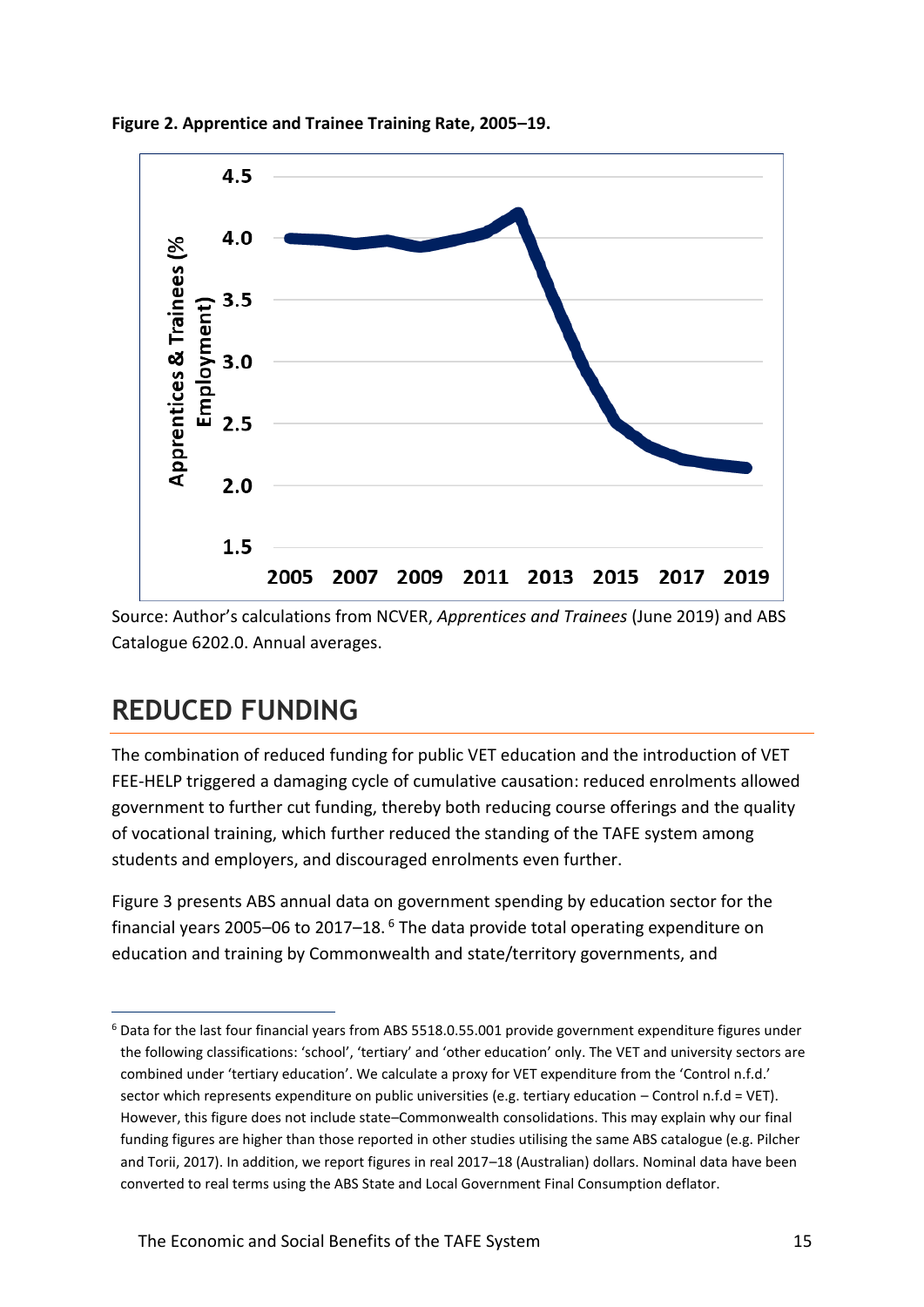**Figure 2. Apprentice and Trainee Training Rate, 2005–19.**

Source: Author's calculations from NCVER, *Apprentices and Trainees* (June 2019) and ABS Catalogue 6202.0. Annual averages.

## REDUCED FUNDING

The combination of reduced funding for public VET education and the introduction of VET FEE-HELP triggered a damaging cycle of cumulative causation: reduced enrolments allowed government to further cut funding, thereby both reducing course offerings and the quality of vocational training, which further reduced the standing of the TAFE system among students and employers, and discouraged enrolments even further.

Figure 3 presents ABS annual data on government spending by education sector for the financial years 2005–06 to 2017–18. [6] The data provide total operating expenditure on education and training by Commonwealth and state/territory governments, and

[6] Data for the last four financial years from ABS 5518.0.55.001 provide government expenditure figures under the following classifications: 'school', 'tertiary' and 'other education' only. The VET and university sectors are combined under 'tertiary education'. We calculate a proxy for VET expenditure from the 'Control n.f.d.' sector which represents expenditure on public universities (e.g. tertiary education – Control n.f.d = VET). However, this figure does not include state–Commonwealth consolidations. This may explain why our final funding figures are higher than those reported in other studies utilising the same ABS catalogue (e.g. Pilcher and Torii, 2017). In addition, we report figures in real 2017–18 (Australian) dollars. Nominal data have been converted to real terms using the ABS State and Local Government Final Consumption deflator.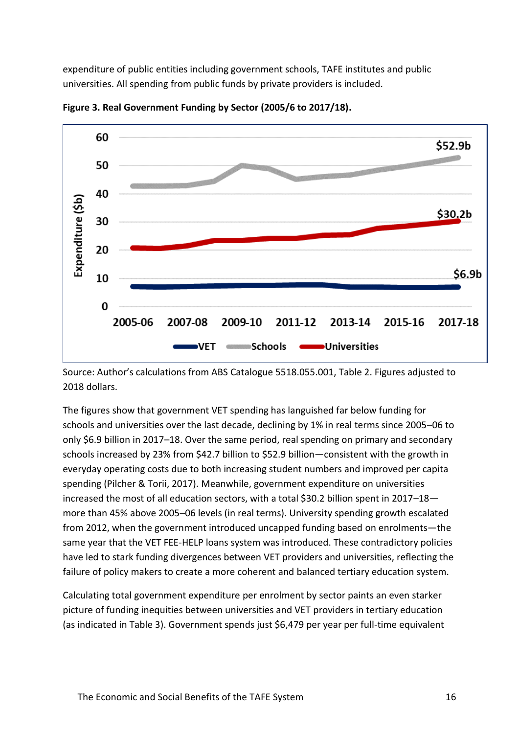expenditure of public entities including government schools, TAFE institutes and public universities. All spending from public funds by private providers is included.

**Figure 3. Real Government Funding by Sector (2005/6 to 2017/18).**

Source: Author's calculations from ABS Catalogue 5518.055.001, Table 2. Figures adjusted to 2018 dollars.

The figures show that government VET spending has languished far below funding for schools and universities over the last decade, declining by 1% in real terms since 2005–06 to only $6.9 billion in 2017–18. Over the same period, real spending on primary and secondary schools increased by 23% from $42.7 billion to $52.9 billion—consistent with the growth in everyday operating costs due to both increasing student numbers and improved per capita spending (Pilcher & Torii, 2017). Meanwhile, government expenditure on universities increased the most of all education sectors, with a total $30.2 billion spent in 2017–18—more than 45% above 2005–06 levels (in real terms). University spending growth escalated from 2012, when the government introduced uncapped funding based on enrolments—the same year that the VET FEE-HELP loans system was introduced. These contradictory policies have led to stark funding divergences between VET providers and universities, reflecting the failure of policy makers to create a more coherent and balanced tertiary education system.

Calculating total government expenditure per enrolment by sector paints an even starker picture of funding inequities between universities and VET providers in tertiary education (as indicated in Table 3). Government spends just $6,479 per year per full-time equivalent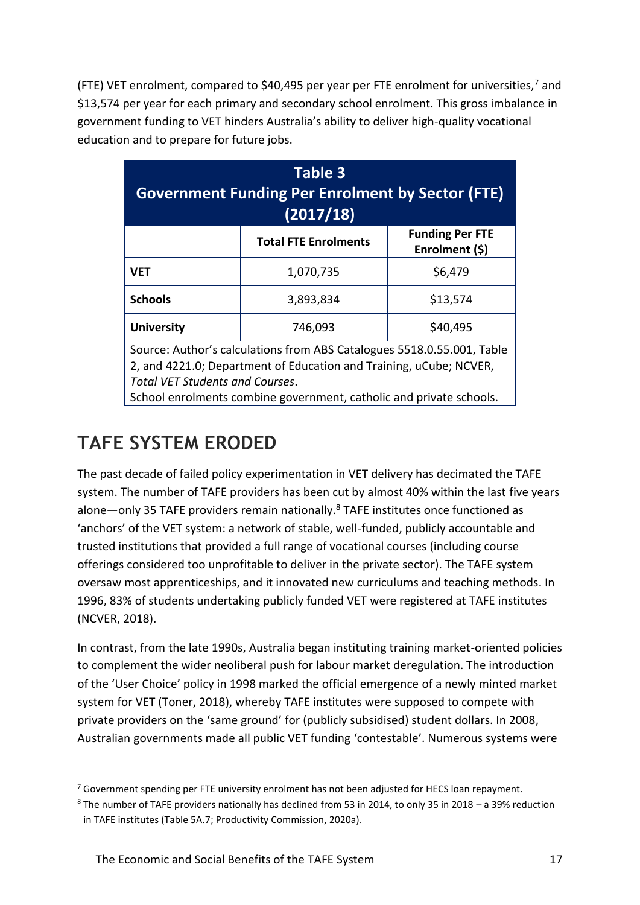(FTE) VET enrolment, compared to $40,495 per year per FTE enrolment for universities,[7] and $13,574 per year for each primary and secondary school enrolment. This gross imbalance in government funding to VET hinders Australia's ability to deliver high-quality vocational education and to prepare for future jobs.

**Table 3**
**Government Funding Per Enrolment by Sector (FTE) (2017/18)**

| | Total FTE Enrolments | Funding Per FTE Enrolment ($) |
|---|---|---|
| **VET** | 1,070,735 | $6,479 |
| **Schools** | 3,893,834 | $13,574 |
| **University** | 746,093 | $40,495 |

Source: Author's calculations from ABS Catalogues 5518.0.55.001, Table 2, and 4221.0; Department of Education and Training, uCube; NCVER, *Total VET Students and Courses*.
School enrolments combine government, catholic and private schools.

## TAFE SYSTEM ERODED

The past decade of failed policy experimentation in VET delivery has decimated the TAFE system. The number of TAFE providers has been cut by almost 40% within the last five years alone—only 35 TAFE providers remain nationally.[8] TAFE institutes once functioned as 'anchors' of the VET system: a network of stable, well-funded, publicly accountable and trusted institutions that provided a full range of vocational courses (including course offerings considered too unprofitable to deliver in the private sector). The TAFE system oversaw most apprenticeships, and it innovated new curriculums and teaching methods. In 1996, 83% of students undertaking publicly funded VET were registered at TAFE institutes (NCVER, 2018).

In contrast, from the late 1990s, Australia began instituting training market-oriented policies to complement the wider neoliberal push for labour market deregulation. The introduction of the 'User Choice' policy in 1998 marked the official emergence of a newly minted market system for VET (Toner, 2018), whereby TAFE institutes were supposed to compete with private providers on the 'same ground' for (publicly subsidised) student dollars. In 2008, Australian governments made all public VET funding 'contestable'. Numerous systems were

---

[7] Government spending per FTE university enrolment has not been adjusted for HECS loan repayment.

[8] The number of TAFE providers nationally has declined from 53 in 2014, to only 35 in 2018 – a 39% reduction in TAFE institutes (Table 5A.7; Productivity Commission, 2020a).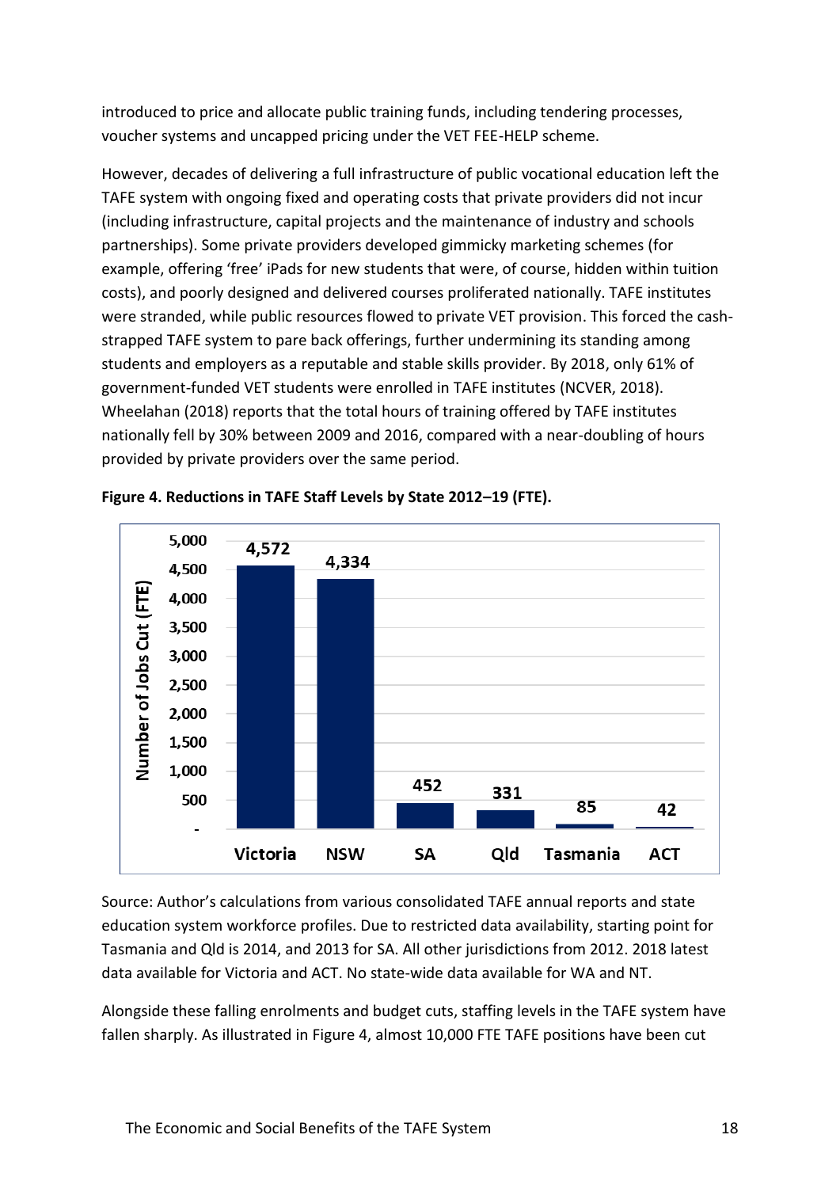introduced to price and allocate public training funds, including tendering processes, voucher systems and uncapped pricing under the VET FEE-HELP scheme.

However, decades of delivering a full infrastructure of public vocational education left the TAFE system with ongoing fixed and operating costs that private providers did not incur (including infrastructure, capital projects and the maintenance of industry and schools partnerships). Some private providers developed gimmicky marketing schemes (for example, offering 'free' iPads for new students that were, of course, hidden within tuition costs), and poorly designed and delivered courses proliferated nationally. TAFE institutes were stranded, while public resources flowed to private VET provision. This forced the cash-strapped TAFE system to pare back offerings, further undermining its standing among students and employers as a reputable and stable skills provider. By 2018, only 61% of government-funded VET students were enrolled in TAFE institutes (NCVER, 2018). Wheelahan (2018) reports that the total hours of training offered by TAFE institutes nationally fell by 30% between 2009 and 2016, compared with a near-doubling of hours provided by private providers over the same period.

**Figure 4. Reductions in TAFE Staff Levels by State 2012–19 (FTE).**

| State | Number of Jobs Cut (FTE) |
|---|---|
| Victoria | 4,572 |
| NSW | 4,334 |
| SA | 452 |
| Qld | 331 |
| Tasmania | 85 |
| ACT | 42 |

Source: Author's calculations from various consolidated TAFE annual reports and state education system workforce profiles. Due to restricted data availability, starting point for Tasmania and Qld is 2014, and 2013 for SA. All other jurisdictions from 2012. 2018 latest data available for Victoria and ACT. No state-wide data available for WA and NT.

Alongside these falling enrolments and budget cuts, staffing levels in the TAFE system have fallen sharply. As illustrated in Figure 4, almost 10,000 FTE TAFE positions have been cut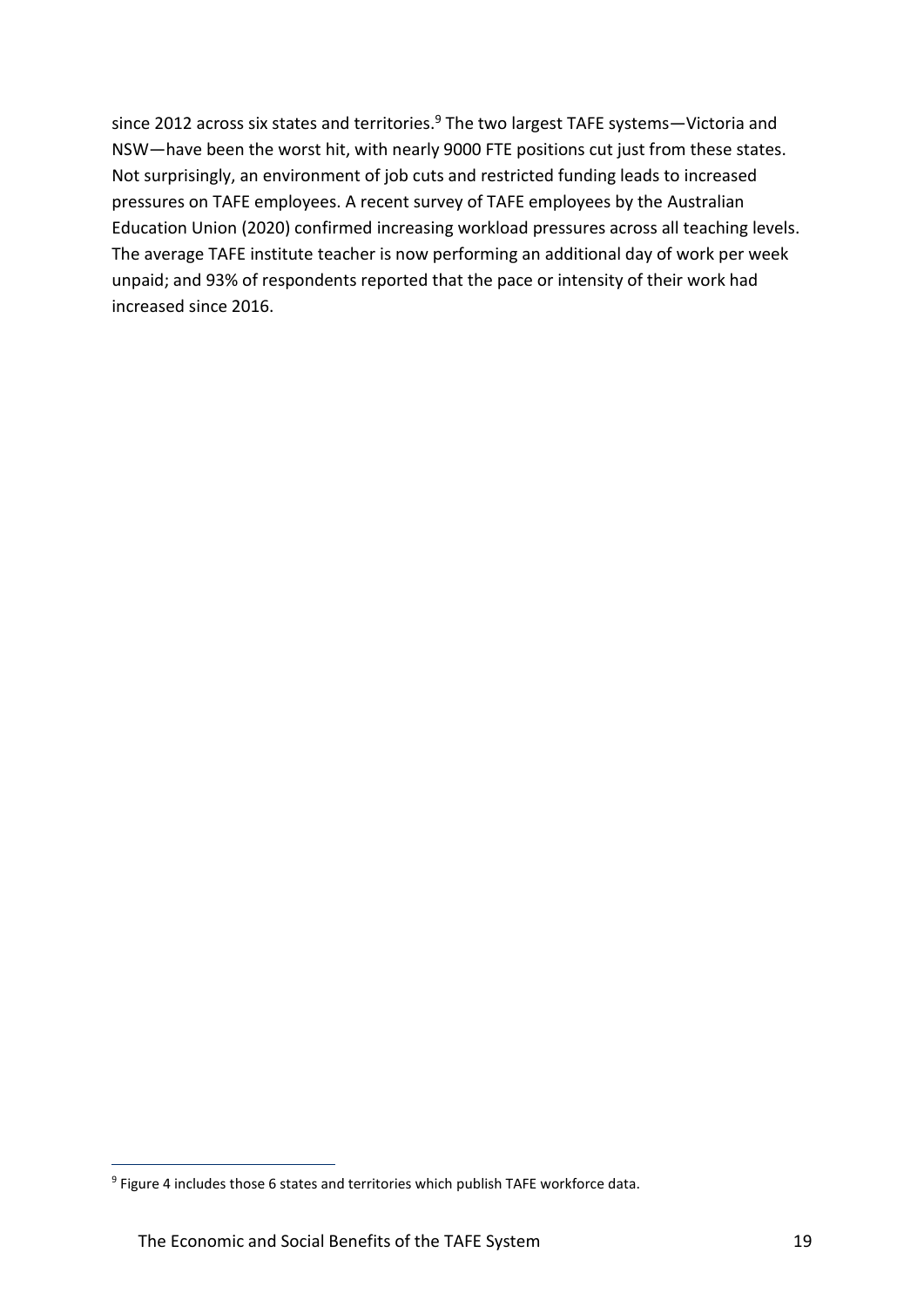since 2012 across six states and territories.[9] The two largest TAFE systems—Victoria and NSW—have been the worst hit, with nearly 9000 FTE positions cut just from these states. Not surprisingly, an environment of job cuts and restricted funding leads to increased pressures on TAFE employees. A recent survey of TAFE employees by the Australian Education Union (2020) confirmed increasing workload pressures across all teaching levels. The average TAFE institute teacher is now performing an additional day of work per week unpaid; and 93% of respondents reported that the pace or intensity of their work had increased since 2016.

[9] Figure 4 includes those 6 states and territories which publish TAFE workforce data.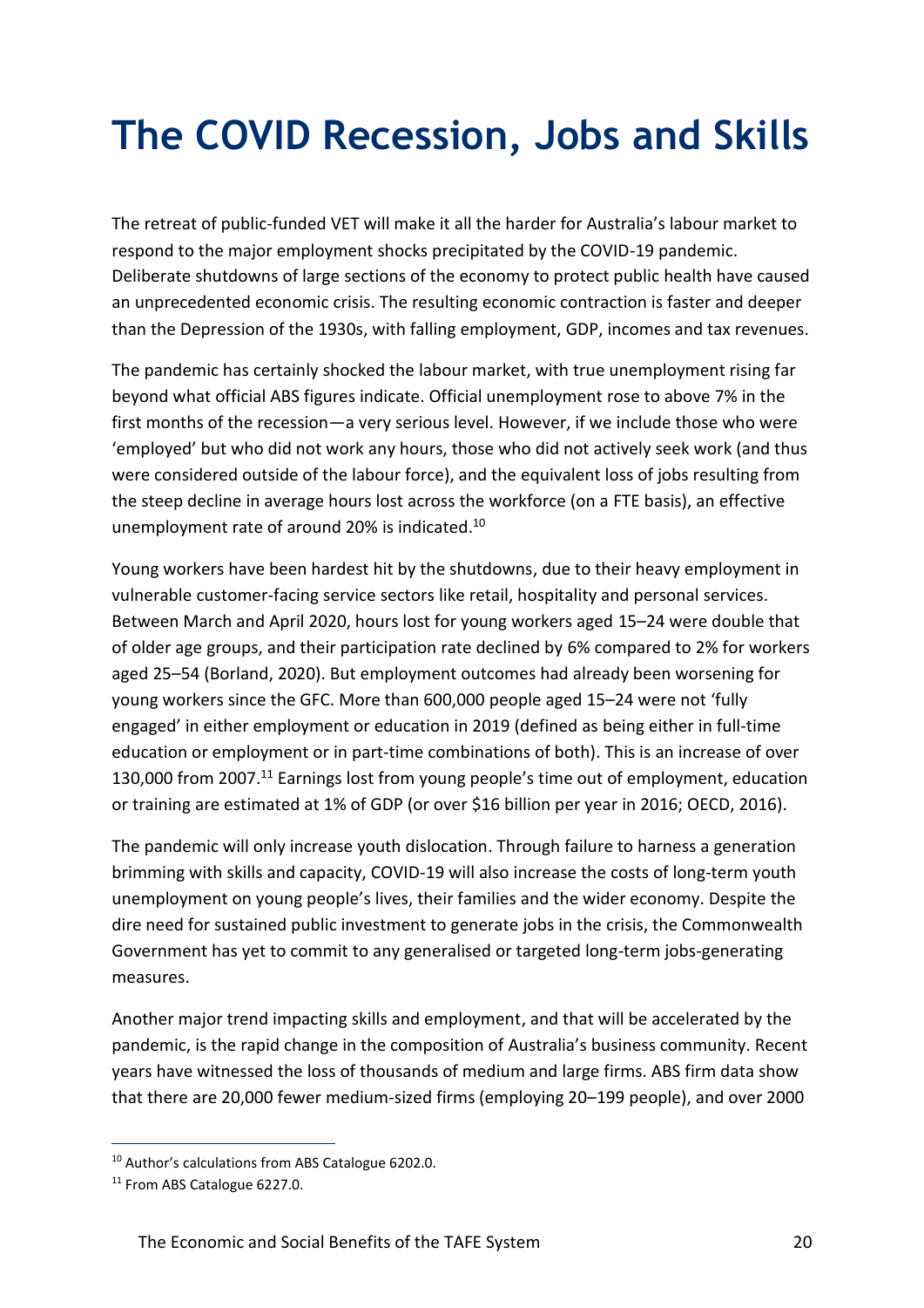# The COVID Recession, Jobs and Skills

The retreat of public-funded VET will make it all the harder for Australia's labour market to respond to the major employment shocks precipitated by the COVID-19 pandemic. Deliberate shutdowns of large sections of the economy to protect public health have caused an unprecedented economic crisis. The resulting economic contraction is faster and deeper than the Depression of the 1930s, with falling employment, GDP, incomes and tax revenues.

The pandemic has certainly shocked the labour market, with true unemployment rising far beyond what official ABS figures indicate. Official unemployment rose to above 7% in the first months of the recession—a very serious level. However, if we include those who were 'employed' but who did not work any hours, those who did not actively seek work (and thus were considered outside of the labour force), and the equivalent loss of jobs resulting from the steep decline in average hours lost across the workforce (on a FTE basis), an effective unemployment rate of around 20% is indicated.[10]

Young workers have been hardest hit by the shutdowns, due to their heavy employment in vulnerable customer-facing service sectors like retail, hospitality and personal services. Between March and April 2020, hours lost for young workers aged 15–24 were double that of older age groups, and their participation rate declined by 6% compared to 2% for workers aged 25–54 (Borland, 2020). But employment outcomes had already been worsening for young workers since the GFC. More than 600,000 people aged 15–24 were not 'fully engaged' in either employment or education in 2019 (defined as being either in full-time education or employment or in part-time combinations of both). This is an increase of over 130,000 from 2007.[11] Earnings lost from young people's time out of employment, education or training are estimated at 1% of GDP (or over $16 billion per year in 2016; OECD, 2016).

The pandemic will only increase youth dislocation. Through failure to harness a generation brimming with skills and capacity, COVID-19 will also increase the costs of long-term youth unemployment on young people's lives, their families and the wider economy. Despite the dire need for sustained public investment to generate jobs in the crisis, the Commonwealth Government has yet to commit to any generalised or targeted long-term jobs-generating measures.

Another major trend impacting skills and employment, and that will be accelerated by the pandemic, is the rapid change in the composition of Australia's business community. Recent years have witnessed the loss of thousands of medium and large firms. ABS firm data show that there are 20,000 fewer medium-sized firms (employing 20–199 people), and over 2000

---

[10] Author's calculations from ABS Catalogue 6202.0.

[11] From ABS Catalogue 6227.0.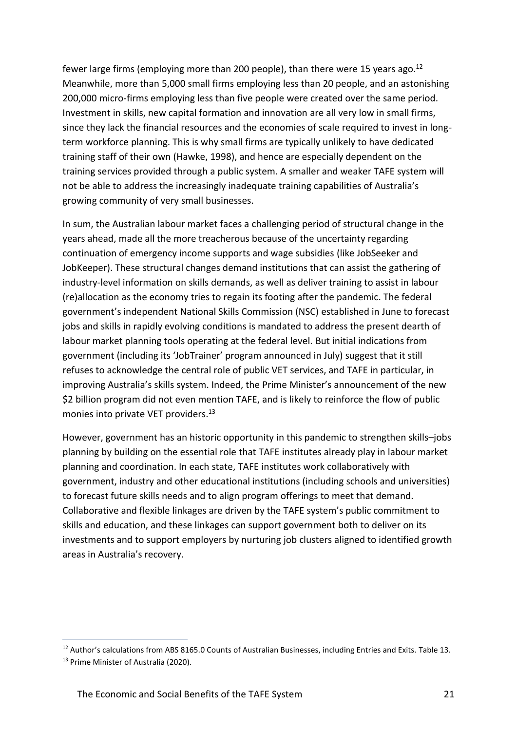fewer large firms (employing more than 200 people), than there were 15 years ago.[12] Meanwhile, more than 5,000 small firms employing less than 20 people, and an astonishing 200,000 micro-firms employing less than five people were created over the same period. Investment in skills, new capital formation and innovation are all very low in small firms, since they lack the financial resources and the economies of scale required to invest in long-term workforce planning. This is why small firms are typically unlikely to have dedicated training staff of their own (Hawke, 1998), and hence are especially dependent on the training services provided through a public system. A smaller and weaker TAFE system will not be able to address the increasingly inadequate training capabilities of Australia's growing community of very small businesses.

In sum, the Australian labour market faces a challenging period of structural change in the years ahead, made all the more treacherous because of the uncertainty regarding continuation of emergency income supports and wage subsidies (like JobSeeker and JobKeeper). These structural changes demand institutions that can assist the gathering of industry-level information on skills demands, as well as deliver training to assist in labour (re)allocation as the economy tries to regain its footing after the pandemic. The federal government's independent National Skills Commission (NSC) established in June to forecast jobs and skills in rapidly evolving conditions is mandated to address the present dearth of labour market planning tools operating at the federal level. But initial indications from government (including its 'JobTrainer' program announced in July) suggest that it still refuses to acknowledge the central role of public VET services, and TAFE in particular, in improving Australia's skills system. Indeed, the Prime Minister's announcement of the new $2 billion program did not even mention TAFE, and is likely to reinforce the flow of public monies into private VET providers.[13]

However, government has an historic opportunity in this pandemic to strengthen skills–jobs planning by building on the essential role that TAFE institutes already play in labour market planning and coordination. In each state, TAFE institutes work collaboratively with government, industry and other educational institutions (including schools and universities) to forecast future skills needs and to align program offerings to meet that demand. Collaborative and flexible linkages are driven by the TAFE system's public commitment to skills and education, and these linkages can support government both to deliver on its investments and to support employers by nurturing job clusters aligned to identified growth areas in Australia's recovery.

---

[12] Author's calculations from ABS 8165.0 Counts of Australian Businesses, including Entries and Exits. Table 13.

[13] Prime Minister of Australia (2020).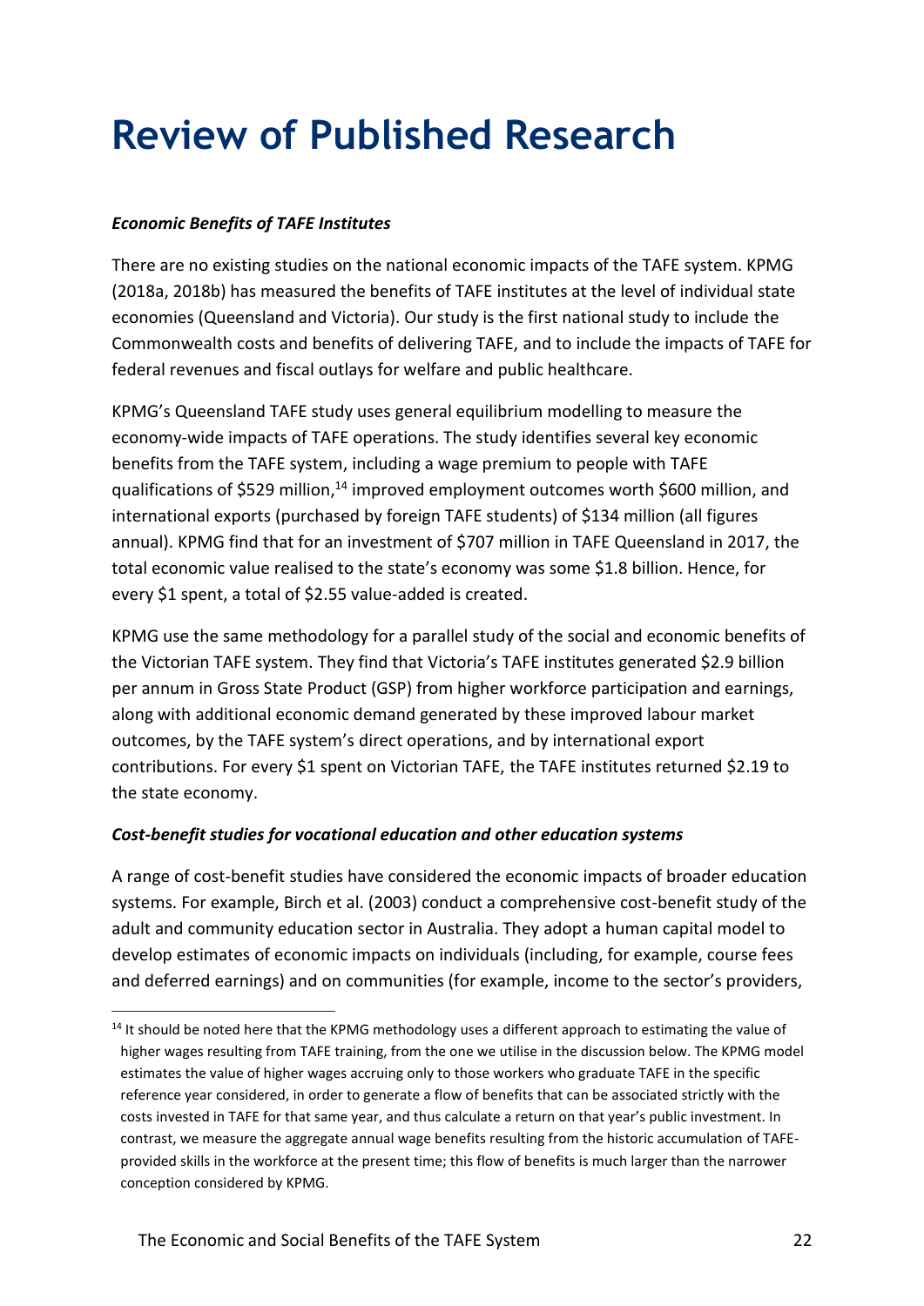# Review of Published Research

***Economic Benefits of TAFE Institutes***

There are no existing studies on the national economic impacts of the TAFE system. KPMG (2018a, 2018b) has measured the benefits of TAFE institutes at the level of individual state economies (Queensland and Victoria). Our study is the first national study to include the Commonwealth costs and benefits of delivering TAFE, and to include the impacts of TAFE for federal revenues and fiscal outlays for welfare and public healthcare.

KPMG's Queensland TAFE study uses general equilibrium modelling to measure the economy-wide impacts of TAFE operations. The study identifies several key economic benefits from the TAFE system, including a wage premium to people with TAFE qualifications of $529 million,[14] improved employment outcomes worth $600 million, and international exports (purchased by foreign TAFE students) of $134 million (all figures annual). KPMG find that for an investment of $707 million in TAFE Queensland in 2017, the total economic value realised to the state's economy was some $1.8 billion. Hence, for every $1 spent, a total of $2.55 value-added is created.

KPMG use the same methodology for a parallel study of the social and economic benefits of the Victorian TAFE system. They find that Victoria's TAFE institutes generated $2.9 billion per annum in Gross State Product (GSP) from higher workforce participation and earnings, along with additional economic demand generated by these improved labour market outcomes, by the TAFE system's direct operations, and by international export contributions. For every $1 spent on Victorian TAFE, the TAFE institutes returned $2.19 to the state economy.

***Cost-benefit studies for vocational education and other education systems***

A range of cost-benefit studies have considered the economic impacts of broader education systems. For example, Birch et al. (2003) conduct a comprehensive cost-benefit study of the adult and community education sector in Australia. They adopt a human capital model to develop estimates of economic impacts on individuals (including, for example, course fees and deferred earnings) and on communities (for example, income to the sector's providers,

---

[14] It should be noted here that the KPMG methodology uses a different approach to estimating the value of higher wages resulting from TAFE training, from the one we utilise in the discussion below. The KPMG model estimates the value of higher wages accruing only to those workers who graduate TAFE in the specific reference year considered, in order to generate a flow of benefits that can be associated strictly with the costs invested in TAFE for that same year, and thus calculate a return on that year's public investment. In contrast, we measure the aggregate annual wage benefits resulting from the historic accumulation of TAFE-provided skills in the workforce at the present time; this flow of benefits is much larger than the narrower conception considered by KPMG.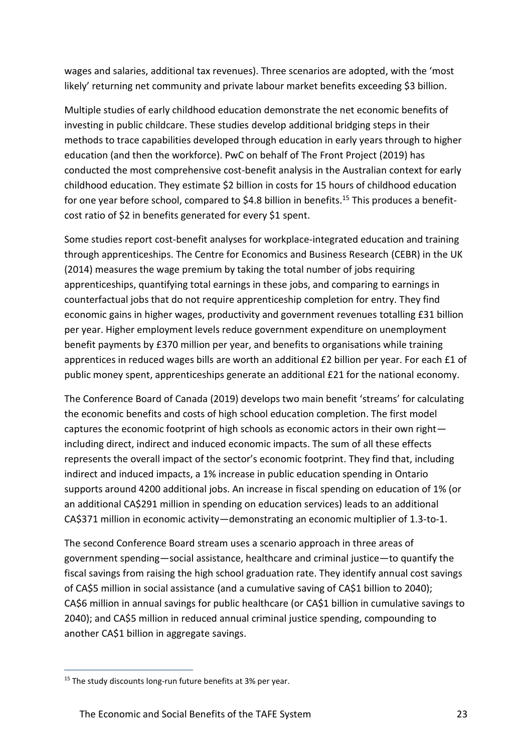wages and salaries, additional tax revenues). Three scenarios are adopted, with the 'most likely' returning net community and private labour market benefits exceeding $3 billion.

Multiple studies of early childhood education demonstrate the net economic benefits of investing in public childcare. These studies develop additional bridging steps in their methods to trace capabilities developed through education in early years through to higher education (and then the workforce). PwC on behalf of The Front Project (2019) has conducted the most comprehensive cost-benefit analysis in the Australian context for early childhood education. They estimate $2 billion in costs for 15 hours of childhood education for one year before school, compared to $4.8 billion in benefits.[15] This produces a benefit-cost ratio of $2 in benefits generated for every $1 spent.

Some studies report cost-benefit analyses for workplace-integrated education and training through apprenticeships. The Centre for Economics and Business Research (CEBR) in the UK (2014) measures the wage premium by taking the total number of jobs requiring apprenticeships, quantifying total earnings in these jobs, and comparing to earnings in counterfactual jobs that do not require apprenticeship completion for entry. They find economic gains in higher wages, productivity and government revenues totalling £31 billion per year. Higher employment levels reduce government expenditure on unemployment benefit payments by £370 million per year, and benefits to organisations while training apprentices in reduced wages bills are worth an additional £2 billion per year. For each £1 of public money spent, apprenticeships generate an additional £21 for the national economy.

The Conference Board of Canada (2019) develops two main benefit 'streams' for calculating the economic benefits and costs of high school education completion. The first model captures the economic footprint of high schools as economic actors in their own right—including direct, indirect and induced economic impacts. The sum of all these effects represents the overall impact of the sector's economic footprint. They find that, including indirect and induced impacts, a 1% increase in public education spending in Ontario supports around 4200 additional jobs. An increase in fiscal spending on education of 1% (or an additional CA$291 million in spending on education services) leads to an additional CA$371 million in economic activity—demonstrating an economic multiplier of 1.3-to-1.

The second Conference Board stream uses a scenario approach in three areas of government spending—social assistance, healthcare and criminal justice—to quantify the fiscal savings from raising the high school graduation rate. They identify annual cost savings of CA$5 million in social assistance (and a cumulative saving of CA$1 billion to 2040); CA$6 million in annual savings for public healthcare (or CA$1 billion in cumulative savings to 2040); and CA$5 million in reduced annual criminal justice spending, compounding to another CA$1 billion in aggregate savings.

[15] The study discounts long-run future benefits at 3% per year.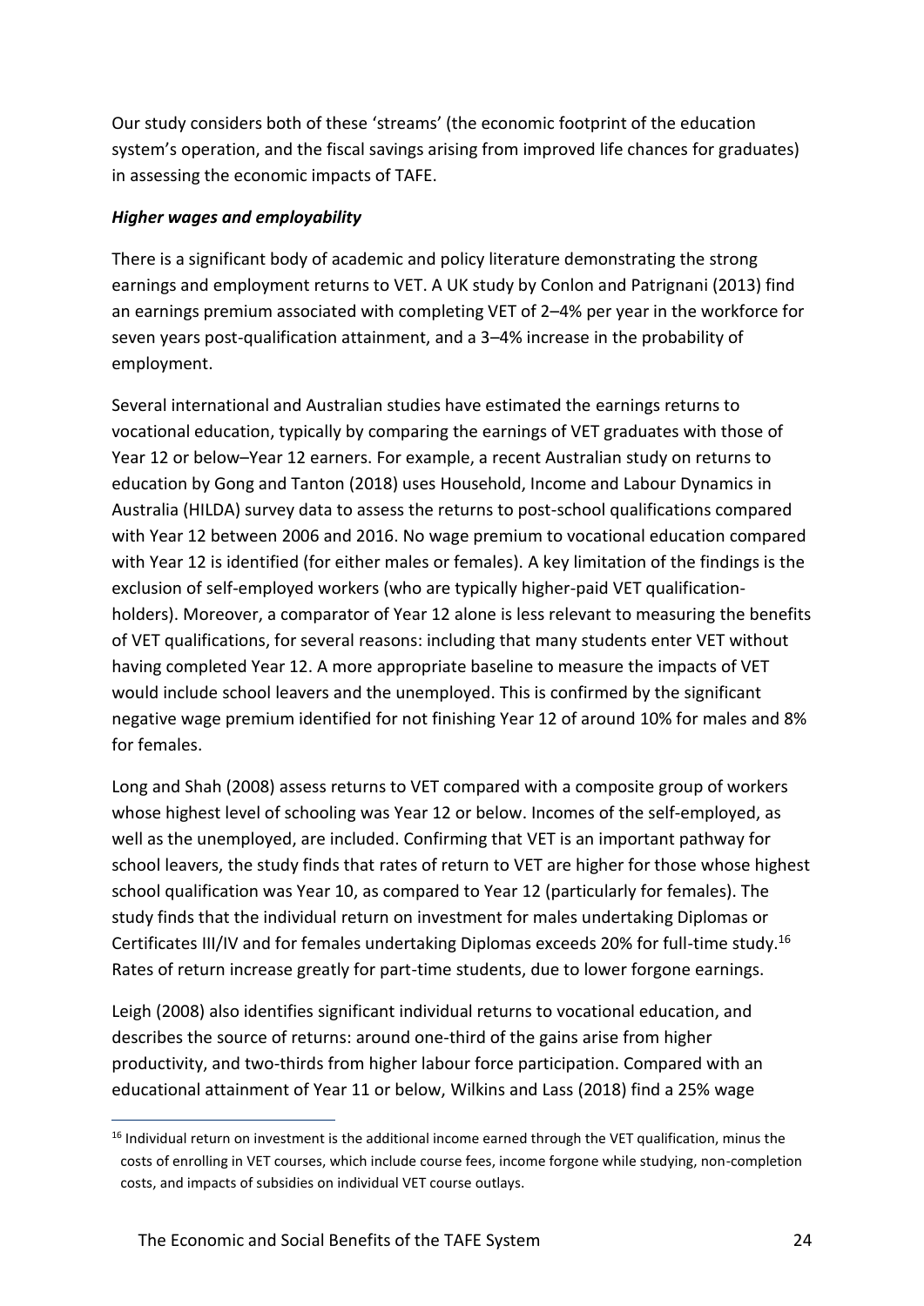Our study considers both of these 'streams' (the economic footprint of the education system's operation, and the fiscal savings arising from improved life chances for graduates) in assessing the economic impacts of TAFE.

***Higher wages and employability***

There is a significant body of academic and policy literature demonstrating the strong earnings and employment returns to VET. A UK study by Conlon and Patrignani (2013) find an earnings premium associated with completing VET of 2–4% per year in the workforce for seven years post-qualification attainment, and a 3–4% increase in the probability of employment.

Several international and Australian studies have estimated the earnings returns to vocational education, typically by comparing the earnings of VET graduates with those of Year 12 or below–Year 12 earners. For example, a recent Australian study on returns to education by Gong and Tanton (2018) uses Household, Income and Labour Dynamics in Australia (HILDA) survey data to assess the returns to post-school qualifications compared with Year 12 between 2006 and 2016. No wage premium to vocational education compared with Year 12 is identified (for either males or females). A key limitation of the findings is the exclusion of self-employed workers (who are typically higher-paid VET qualification-holders). Moreover, a comparator of Year 12 alone is less relevant to measuring the benefits of VET qualifications, for several reasons: including that many students enter VET without having completed Year 12. A more appropriate baseline to measure the impacts of VET would include school leavers and the unemployed. This is confirmed by the significant negative wage premium identified for not finishing Year 12 of around 10% for males and 8% for females.

Long and Shah (2008) assess returns to VET compared with a composite group of workers whose highest level of schooling was Year 12 or below. Incomes of the self-employed, as well as the unemployed, are included. Confirming that VET is an important pathway for school leavers, the study finds that rates of return to VET are higher for those whose highest school qualification was Year 10, as compared to Year 12 (particularly for females). The study finds that the individual return on investment for males undertaking Diplomas or Certificates III/IV and for females undertaking Diplomas exceeds 20% for full-time study.[16] Rates of return increase greatly for part-time students, due to lower forgone earnings.

Leigh (2008) also identifies significant individual returns to vocational education, and describes the source of returns: around one-third of the gains arise from higher productivity, and two-thirds from higher labour force participation. Compared with an educational attainment of Year 11 or below, Wilkins and Lass (2018) find a 25% wage

[16] Individual return on investment is the additional income earned through the VET qualification, minus the costs of enrolling in VET courses, which include course fees, income forgone while studying, non-completion costs, and impacts of subsidies on individual VET course outlays.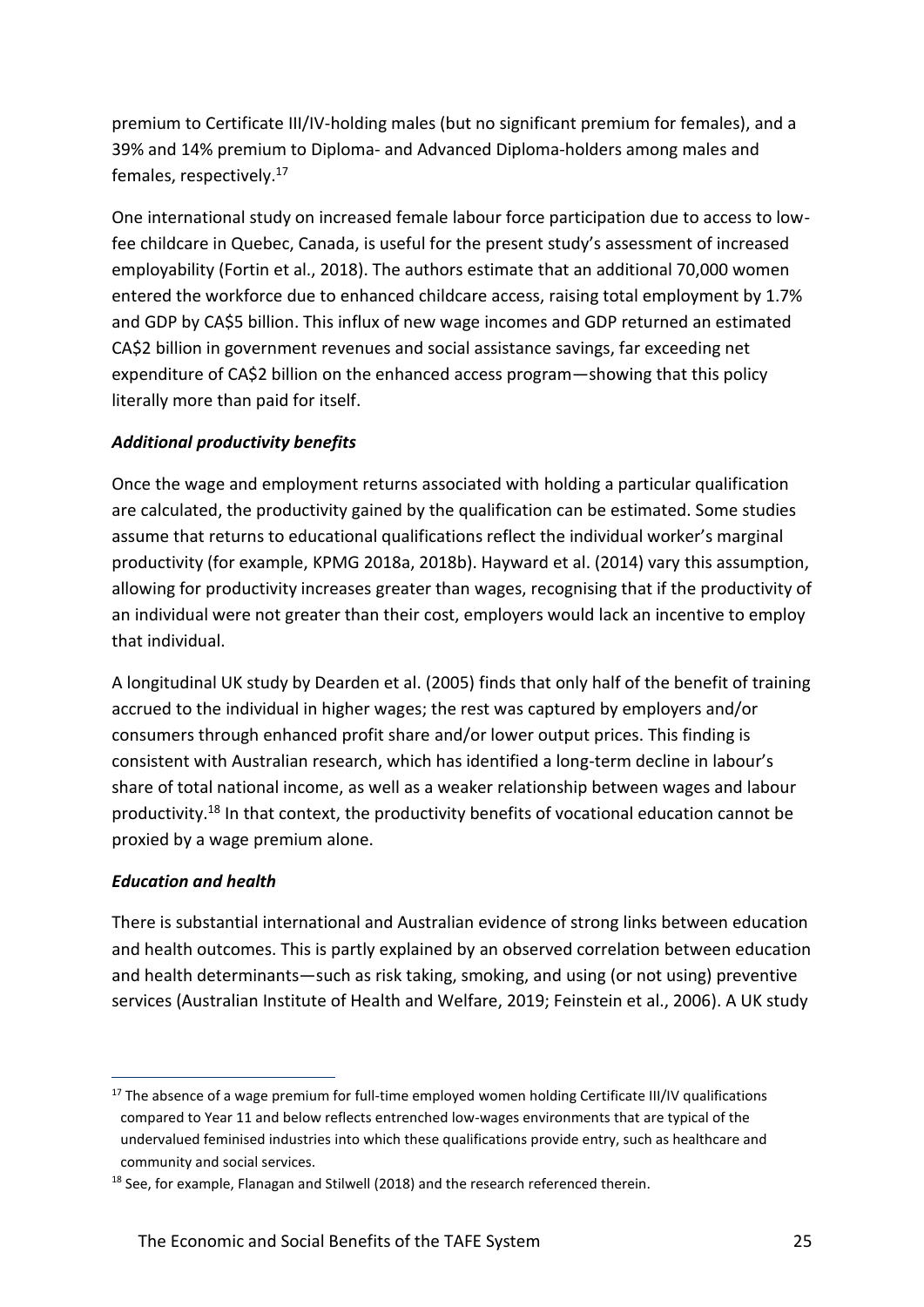premium to Certificate III/IV-holding males (but no significant premium for females), and a 39% and 14% premium to Diploma- and Advanced Diploma-holders among males and females, respectively.[17]

One international study on increased female labour force participation due to access to low-fee childcare in Quebec, Canada, is useful for the present study's assessment of increased employability (Fortin et al., 2018). The authors estimate that an additional 70,000 women entered the workforce due to enhanced childcare access, raising total employment by 1.7% and GDP by CA$5 billion. This influx of new wage incomes and GDP returned an estimated CA$2 billion in government revenues and social assistance savings, far exceeding net expenditure of CA$2 billion on the enhanced access program—showing that this policy literally more than paid for itself.

***Additional productivity benefits***

Once the wage and employment returns associated with holding a particular qualification are calculated, the productivity gained by the qualification can be estimated. Some studies assume that returns to educational qualifications reflect the individual worker's marginal productivity (for example, KPMG 2018a, 2018b). Hayward et al. (2014) vary this assumption, allowing for productivity increases greater than wages, recognising that if the productivity of an individual were not greater than their cost, employers would lack an incentive to employ that individual.

A longitudinal UK study by Dearden et al. (2005) finds that only half of the benefit of training accrued to the individual in higher wages; the rest was captured by employers and/or consumers through enhanced profit share and/or lower output prices. This finding is consistent with Australian research, which has identified a long-term decline in labour's share of total national income, as well as a weaker relationship between wages and labour productivity.[18] In that context, the productivity benefits of vocational education cannot be proxied by a wage premium alone.

***Education and health***

There is substantial international and Australian evidence of strong links between education and health outcomes. This is partly explained by an observed correlation between education and health determinants—such as risk taking, smoking, and using (or not using) preventive services (Australian Institute of Health and Welfare, 2019; Feinstein et al., 2006). A UK study

---

[17] The absence of a wage premium for full-time employed women holding Certificate III/IV qualifications compared to Year 11 and below reflects entrenched low-wages environments that are typical of the undervalued feminised industries into which these qualifications provide entry, such as healthcare and community and social services.

[18] See, for example, Flanagan and Stilwell (2018) and the research referenced therein.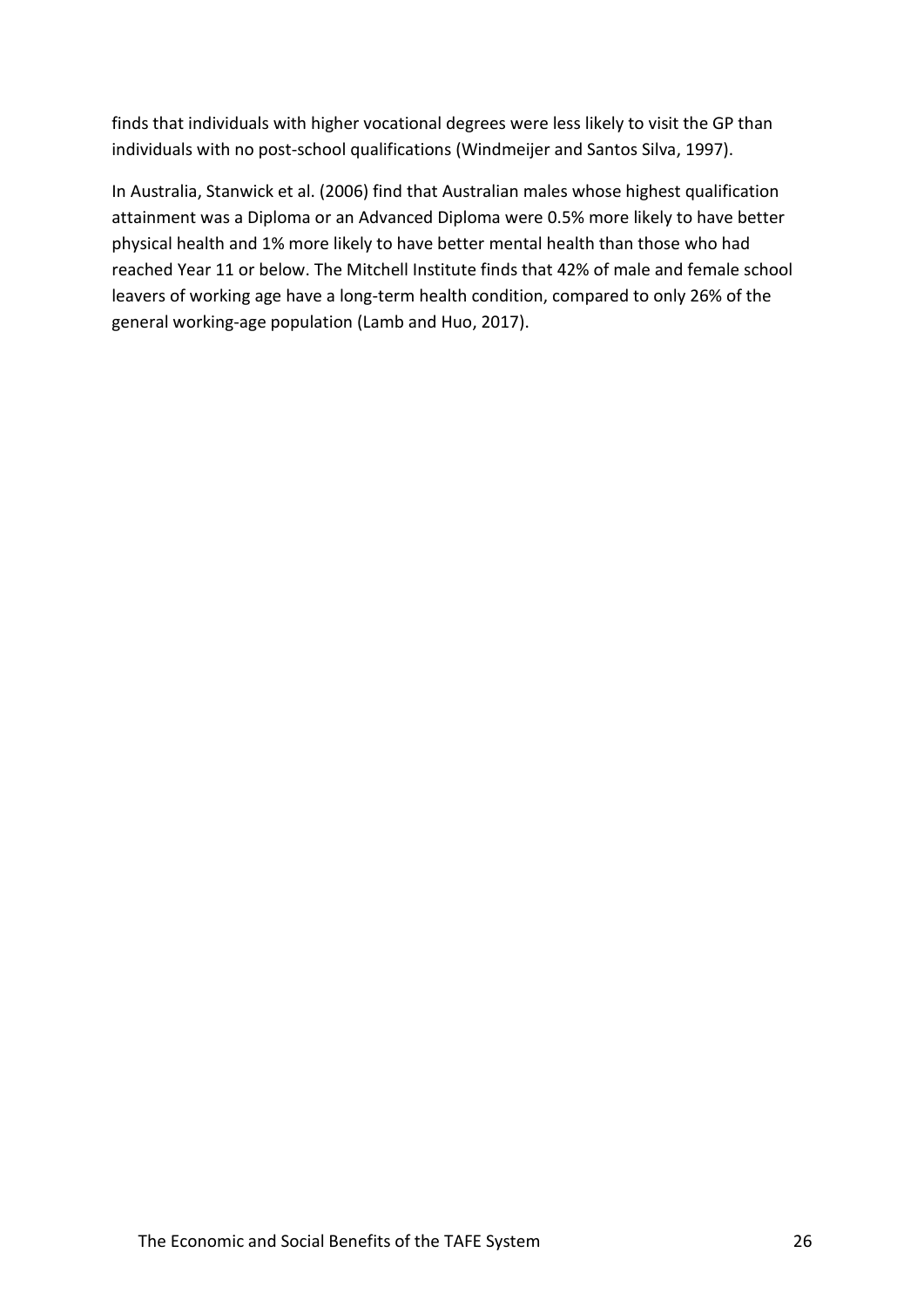finds that individuals with higher vocational degrees were less likely to visit the GP than individuals with no post-school qualifications (Windmeijer and Santos Silva, 1997).

In Australia, Stanwick et al. (2006) find that Australian males whose highest qualification attainment was a Diploma or an Advanced Diploma were 0.5% more likely to have better physical health and 1% more likely to have better mental health than those who had reached Year 11 or below. The Mitchell Institute finds that 42% of male and female school leavers of working age have a long-term health condition, compared to only 26% of the general working-age population (Lamb and Huo, 2017).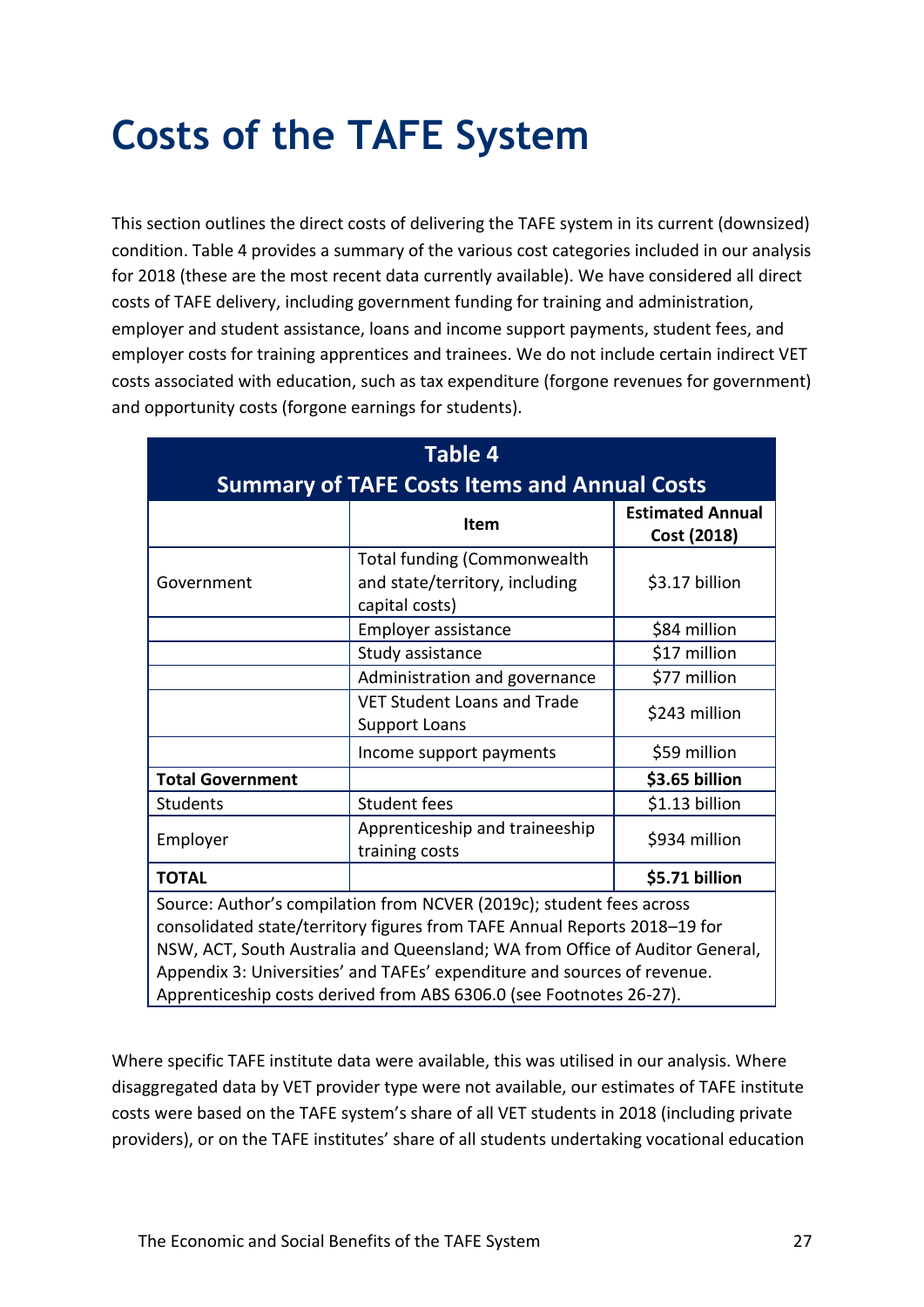# Costs of the TAFE System

This section outlines the direct costs of delivering the TAFE system in its current (downsized) condition. Table 4 provides a summary of the various cost categories included in our analysis for 2018 (these are the most recent data currently available). We have considered all direct costs of TAFE delivery, including government funding for training and administration, employer and student assistance, loans and income support payments, student fees, and employer costs for training apprentices and trainees. We do not include certain indirect VET costs associated with education, such as tax expenditure (forgone revenues for government) and opportunity costs (forgone earnings for students).

**Table 4**
**Summary of TAFE Costs Items and Annual Costs**

| | Item | Estimated Annual Cost (2018) |
|---|---|---|
| Government | Total funding (Commonwealth and state/territory, including capital costs) | $3.17 billion |
| | Employer assistance | $84 million |
| | Study assistance | $17 million |
| | Administration and governance | $77 million |
| | VET Student Loans and Trade Support Loans | $243 million |
| | Income support payments | $59 million |
| **Total Government** | | **$3.65 billion** |
| Students | Student fees | $1.13 billion |
| Employer | Apprenticeship and traineeship training costs | $934 million |
| **TOTAL** | | **$5.71 billion** |

Source: Author's compilation from NCVER (2019c); student fees across consolidated state/territory figures from TAFE Annual Reports 2018–19 for NSW, ACT, South Australia and Queensland; WA from Office of Auditor General, Appendix 3: Universities' and TAFEs' expenditure and sources of revenue. Apprenticeship costs derived from ABS 6306.0 (see Footnotes 26-27).

Where specific TAFE institute data were available, this was utilised in our analysis. Where disaggregated data by VET provider type were not available, our estimates of TAFE institute costs were based on the TAFE system's share of all VET students in 2018 (including private providers), or on the TAFE institutes' share of all students undertaking vocational education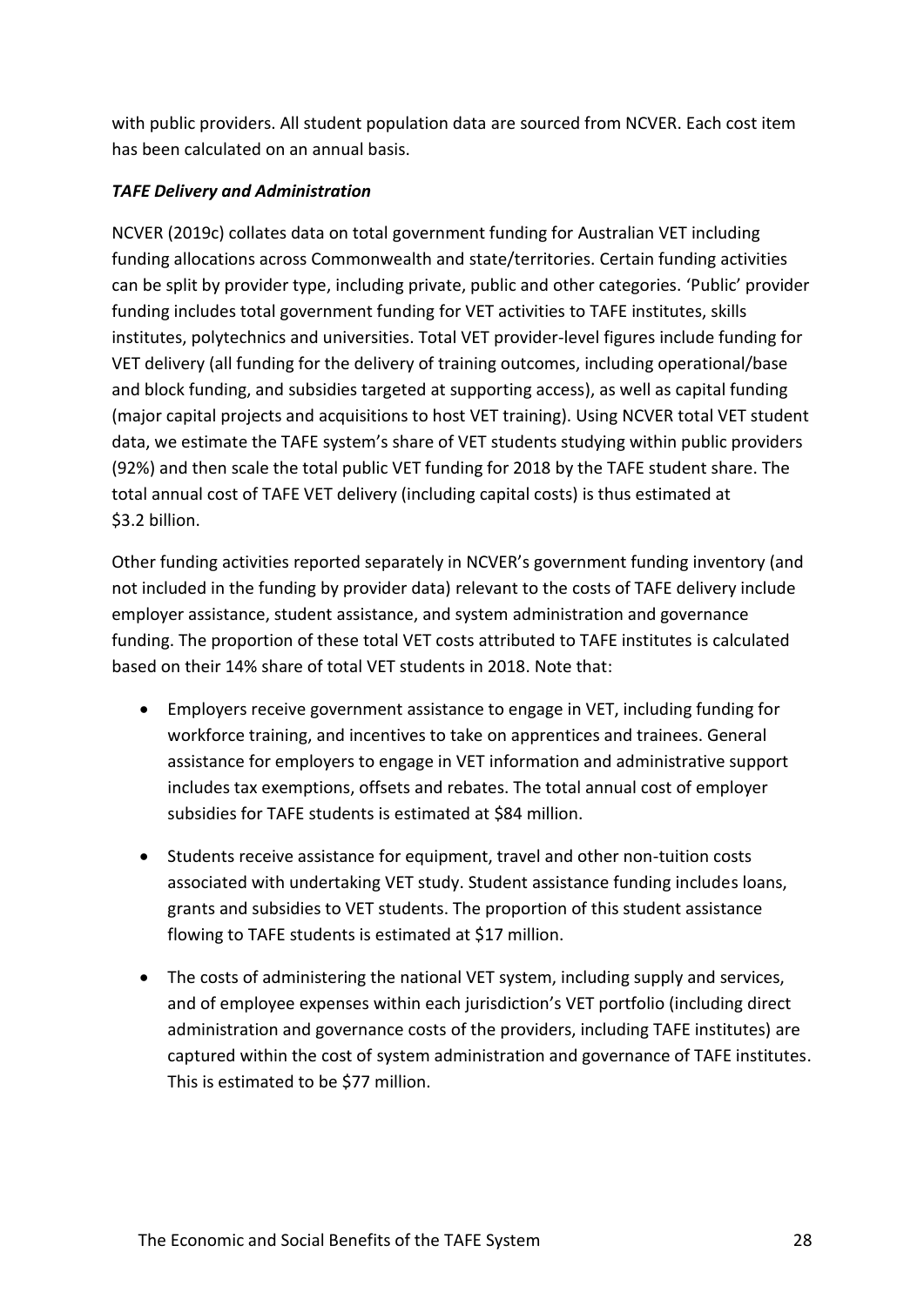with public providers. All student population data are sourced from NCVER. Each cost item has been calculated on an annual basis.

***TAFE Delivery and Administration***

NCVER (2019c) collates data on total government funding for Australian VET including funding allocations across Commonwealth and state/territories. Certain funding activities can be split by provider type, including private, public and other categories. 'Public' provider funding includes total government funding for VET activities to TAFE institutes, skills institutes, polytechnics and universities. Total VET provider-level figures include funding for VET delivery (all funding for the delivery of training outcomes, including operational/base and block funding, and subsidies targeted at supporting access), as well as capital funding (major capital projects and acquisitions to host VET training). Using NCVER total VET student data, we estimate the TAFE system's share of VET students studying within public providers (92%) and then scale the total public VET funding for 2018 by the TAFE student share. The total annual cost of TAFE VET delivery (including capital costs) is thus estimated at $3.2 billion.

Other funding activities reported separately in NCVER's government funding inventory (and not included in the funding by provider data) relevant to the costs of TAFE delivery include employer assistance, student assistance, and system administration and governance funding. The proportion of these total VET costs attributed to TAFE institutes is calculated based on their 14% share of total VET students in 2018. Note that:

- Employers receive government assistance to engage in VET, including funding for workforce training, and incentives to take on apprentices and trainees. General assistance for employers to engage in VET information and administrative support includes tax exemptions, offsets and rebates. The total annual cost of employer subsidies for TAFE students is estimated at $84 million.

- Students receive assistance for equipment, travel and other non-tuition costs associated with undertaking VET study. Student assistance funding includes loans, grants and subsidies to VET students. The proportion of this student assistance flowing to TAFE students is estimated at $17 million.

- The costs of administering the national VET system, including supply and services, and of employee expenses within each jurisdiction's VET portfolio (including direct administration and governance costs of the providers, including TAFE institutes) are captured within the cost of system administration and governance of TAFE institutes. This is estimated to be $77 million.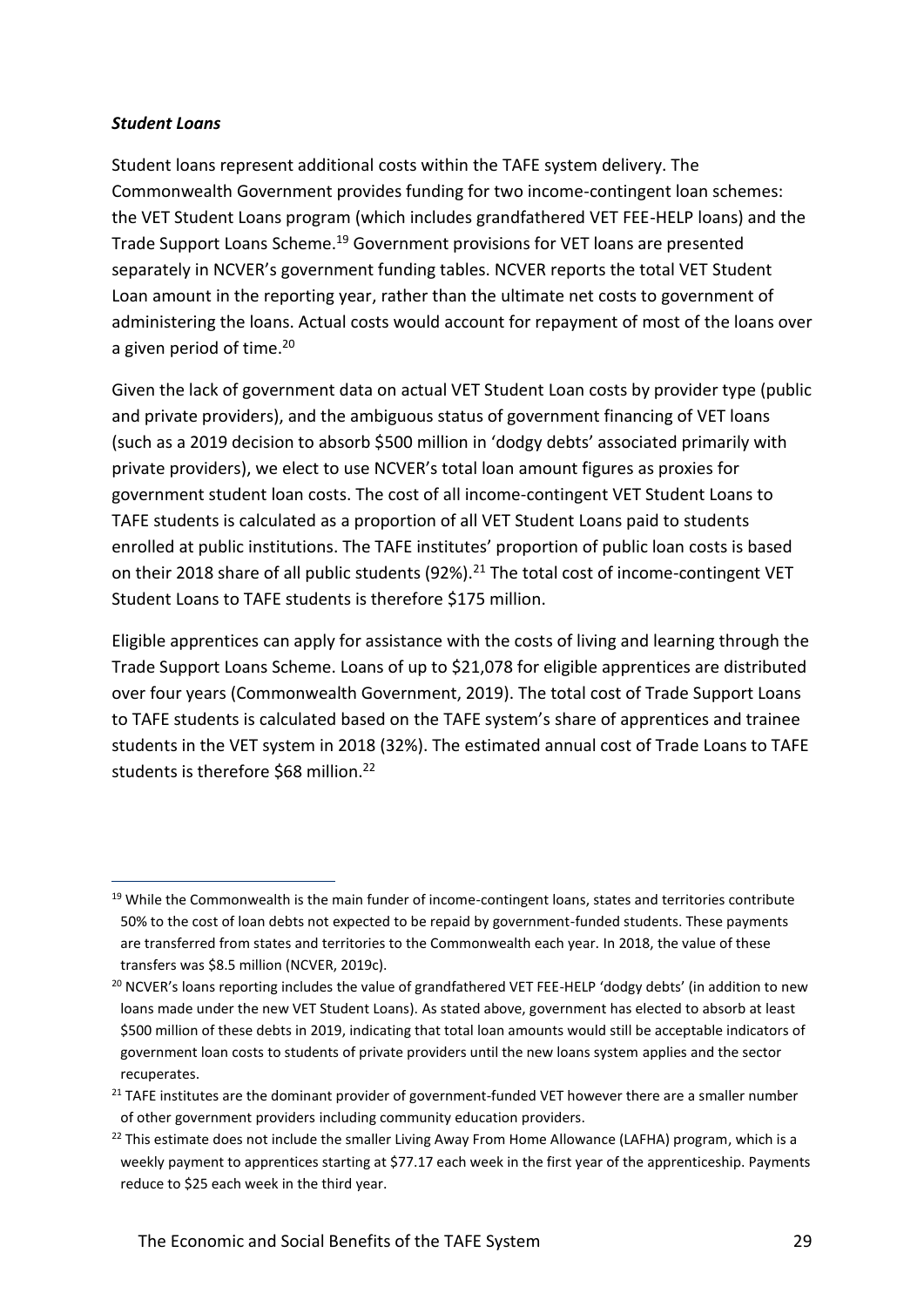***Student Loans***

Student loans represent additional costs within the TAFE system delivery. The Commonwealth Government provides funding for two income-contingent loan schemes: the VET Student Loans program (which includes grandfathered VET FEE-HELP loans) and the Trade Support Loans Scheme.[19] Government provisions for VET loans are presented separately in NCVER's government funding tables. NCVER reports the total VET Student Loan amount in the reporting year, rather than the ultimate net costs to government of administering the loans. Actual costs would account for repayment of most of the loans over a given period of time.[20]

Given the lack of government data on actual VET Student Loan costs by provider type (public and private providers), and the ambiguous status of government financing of VET loans (such as a 2019 decision to absorb $500 million in 'dodgy debts' associated primarily with private providers), we elect to use NCVER's total loan amount figures as proxies for government student loan costs. The cost of all income-contingent VET Student Loans to TAFE students is calculated as a proportion of all VET Student Loans paid to students enrolled at public institutions. The TAFE institutes' proportion of public loan costs is based on their 2018 share of all public students (92%).[21] The total cost of income-contingent VET Student Loans to TAFE students is therefore $175 million.

Eligible apprentices can apply for assistance with the costs of living and learning through the Trade Support Loans Scheme. Loans of up to $21,078 for eligible apprentices are distributed over four years (Commonwealth Government, 2019). The total cost of Trade Support Loans to TAFE students is calculated based on the TAFE system's share of apprentices and trainee students in the VET system in 2018 (32%). The estimated annual cost of Trade Loans to TAFE students is therefore $68 million.[22]

---

[19] While the Commonwealth is the main funder of income-contingent loans, states and territories contribute 50% to the cost of loan debts not expected to be repaid by government-funded students. These payments are transferred from states and territories to the Commonwealth each year. In 2018, the value of these transfers was $8.5 million (NCVER, 2019c).

[20] NCVER's loans reporting includes the value of grandfathered VET FEE-HELP 'dodgy debts' (in addition to new loans made under the new VET Student Loans). As stated above, government has elected to absorb at least $500 million of these debts in 2019, indicating that total loan amounts would still be acceptable indicators of government loan costs to students of private providers until the new loans system applies and the sector recuperates.

[21] TAFE institutes are the dominant provider of government-funded VET however there are a smaller number of other government providers including community education providers.

[22] This estimate does not include the smaller Living Away From Home Allowance (LAFHA) program, which is a weekly payment to apprentices starting at $77.17 each week in the first year of the apprenticeship. Payments reduce to $25 each week in the third year.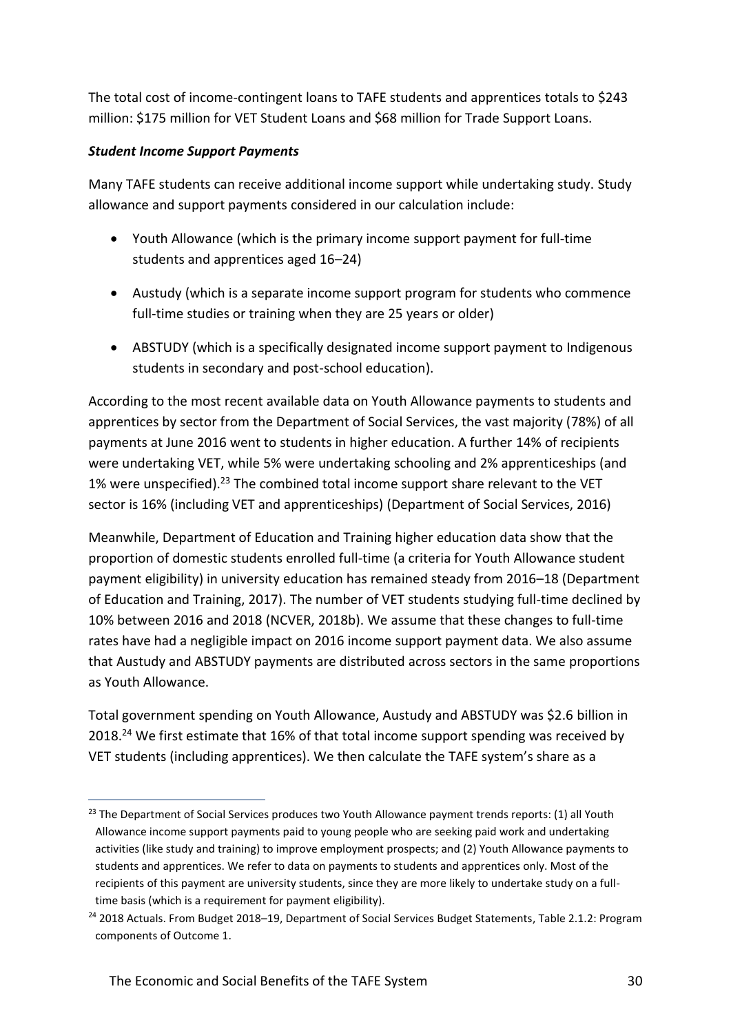The total cost of income-contingent loans to TAFE students and apprentices totals to $243 million: $175 million for VET Student Loans and $68 million for Trade Support Loans.

***Student Income Support Payments***

Many TAFE students can receive additional income support while undertaking study. Study allowance and support payments considered in our calculation include:

- Youth Allowance (which is the primary income support payment for full-time students and apprentices aged 16–24)
- Austudy (which is a separate income support program for students who commence full-time studies or training when they are 25 years or older)
- ABSTUDY (which is a specifically designated income support payment to Indigenous students in secondary and post-school education).

According to the most recent available data on Youth Allowance payments to students and apprentices by sector from the Department of Social Services, the vast majority (78%) of all payments at June 2016 went to students in higher education. A further 14% of recipients were undertaking VET, while 5% were undertaking schooling and 2% apprenticeships (and 1% were unspecified).[23] The combined total income support share relevant to the VET sector is 16% (including VET and apprenticeships) (Department of Social Services, 2016)

Meanwhile, Department of Education and Training higher education data show that the proportion of domestic students enrolled full-time (a criteria for Youth Allowance student payment eligibility) in university education has remained steady from 2016–18 (Department of Education and Training, 2017). The number of VET students studying full-time declined by 10% between 2016 and 2018 (NCVER, 2018b). We assume that these changes to full-time rates have had a negligible impact on 2016 income support payment data. We also assume that Austudy and ABSTUDY payments are distributed across sectors in the same proportions as Youth Allowance.

Total government spending on Youth Allowance, Austudy and ABSTUDY was $2.6 billion in 2018.[24] We first estimate that 16% of that total income support spending was received by VET students (including apprentices). We then calculate the TAFE system's share as a

---

[23] The Department of Social Services produces two Youth Allowance payment trends reports: (1) all Youth Allowance income support payments paid to young people who are seeking paid work and undertaking activities (like study and training) to improve employment prospects; and (2) Youth Allowance payments to students and apprentices. We refer to data on payments to students and apprentices only. Most of the recipients of this payment are university students, since they are more likely to undertake study on a full-time basis (which is a requirement for payment eligibility).

[24] 2018 Actuals. From Budget 2018–19, Department of Social Services Budget Statements, Table 2.1.2: Program components of Outcome 1.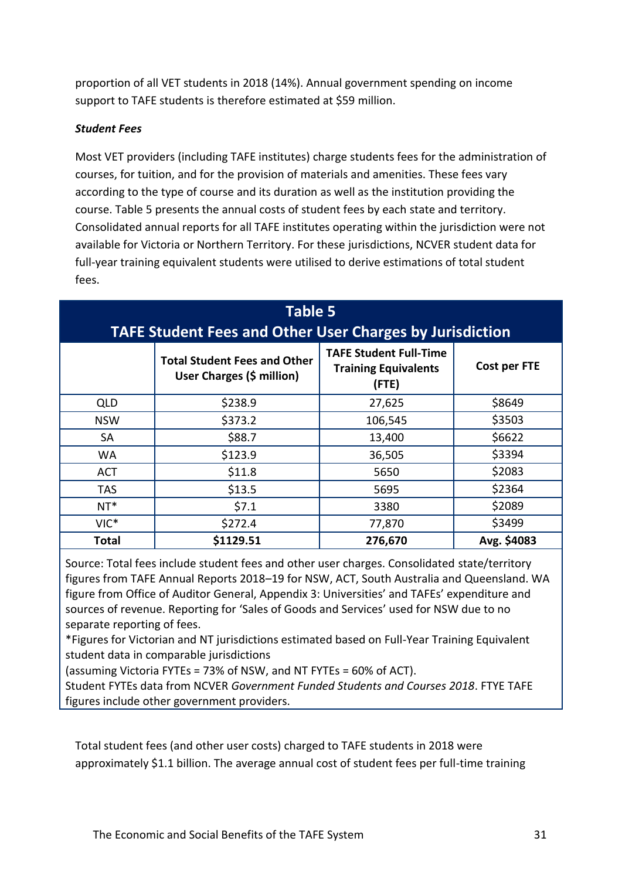proportion of all VET students in 2018 (14%). Annual government spending on income support to TAFE students is therefore estimated at $59 million.

***Student Fees***

Most VET providers (including TAFE institutes) charge students fees for the administration of courses, for tuition, and for the provision of materials and amenities. These fees vary according to the type of course and its duration as well as the institution providing the course. Table 5 presents the annual costs of student fees by each state and territory. Consolidated annual reports for all TAFE institutes operating within the jurisdiction were not available for Victoria or Northern Territory. For these jurisdictions, NCVER student data for full-year training equivalent students were utilised to derive estimations of total student fees.

**Table 5**
**TAFE Student Fees and Other User Charges by Jurisdiction**

| | Total Student Fees and Other User Charges ($ million) | TAFE Student Full-Time Training Equivalents (FTE) | Cost per FTE |
|---|---|---|---|
| QLD | $238.9 | 27,625 | $8649 |
| NSW | $373.2 | 106,545 | $3503 |
| SA | $88.7 | 13,400 | $6622 |
| WA | $123.9 | 36,505 | $3394 |
| ACT | $11.8 | 5650 | $2083 |
| TAS | $13.5 | 5695 | $2364 |
| NT* | $7.1 | 3380 | $2089 |
| VIC* | $272.4 | 77,870 | $3499 |
| **Total** | **$1129.51** | **276,670** | **Avg. $4083** |

Source: Total fees include student fees and other user charges. Consolidated state/territory figures from TAFE Annual Reports 2018–19 for NSW, ACT, South Australia and Queensland. WA figure from Office of Auditor General, Appendix 3: Universities' and TAFEs' expenditure and sources of revenue. Reporting for 'Sales of Goods and Services' used for NSW due to no separate reporting of fees.
*Figures for Victorian and NT jurisdictions estimated based on Full-Year Training Equivalent student data in comparable jurisdictions
(assuming Victoria FYTEs = 73% of NSW, and NT FYTEs = 60% of ACT).
Student FYTEs data from NCVER *Government Funded Students and Courses 2018*. FTYE TAFE figures include other government providers.

Total student fees (and other user costs) charged to TAFE students in 2018 were approximately $1.1 billion. The average annual cost of student fees per full-time training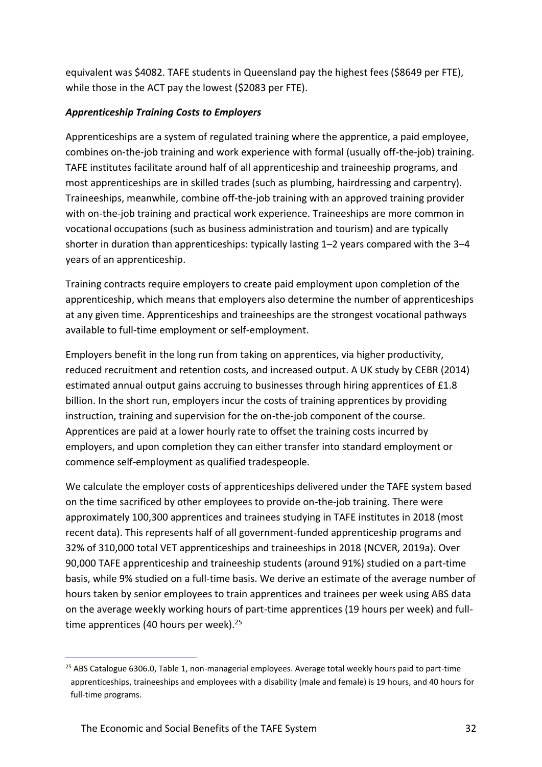equivalent was $4082. TAFE students in Queensland pay the highest fees ($8649 per FTE), while those in the ACT pay the lowest ($2083 per FTE).

### *Apprenticeship Training Costs to Employers*

Apprenticeships are a system of regulated training where the apprentice, a paid employee, combines on-the-job training and work experience with formal (usually off-the-job) training. TAFE institutes facilitate around half of all apprenticeship and traineeship programs, and most apprenticeships are in skilled trades (such as plumbing, hairdressing and carpentry). Traineeships, meanwhile, combine off-the-job training with an approved training provider with on-the-job training and practical work experience. Traineeships are more common in vocational occupations (such as business administration and tourism) and are typically shorter in duration than apprenticeships: typically lasting 1–2 years compared with the 3–4 years of an apprenticeship.

Training contracts require employers to create paid employment upon completion of the apprenticeship, which means that employers also determine the number of apprenticeships at any given time. Apprenticeships and traineeships are the strongest vocational pathways available to full-time employment or self-employment.

Employers benefit in the long run from taking on apprentices, via higher productivity, reduced recruitment and retention costs, and increased output. A UK study by CEBR (2014) estimated annual output gains accruing to businesses through hiring apprentices of £1.8 billion. In the short run, employers incur the costs of training apprentices by providing instruction, training and supervision for the on-the-job component of the course. Apprentices are paid at a lower hourly rate to offset the training costs incurred by employers, and upon completion they can either transfer into standard employment or commence self-employment as qualified tradespeople.

We calculate the employer costs of apprenticeships delivered under the TAFE system based on the time sacrificed by other employees to provide on-the-job training. There were approximately 100,300 apprentices and trainees studying in TAFE institutes in 2018 (most recent data). This represents half of all government-funded apprenticeship programs and 32% of 310,000 total VET apprenticeships and traineeships in 2018 (NCVER, 2019a). Over 90,000 TAFE apprenticeship and traineeship students (around 91%) studied on a part-time basis, while 9% studied on a full-time basis. We derive an estimate of the average number of hours taken by senior employees to train apprentices and trainees per week using ABS data on the average weekly working hours of part-time apprentices (19 hours per week) and full-time apprentices (40 hours per week).[25]

[25] ABS Catalogue 6306.0, Table 1, non-managerial employees. Average total weekly hours paid to part-time apprenticeships, traineeships and employees with a disability (male and female) is 19 hours, and 40 hours for full-time programs.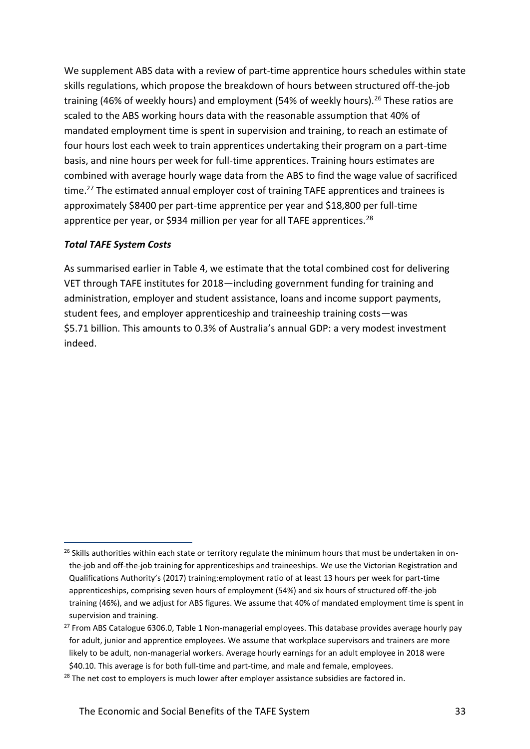We supplement ABS data with a review of part-time apprentice hours schedules within state skills regulations, which propose the breakdown of hours between structured off-the-job training (46% of weekly hours) and employment (54% of weekly hours).[26] These ratios are scaled to the ABS working hours data with the reasonable assumption that 40% of mandated employment time is spent in supervision and training, to reach an estimate of four hours lost each week to train apprentices undertaking their program on a part-time basis, and nine hours per week for full-time apprentices. Training hours estimates are combined with average hourly wage data from the ABS to find the wage value of sacrificed time.[27] The estimated annual employer cost of training TAFE apprentices and trainees is approximately $8400 per part-time apprentice per year and $18,800 per full-time apprentice per year, or $934 million per year for all TAFE apprentices.[28]

***Total TAFE System Costs***

As summarised earlier in Table 4, we estimate that the total combined cost for delivering VET through TAFE institutes for 2018—including government funding for training and administration, employer and student assistance, loans and income support payments, student fees, and employer apprenticeship and traineeship training costs—was $5.71 billion. This amounts to 0.3% of Australia's annual GDP: a very modest investment indeed.

---

[26] Skills authorities within each state or territory regulate the minimum hours that must be undertaken in on-the-job and off-the-job training for apprenticeships and traineeships. We use the Victorian Registration and Qualifications Authority's (2017) training:employment ratio of at least 13 hours per week for part-time apprenticeships, comprising seven hours of employment (54%) and six hours of structured off-the-job training (46%), and we adjust for ABS figures. We assume that 40% of mandated employment time is spent in supervision and training.

[27] From ABS Catalogue 6306.0, Table 1 Non-managerial employees. This database provides average hourly pay for adult, junior and apprentice employees. We assume that workplace supervisors and trainers are more likely to be adult, non-managerial workers. Average hourly earnings for an adult employee in 2018 were $40.10. This average is for both full-time and part-time, and male and female, employees.

[28] The net cost to employers is much lower after employer assistance subsidies are factored in.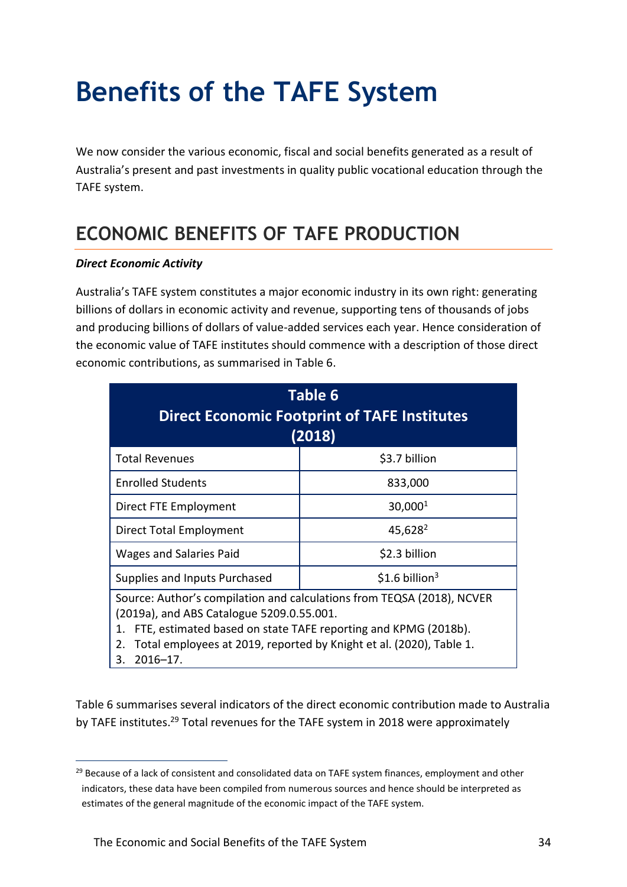# Benefits of the TAFE System

We now consider the various economic, fiscal and social benefits generated as a result of Australia's present and past investments in quality public vocational education through the TAFE system.

## ECONOMIC BENEFITS OF TAFE PRODUCTION

***Direct Economic Activity***

Australia's TAFE system constitutes a major economic industry in its own right: generating billions of dollars in economic activity and revenue, supporting tens of thousands of jobs and producing billions of dollars of value-added services each year. Hence consideration of the economic value of TAFE institutes should commence with a description of those direct economic contributions, as summarised in Table 6.

**Table 6**
**Direct Economic Footprint of TAFE Institutes (2018)**

| | |
|---|---|
| Total Revenues | $3.7 billion |
| Enrolled Students | 833,000 |
| Direct FTE Employment | 30,000[1] |
| Direct Total Employment | 45,628[2] |
| Wages and Salaries Paid | $2.3 billion |
| Supplies and Inputs Purchased | $1.6 billion[3] |

Source: Author's compilation and calculations from TEQSA (2018), NCVER (2019a), and ABS Catalogue 5209.0.55.001.

1. FTE, estimated based on state TAFE reporting and KPMG (2018b).
2. Total employees at 2019, reported by Knight et al. (2020), Table 1.
3. 2016–17.

Table 6 summarises several indicators of the direct economic contribution made to Australia by TAFE institutes.[29] Total revenues for the TAFE system in 2018 were approximately

[29] Because of a lack of consistent and consolidated data on TAFE system finances, employment and other indicators, these data have been compiled from numerous sources and hence should be interpreted as estimates of the general magnitude of the economic impact of the TAFE system.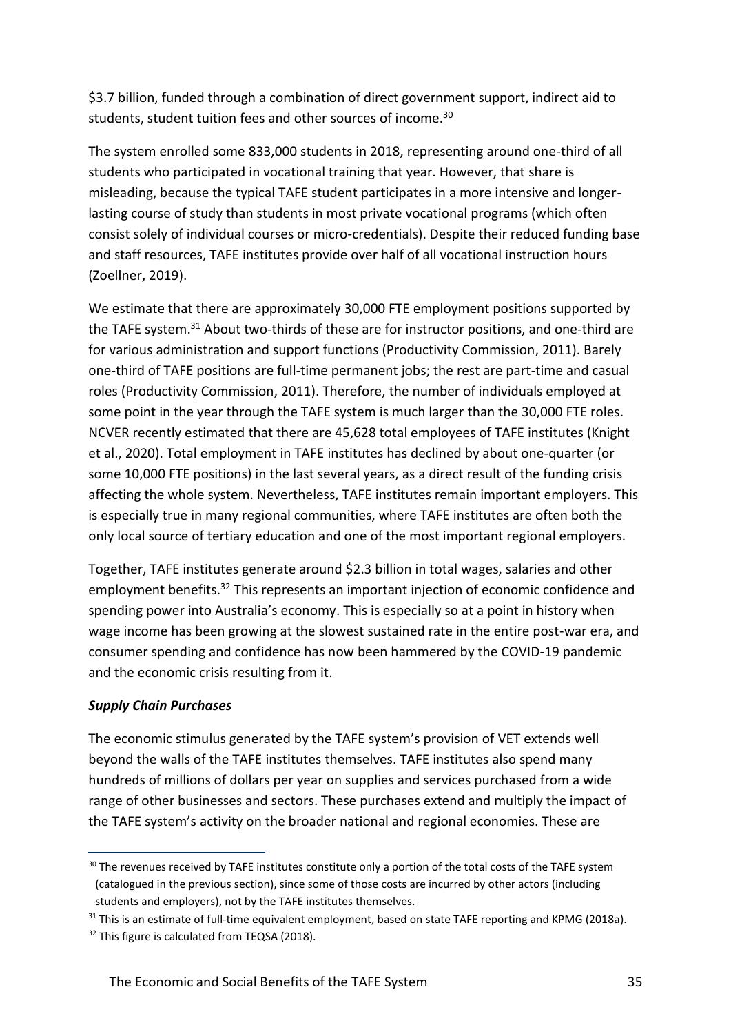$3.7 billion, funded through a combination of direct government support, indirect aid to students, student tuition fees and other sources of income.[30]

The system enrolled some 833,000 students in 2018, representing around one-third of all students who participated in vocational training that year. However, that share is misleading, because the typical TAFE student participates in a more intensive and longer-lasting course of study than students in most private vocational programs (which often consist solely of individual courses or micro-credentials). Despite their reduced funding base and staff resources, TAFE institutes provide over half of all vocational instruction hours (Zoellner, 2019).

We estimate that there are approximately 30,000 FTE employment positions supported by the TAFE system.[31] About two-thirds of these are for instructor positions, and one-third are for various administration and support functions (Productivity Commission, 2011). Barely one-third of TAFE positions are full-time permanent jobs; the rest are part-time and casual roles (Productivity Commission, 2011). Therefore, the number of individuals employed at some point in the year through the TAFE system is much larger than the 30,000 FTE roles. NCVER recently estimated that there are 45,628 total employees of TAFE institutes (Knight et al., 2020). Total employment in TAFE institutes has declined by about one-quarter (or some 10,000 FTE positions) in the last several years, as a direct result of the funding crisis affecting the whole system. Nevertheless, TAFE institutes remain important employers. This is especially true in many regional communities, where TAFE institutes are often both the only local source of tertiary education and one of the most important regional employers.

Together, TAFE institutes generate around $2.3 billion in total wages, salaries and other employment benefits.[32] This represents an important injection of economic confidence and spending power into Australia's economy. This is especially so at a point in history when wage income has been growing at the slowest sustained rate in the entire post-war era, and consumer spending and confidence has now been hammered by the COVID-19 pandemic and the economic crisis resulting from it.

***Supply Chain Purchases***

The economic stimulus generated by the TAFE system's provision of VET extends well beyond the walls of the TAFE institutes themselves. TAFE institutes also spend many hundreds of millions of dollars per year on supplies and services purchased from a wide range of other businesses and sectors. These purchases extend and multiply the impact of the TAFE system's activity on the broader national and regional economies. These are

---

[30] The revenues received by TAFE institutes constitute only a portion of the total costs of the TAFE system (catalogued in the previous section), since some of those costs are incurred by other actors (including students and employers), not by the TAFE institutes themselves.

[31] This is an estimate of full-time equivalent employment, based on state TAFE reporting and KPMG (2018a).

[32] This figure is calculated from TEQSA (2018).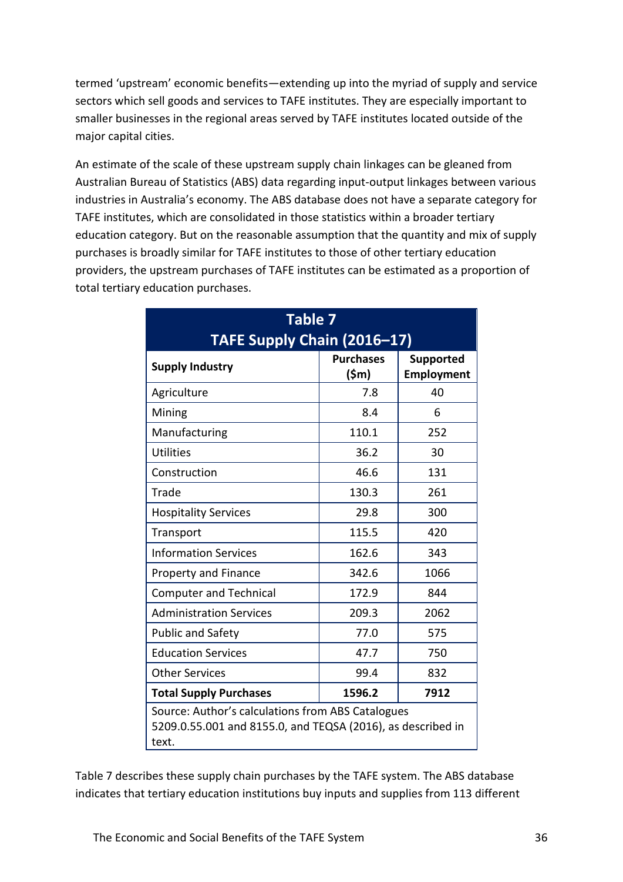termed 'upstream' economic benefits—extending up into the myriad of supply and service sectors which sell goods and services to TAFE institutes. They are especially important to smaller businesses in the regional areas served by TAFE institutes located outside of the major capital cities.

An estimate of the scale of these upstream supply chain linkages can be gleaned from Australian Bureau of Statistics (ABS) data regarding input-output linkages between various industries in Australia's economy. The ABS database does not have a separate category for TAFE institutes, which are consolidated in those statistics within a broader tertiary education category. But on the reasonable assumption that the quantity and mix of supply purchases is broadly similar for TAFE institutes to those of other tertiary education providers, the upstream purchases of TAFE institutes can be estimated as a proportion of total tertiary education purchases.

**Table 7**
**TAFE Supply Chain (2016–17)**

| Supply Industry | Purchases ($m) | Supported Employment |
|---|---|---|
| Agriculture | 7.8 | 40 |
| Mining | 8.4 | 6 |
| Manufacturing | 110.1 | 252 |
| Utilities | 36.2 | 30 |
| Construction | 46.6 | 131 |
| Trade | 130.3 | 261 |
| Hospitality Services | 29.8 | 300 |
| Transport | 115.5 | 420 |
| Information Services | 162.6 | 343 |
| Property and Finance | 342.6 | 1066 |
| Computer and Technical | 172.9 | 844 |
| Administration Services | 209.3 | 2062 |
| Public and Safety | 77.0 | 575 |
| Education Services | 47.7 | 750 |
| Other Services | 99.4 | 832 |
| **Total Supply Purchases** | **1596.2** | **7912** |

Source: Author's calculations from ABS Catalogues 5209.0.55.001 and 8155.0, and TEQSA (2016), as described in text.

Table 7 describes these supply chain purchases by the TAFE system. The ABS database indicates that tertiary education institutions buy inputs and supplies from 113 different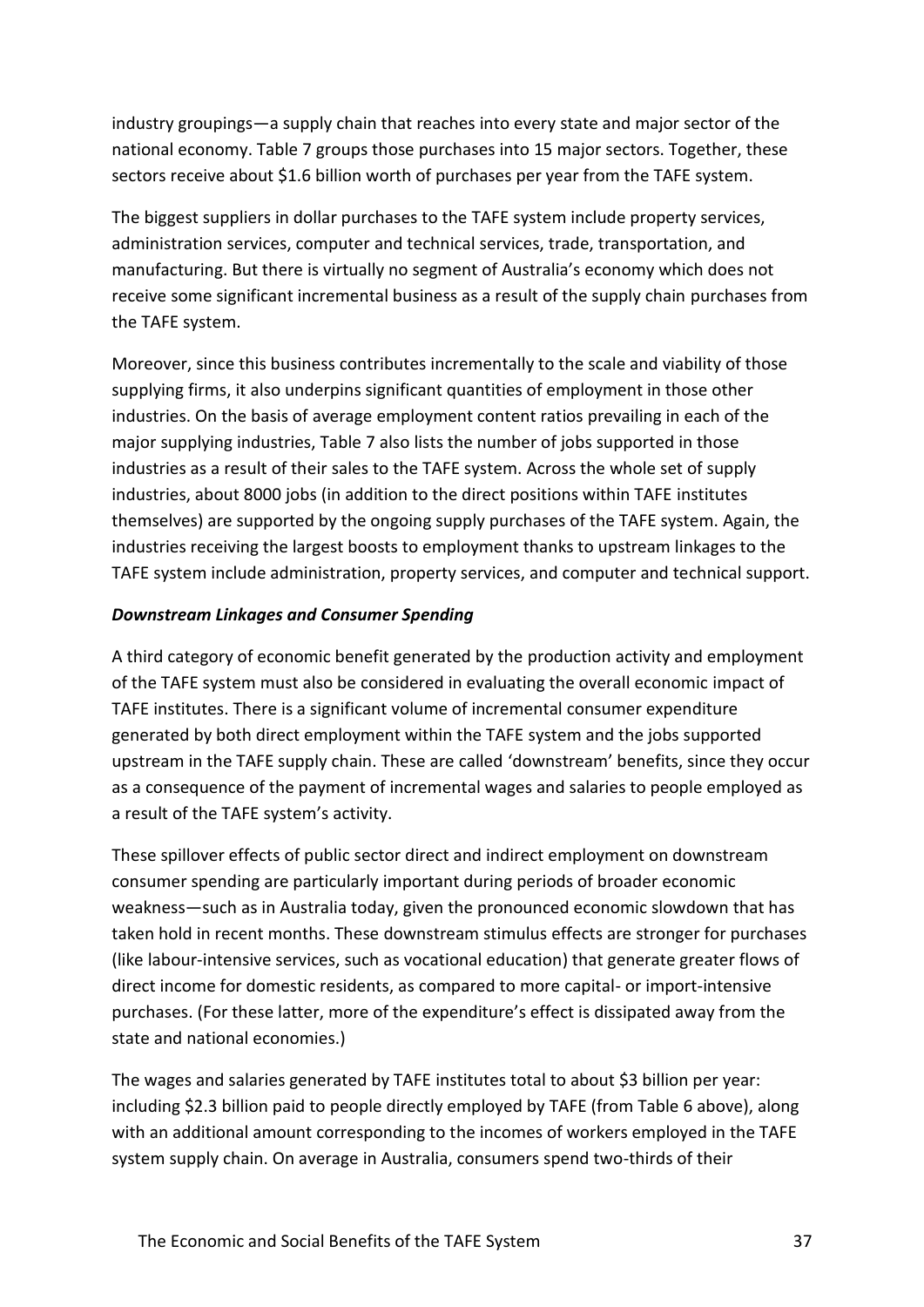industry groupings—a supply chain that reaches into every state and major sector of the national economy. Table 7 groups those purchases into 15 major sectors. Together, these sectors receive about $1.6 billion worth of purchases per year from the TAFE system.

The biggest suppliers in dollar purchases to the TAFE system include property services, administration services, computer and technical services, trade, transportation, and manufacturing. But there is virtually no segment of Australia's economy which does not receive some significant incremental business as a result of the supply chain purchases from the TAFE system.

Moreover, since this business contributes incrementally to the scale and viability of those supplying firms, it also underpins significant quantities of employment in those other industries. On the basis of average employment content ratios prevailing in each of the major supplying industries, Table 7 also lists the number of jobs supported in those industries as a result of their sales to the TAFE system. Across the whole set of supply industries, about 8000 jobs (in addition to the direct positions within TAFE institutes themselves) are supported by the ongoing supply purchases of the TAFE system. Again, the industries receiving the largest boosts to employment thanks to upstream linkages to the TAFE system include administration, property services, and computer and technical support.

***Downstream Linkages and Consumer Spending***

A third category of economic benefit generated by the production activity and employment of the TAFE system must also be considered in evaluating the overall economic impact of TAFE institutes. There is a significant volume of incremental consumer expenditure generated by both direct employment within the TAFE system and the jobs supported upstream in the TAFE supply chain. These are called 'downstream' benefits, since they occur as a consequence of the payment of incremental wages and salaries to people employed as a result of the TAFE system's activity.

These spillover effects of public sector direct and indirect employment on downstream consumer spending are particularly important during periods of broader economic weakness—such as in Australia today, given the pronounced economic slowdown that has taken hold in recent months. These downstream stimulus effects are stronger for purchases (like labour-intensive services, such as vocational education) that generate greater flows of direct income for domestic residents, as compared to more capital- or import-intensive purchases. (For these latter, more of the expenditure's effect is dissipated away from the state and national economies.)

The wages and salaries generated by TAFE institutes total to about $3 billion per year: including $2.3 billion paid to people directly employed by TAFE (from Table 6 above), along with an additional amount corresponding to the incomes of workers employed in the TAFE system supply chain. On average in Australia, consumers spend two-thirds of their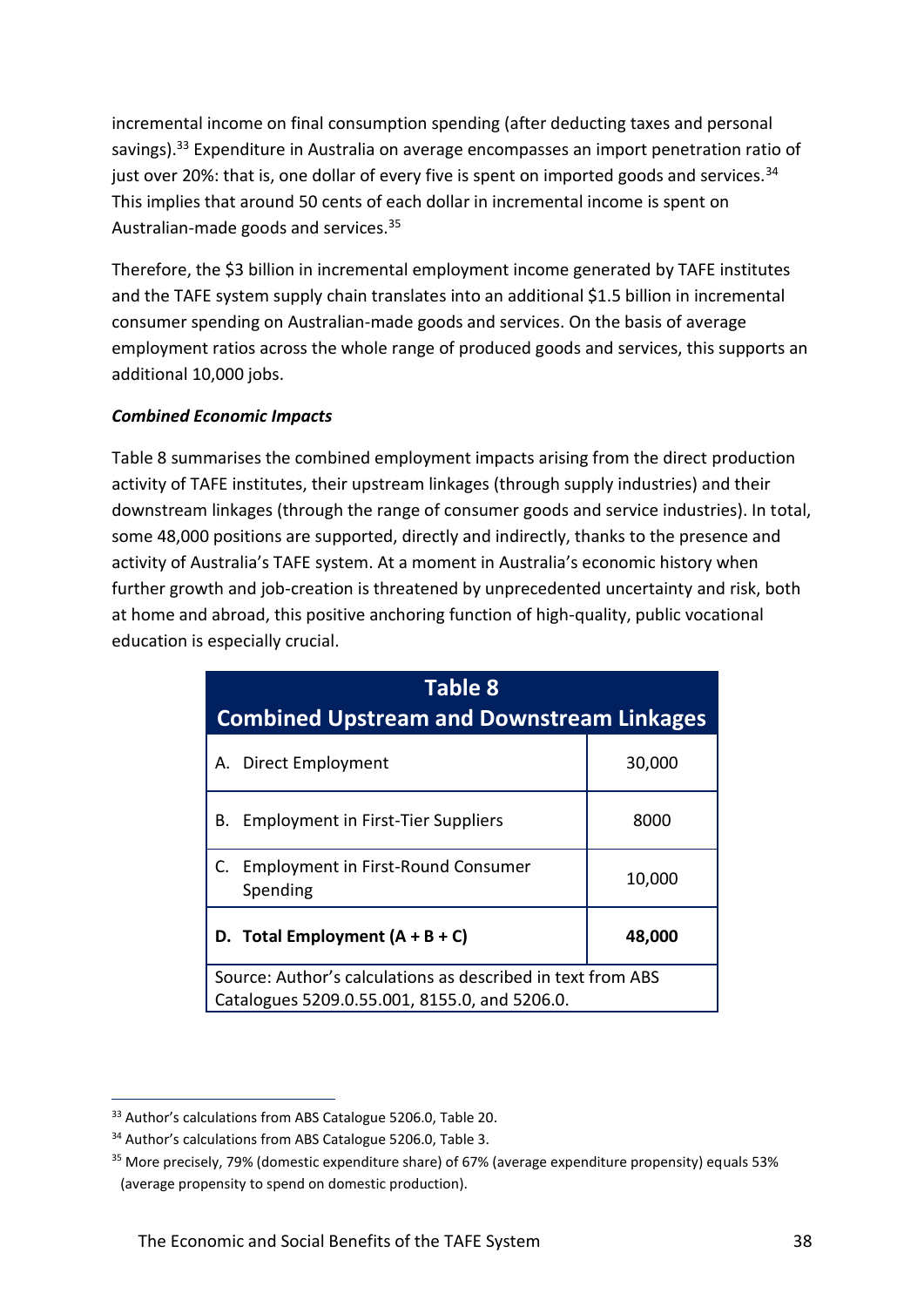incremental income on final consumption spending (after deducting taxes and personal savings).[33] Expenditure in Australia on average encompasses an import penetration ratio of just over 20%: that is, one dollar of every five is spent on imported goods and services.[34] This implies that around 50 cents of each dollar in incremental income is spent on Australian-made goods and services.[35]

Therefore, the $3 billion in incremental employment income generated by TAFE institutes and the TAFE system supply chain translates into an additional $1.5 billion in incremental consumer spending on Australian-made goods and services. On the basis of average employment ratios across the whole range of produced goods and services, this supports an additional 10,000 jobs.

***Combined Economic Impacts***

Table 8 summarises the combined employment impacts arising from the direct production activity of TAFE institutes, their upstream linkages (through supply industries) and their downstream linkages (through the range of consumer goods and service industries). In total, some 48,000 positions are supported, directly and indirectly, thanks to the presence and activity of Australia's TAFE system. At a moment in Australia's economic history when further growth and job-creation is threatened by unprecedented uncertainty and risk, both at home and abroad, this positive anchoring function of high-quality, public vocational education is especially crucial.

**Table 8**
**Combined Upstream and Downstream Linkages**

| | |
|---|---|
| A. Direct Employment | 30,000 |
| B. Employment in First-Tier Suppliers | 8000 |
| C. Employment in First-Round Consumer Spending | 10,000 |
| **D. Total Employment (A + B + C)** | **48,000** |

Source: Author's calculations as described in text from ABS Catalogues 5209.0.55.001, 8155.0, and 5206.0.

---

[33] Author's calculations from ABS Catalogue 5206.0, Table 20.

[34] Author's calculations from ABS Catalogue 5206.0, Table 3.

[35] More precisely, 79% (domestic expenditure share) of 67% (average expenditure propensity) equals 53% (average propensity to spend on domestic production).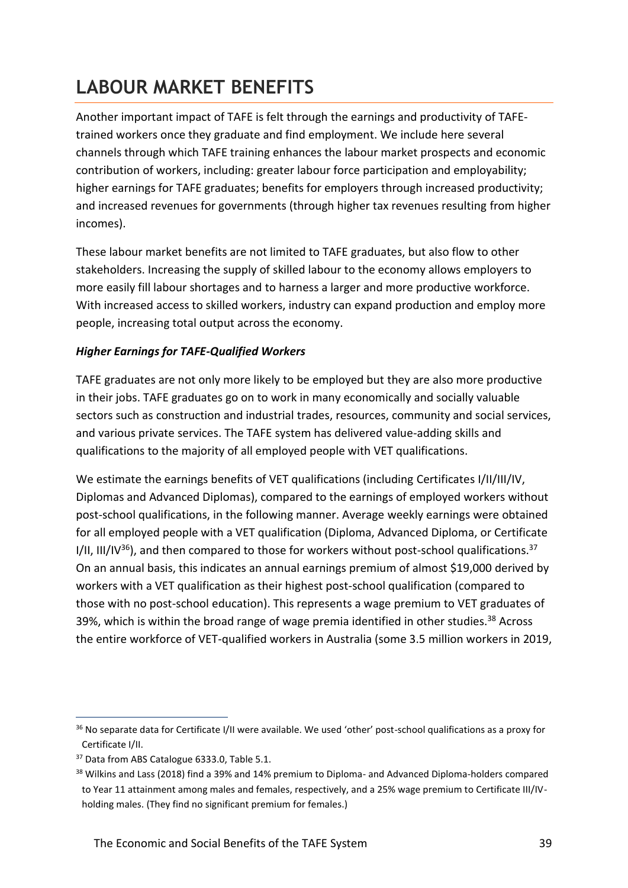# LABOUR MARKET BENEFITS

Another important impact of TAFE is felt through the earnings and productivity of TAFE-trained workers once they graduate and find employment. We include here several channels through which TAFE training enhances the labour market prospects and economic contribution of workers, including: greater labour force participation and employability; higher earnings for TAFE graduates; benefits for employers through increased productivity; and increased revenues for governments (through higher tax revenues resulting from higher incomes).

These labour market benefits are not limited to TAFE graduates, but also flow to other stakeholders. Increasing the supply of skilled labour to the economy allows employers to more easily fill labour shortages and to harness a larger and more productive workforce. With increased access to skilled workers, industry can expand production and employ more people, increasing total output across the economy.

***Higher Earnings for TAFE-Qualified Workers***

TAFE graduates are not only more likely to be employed but they are also more productive in their jobs. TAFE graduates go on to work in many economically and socially valuable sectors such as construction and industrial trades, resources, community and social services, and various private services. The TAFE system has delivered value-adding skills and qualifications to the majority of all employed people with VET qualifications.

We estimate the earnings benefits of VET qualifications (including Certificates I/II/III/IV, Diplomas and Advanced Diplomas), compared to the earnings of employed workers without post-school qualifications, in the following manner. Average weekly earnings were obtained for all employed people with a VET qualification (Diploma, Advanced Diploma, or Certificate I/II, III/IV[36]), and then compared to those for workers without post-school qualifications.[37] On an annual basis, this indicates an annual earnings premium of almost $19,000 derived by workers with a VET qualification as their highest post-school qualification (compared to those with no post-school education). This represents a wage premium to VET graduates of 39%, which is within the broad range of wage premia identified in other studies.[38] Across the entire workforce of VET-qualified workers in Australia (some 3.5 million workers in 2019,

---

[36] No separate data for Certificate I/II were available. We used 'other' post-school qualifications as a proxy for Certificate I/II.

[37] Data from ABS Catalogue 6333.0, Table 5.1.

[38] Wilkins and Lass (2018) find a 39% and 14% premium to Diploma- and Advanced Diploma-holders compared to Year 11 attainment among males and females, respectively, and a 25% wage premium to Certificate III/IV-holding males. (They find no significant premium for females.)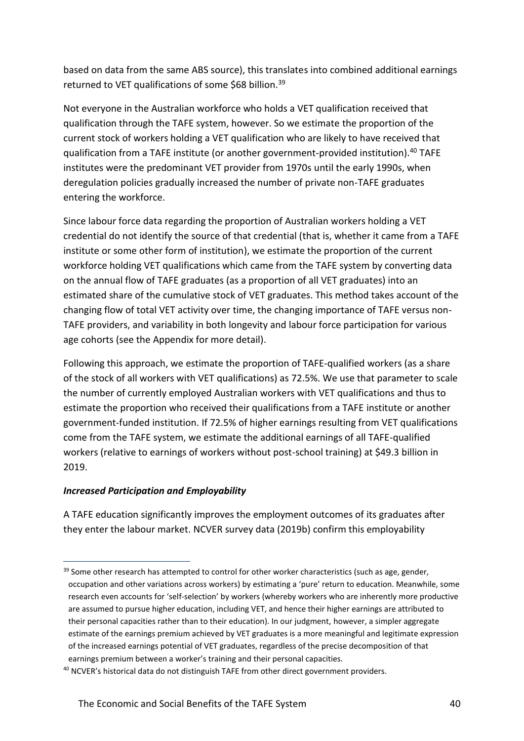based on data from the same ABS source), this translates into combined additional earnings returned to VET qualifications of some $68 billion.[39]

Not everyone in the Australian workforce who holds a VET qualification received that qualification through the TAFE system, however. So we estimate the proportion of the current stock of workers holding a VET qualification who are likely to have received that qualification from a TAFE institute (or another government-provided institution).[40] TAFE institutes were the predominant VET provider from 1970s until the early 1990s, when deregulation policies gradually increased the number of private non-TAFE graduates entering the workforce.

Since labour force data regarding the proportion of Australian workers holding a VET credential do not identify the source of that credential (that is, whether it came from a TAFE institute or some other form of institution), we estimate the proportion of the current workforce holding VET qualifications which came from the TAFE system by converting data on the annual flow of TAFE graduates (as a proportion of all VET graduates) into an estimated share of the cumulative stock of VET graduates. This method takes account of the changing flow of total VET activity over time, the changing importance of TAFE versus non-TAFE providers, and variability in both longevity and labour force participation for various age cohorts (see the Appendix for more detail).

Following this approach, we estimate the proportion of TAFE-qualified workers (as a share of the stock of all workers with VET qualifications) as 72.5%. We use that parameter to scale the number of currently employed Australian workers with VET qualifications and thus to estimate the proportion who received their qualifications from a TAFE institute or another government-funded institution. If 72.5% of higher earnings resulting from VET qualifications come from the TAFE system, we estimate the additional earnings of all TAFE-qualified workers (relative to earnings of workers without post-school training) at $49.3 billion in 2019.

***Increased Participation and Employability***

A TAFE education significantly improves the employment outcomes of its graduates after they enter the labour market. NCVER survey data (2019b) confirm this employability

---

[39] Some other research has attempted to control for other worker characteristics (such as age, gender, occupation and other variations across workers) by estimating a 'pure' return to education. Meanwhile, some research even accounts for 'self-selection' by workers (whereby workers who are inherently more productive are assumed to pursue higher education, including VET, and hence their higher earnings are attributed to their personal capacities rather than to their education). In our judgment, however, a simpler aggregate estimate of the earnings premium achieved by VET graduates is a more meaningful and legitimate expression of the increased earnings potential of VET graduates, regardless of the precise decomposition of that earnings premium between a worker's training and their personal capacities.

[40] NCVER's historical data do not distinguish TAFE from other direct government providers.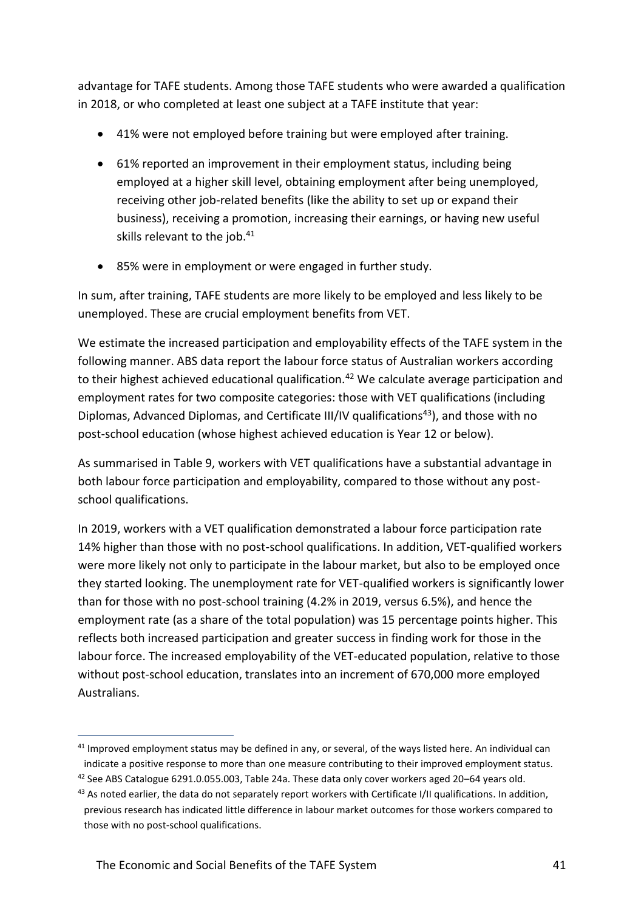advantage for TAFE students. Among those TAFE students who were awarded a qualification in 2018, or who completed at least one subject at a TAFE institute that year:

- 41% were not employed before training but were employed after training.
- 61% reported an improvement in their employment status, including being employed at a higher skill level, obtaining employment after being unemployed, receiving other job-related benefits (like the ability to set up or expand their business), receiving a promotion, increasing their earnings, or having new useful skills relevant to the job.[41]
- 85% were in employment or were engaged in further study.

In sum, after training, TAFE students are more likely to be employed and less likely to be unemployed. These are crucial employment benefits from VET.

We estimate the increased participation and employability effects of the TAFE system in the following manner. ABS data report the labour force status of Australian workers according to their highest achieved educational qualification.[42] We calculate average participation and employment rates for two composite categories: those with VET qualifications (including Diplomas, Advanced Diplomas, and Certificate III/IV qualifications[43]), and those with no post-school education (whose highest achieved education is Year 12 or below).

As summarised in Table 9, workers with VET qualifications have a substantial advantage in both labour force participation and employability, compared to those without any post-school qualifications.

In 2019, workers with a VET qualification demonstrated a labour force participation rate 14% higher than those with no post-school qualifications. In addition, VET-qualified workers were more likely not only to participate in the labour market, but also to be employed once they started looking. The unemployment rate for VET-qualified workers is significantly lower than for those with no post-school training (4.2% in 2019, versus 6.5%), and hence the employment rate (as a share of the total population) was 15 percentage points higher. This reflects both increased participation and greater success in finding work for those in the labour force. The increased employability of the VET-educated population, relative to those without post-school education, translates into an increment of 670,000 more employed Australians.

[41] Improved employment status may be defined in any, or several, of the ways listed here. An individual can indicate a positive response to more than one measure contributing to their improved employment status.

[42] See ABS Catalogue 6291.0.055.003, Table 24a. These data only cover workers aged 20–64 years old.

[43] As noted earlier, the data do not separately report workers with Certificate I/II qualifications. In addition, previous research has indicated little difference in labour market outcomes for those workers compared to those with no post-school qualifications.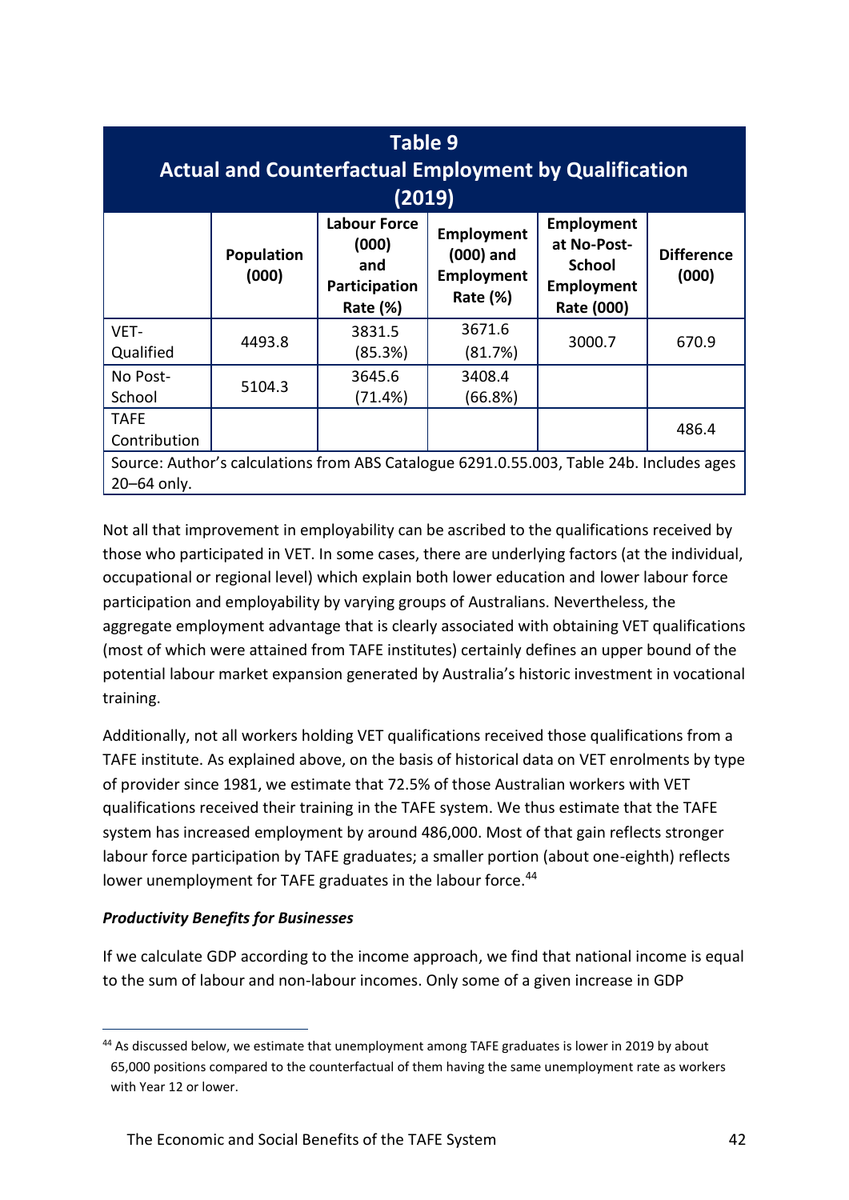**Table 9**
**Actual and Counterfactual Employment by Qualification (2019)**

| | Population (000) | Labour Force (000) and Participation Rate (%) | Employment (000) and Employment Rate (%) | Employment at No-Post-School Employment Rate (000) | Difference (000) |
|---|---|---|---|---|---|
| VET-Qualified | 4493.8 | 3831.5 (85.3%) | 3671.6 (81.7%) | 3000.7 | 670.9 |
| No Post-School | 5104.3 | 3645.6 (71.4%) | 3408.4 (66.8%) | | |
| TAFE Contribution | | | | | 486.4 |
| Source: Author's calculations from ABS Catalogue 6291.0.55.003, Table 24b. Includes ages 20–64 only. | | | | | |

Not all that improvement in employability can be ascribed to the qualifications received by those who participated in VET. In some cases, there are underlying factors (at the individual, occupational or regional level) which explain both lower education and lower labour force participation and employability by varying groups of Australians. Nevertheless, the aggregate employment advantage that is clearly associated with obtaining VET qualifications (most of which were attained from TAFE institutes) certainly defines an upper bound of the potential labour market expansion generated by Australia's historic investment in vocational training.

Additionally, not all workers holding VET qualifications received those qualifications from a TAFE institute. As explained above, on the basis of historical data on VET enrolments by type of provider since 1981, we estimate that 72.5% of those Australian workers with VET qualifications received their training in the TAFE system. We thus estimate that the TAFE system has increased employment by around 486,000. Most of that gain reflects stronger labour force participation by TAFE graduates; a smaller portion (about one-eighth) reflects lower unemployment for TAFE graduates in the labour force.[44]

***Productivity Benefits for Businesses***

If we calculate GDP according to the income approach, we find that national income is equal to the sum of labour and non-labour incomes. Only some of a given increase in GDP

[44] As discussed below, we estimate that unemployment among TAFE graduates is lower in 2019 by about 65,000 positions compared to the counterfactual of them having the same unemployment rate as workers with Year 12 or lower.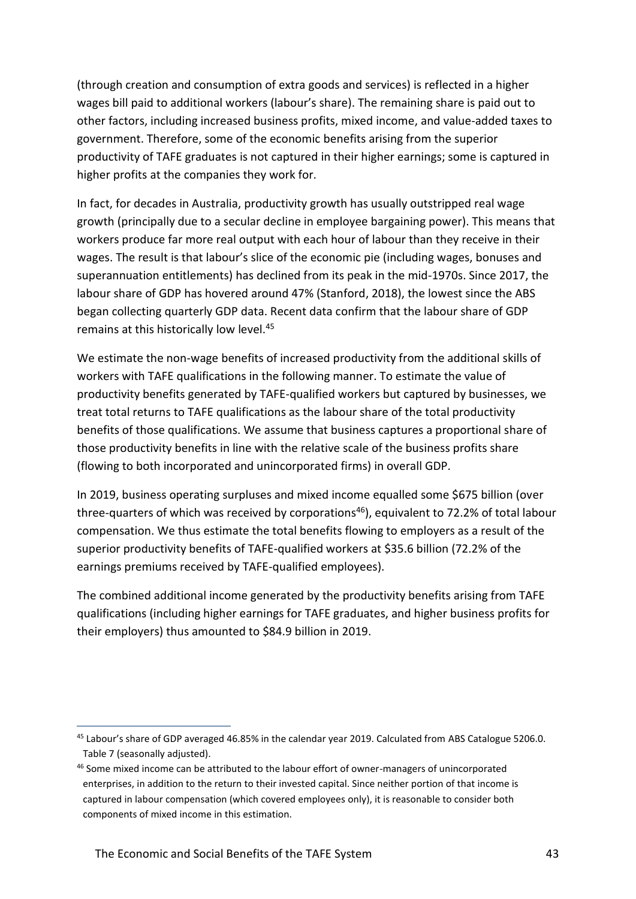(through creation and consumption of extra goods and services) is reflected in a higher wages bill paid to additional workers (labour's share). The remaining share is paid out to other factors, including increased business profits, mixed income, and value-added taxes to government. Therefore, some of the economic benefits arising from the superior productivity of TAFE graduates is not captured in their higher earnings; some is captured in higher profits at the companies they work for.

In fact, for decades in Australia, productivity growth has usually outstripped real wage growth (principally due to a secular decline in employee bargaining power). This means that workers produce far more real output with each hour of labour than they receive in their wages. The result is that labour's slice of the economic pie (including wages, bonuses and superannuation entitlements) has declined from its peak in the mid-1970s. Since 2017, the labour share of GDP has hovered around 47% (Stanford, 2018), the lowest since the ABS began collecting quarterly GDP data. Recent data confirm that the labour share of GDP remains at this historically low level.[45]

We estimate the non-wage benefits of increased productivity from the additional skills of workers with TAFE qualifications in the following manner. To estimate the value of productivity benefits generated by TAFE-qualified workers but captured by businesses, we treat total returns to TAFE qualifications as the labour share of the total productivity benefits of those qualifications. We assume that business captures a proportional share of those productivity benefits in line with the relative scale of the business profits share (flowing to both incorporated and unincorporated firms) in overall GDP.

In 2019, business operating surpluses and mixed income equalled some $675 billion (over three-quarters of which was received by corporations[46]), equivalent to 72.2% of total labour compensation. We thus estimate the total benefits flowing to employers as a result of the superior productivity benefits of TAFE-qualified workers at $35.6 billion (72.2% of the earnings premiums received by TAFE-qualified employees).

The combined additional income generated by the productivity benefits arising from TAFE qualifications (including higher earnings for TAFE graduates, and higher business profits for their employers) thus amounted to $84.9 billion in 2019.

---

[45] Labour's share of GDP averaged 46.85% in the calendar year 2019. Calculated from ABS Catalogue 5206.0. Table 7 (seasonally adjusted).

[46] Some mixed income can be attributed to the labour effort of owner-managers of unincorporated enterprises, in addition to the return to their invested capital. Since neither portion of that income is captured in labour compensation (which covered employees only), it is reasonable to consider both components of mixed income in this estimation.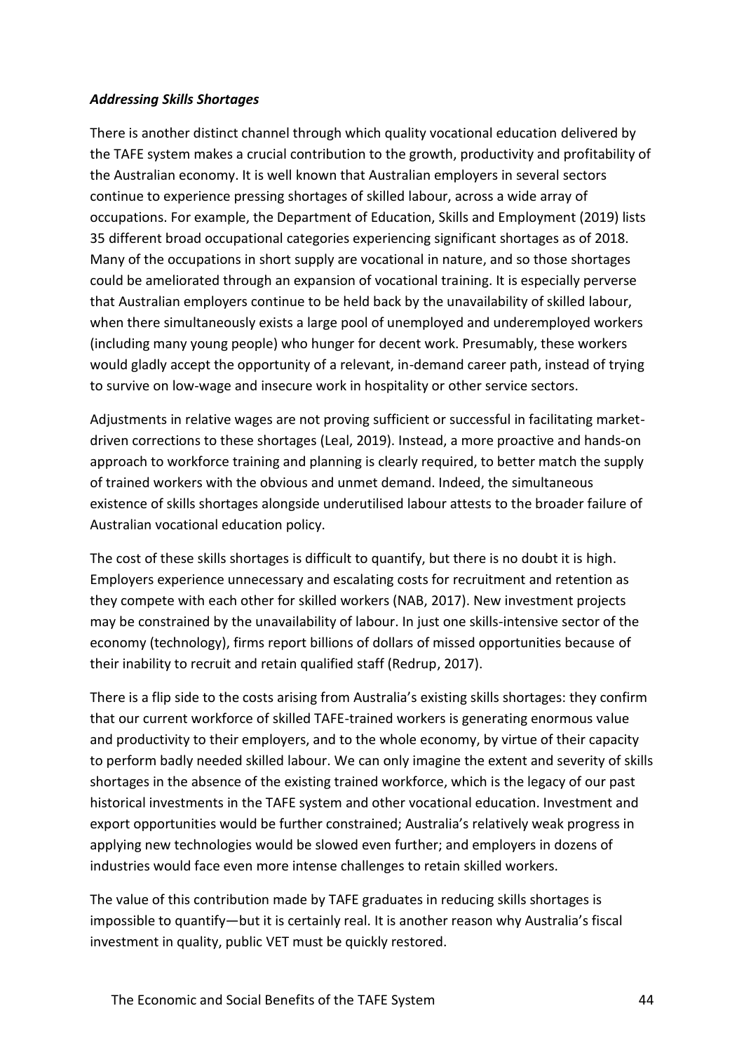***Addressing Skills Shortages***

There is another distinct channel through which quality vocational education delivered by the TAFE system makes a crucial contribution to the growth, productivity and profitability of the Australian economy. It is well known that Australian employers in several sectors continue to experience pressing shortages of skilled labour, across a wide array of occupations. For example, the Department of Education, Skills and Employment (2019) lists 35 different broad occupational categories experiencing significant shortages as of 2018. Many of the occupations in short supply are vocational in nature, and so those shortages could be ameliorated through an expansion of vocational training. It is especially perverse that Australian employers continue to be held back by the unavailability of skilled labour, when there simultaneously exists a large pool of unemployed and underemployed workers (including many young people) who hunger for decent work. Presumably, these workers would gladly accept the opportunity of a relevant, in-demand career path, instead of trying to survive on low-wage and insecure work in hospitality or other service sectors.

Adjustments in relative wages are not proving sufficient or successful in facilitating market-driven corrections to these shortages (Leal, 2019). Instead, a more proactive and hands-on approach to workforce training and planning is clearly required, to better match the supply of trained workers with the obvious and unmet demand. Indeed, the simultaneous existence of skills shortages alongside underutilised labour attests to the broader failure of Australian vocational education policy.

The cost of these skills shortages is difficult to quantify, but there is no doubt it is high. Employers experience unnecessary and escalating costs for recruitment and retention as they compete with each other for skilled workers (NAB, 2017). New investment projects may be constrained by the unavailability of labour. In just one skills-intensive sector of the economy (technology), firms report billions of dollars of missed opportunities because of their inability to recruit and retain qualified staff (Redrup, 2017).

There is a flip side to the costs arising from Australia's existing skills shortages: they confirm that our current workforce of skilled TAFE-trained workers is generating enormous value and productivity to their employers, and to the whole economy, by virtue of their capacity to perform badly needed skilled labour. We can only imagine the extent and severity of skills shortages in the absence of the existing trained workforce, which is the legacy of our past historical investments in the TAFE system and other vocational education. Investment and export opportunities would be further constrained; Australia's relatively weak progress in applying new technologies would be slowed even further; and employers in dozens of industries would face even more intense challenges to retain skilled workers.

The value of this contribution made by TAFE graduates in reducing skills shortages is impossible to quantify—but it is certainly real. It is another reason why Australia's fiscal investment in quality, public VET must be quickly restored.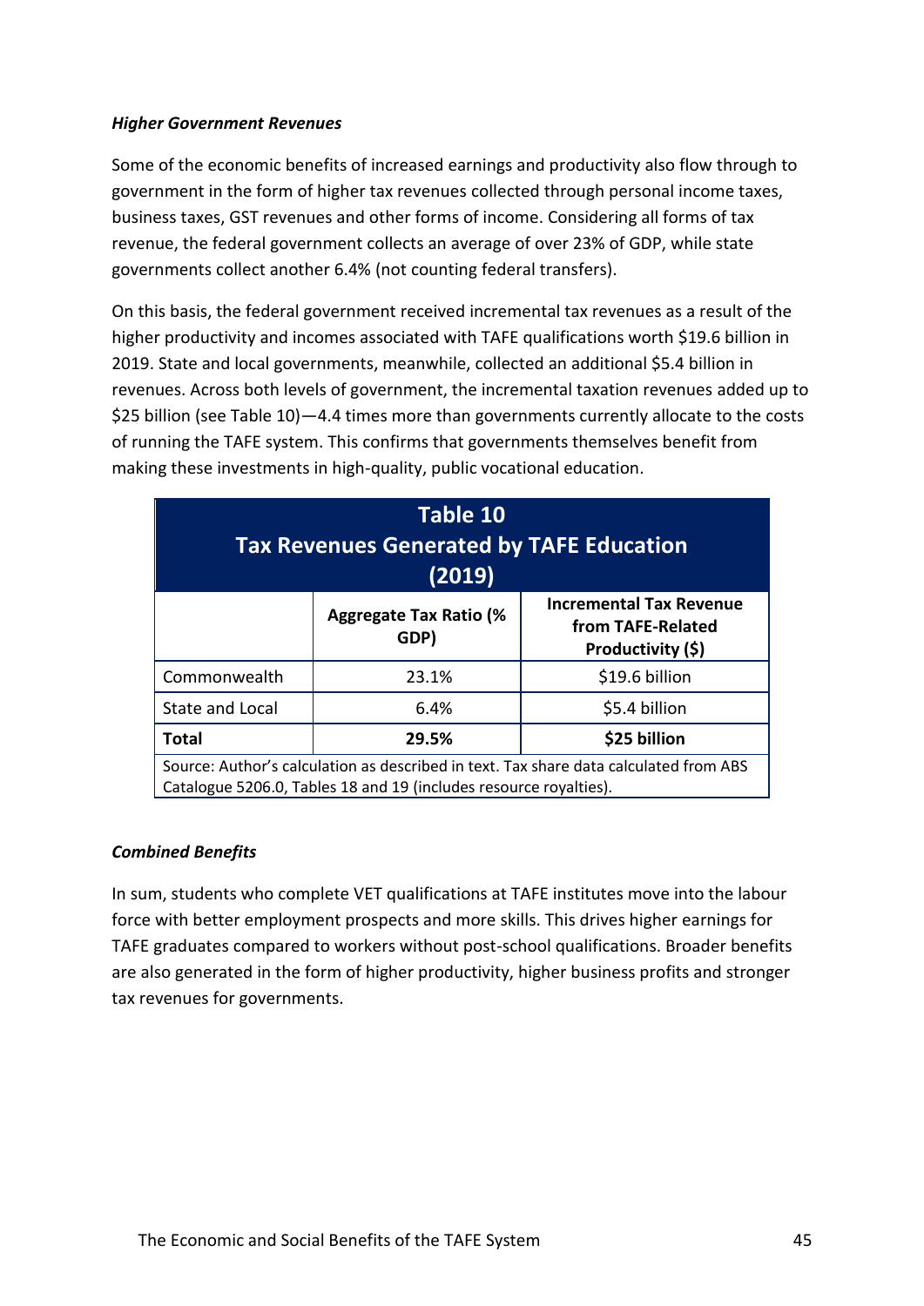***Higher Government Revenues***

Some of the economic benefits of increased earnings and productivity also flow through to government in the form of higher tax revenues collected through personal income taxes, business taxes, GST revenues and other forms of income. Considering all forms of tax revenue, the federal government collects an average of over 23% of GDP, while state governments collect another 6.4% (not counting federal transfers).

On this basis, the federal government received incremental tax revenues as a result of the higher productivity and incomes associated with TAFE qualifications worth $19.6 billion in 2019. State and local governments, meanwhile, collected an additional $5.4 billion in revenues. Across both levels of government, the incremental taxation revenues added up to $25 billion (see Table 10)—4.4 times more than governments currently allocate to the costs of running the TAFE system. This confirms that governments themselves benefit from making these investments in high-quality, public vocational education.

**Table 10**
**Tax Revenues Generated by TAFE Education (2019)**

| | Aggregate Tax Ratio (% GDP) | Incremental Tax Revenue from TAFE-Related Productivity ($) |
|---|---|---|
| Commonwealth | 23.1% | $19.6 billion |
| State and Local | 6.4% | $5.4 billion |
| **Total** | **29.5%** | **$25 billion** |

Source: Author's calculation as described in text. Tax share data calculated from ABS Catalogue 5206.0, Tables 18 and 19 (includes resource royalties).

***Combined Benefits***

In sum, students who complete VET qualifications at TAFE institutes move into the labour force with better employment prospects and more skills. This drives higher earnings for TAFE graduates compared to workers without post-school qualifications. Broader benefits are also generated in the form of higher productivity, higher business profits and stronger tax revenues for governments.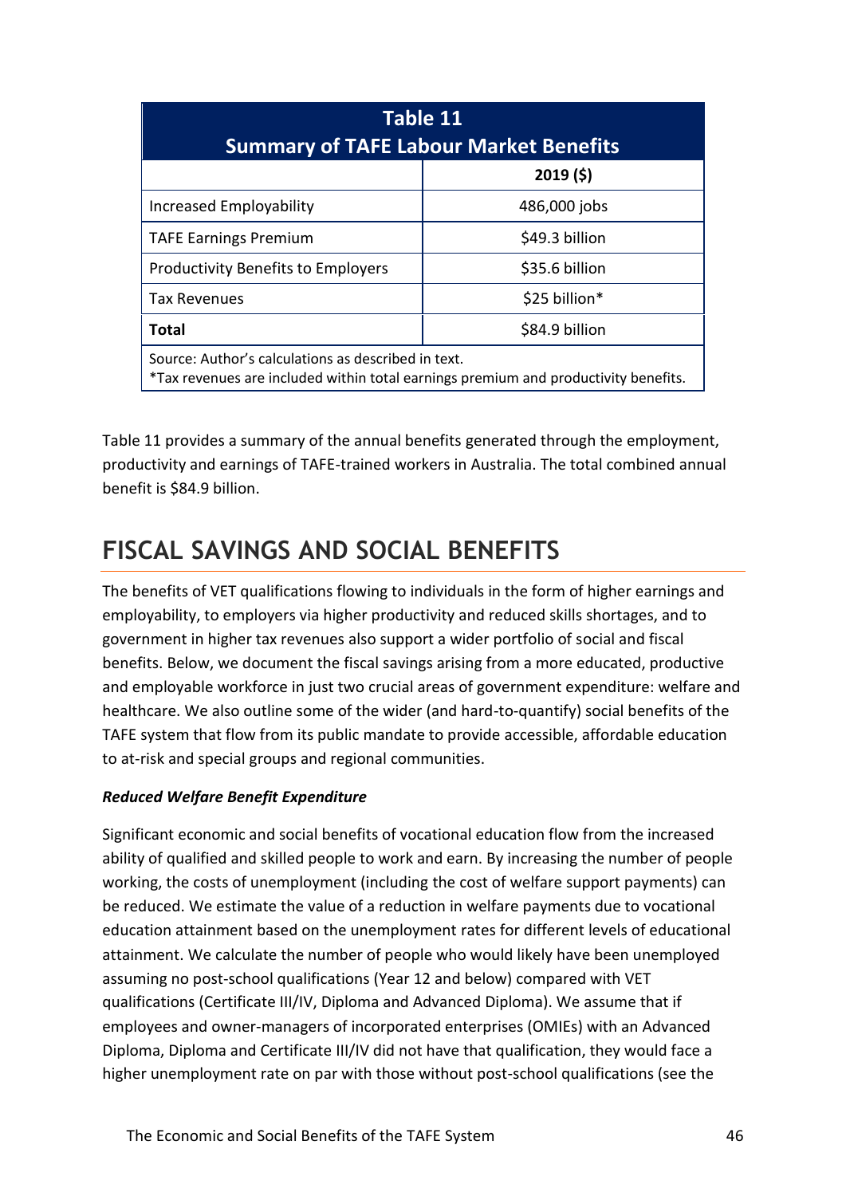| Table 11<br>Summary of TAFE Labour Market Benefits | |
|---|---|
| | **2019 ($)** |
| Increased Employability | 486,000 jobs |
| TAFE Earnings Premium | $49.3 billion |
| Productivity Benefits to Employers | $35.6 billion |
| Tax Revenues | $25 billion* |
| **Total** | $84.9 billion |

Source: Author's calculations as described in text.
*Tax revenues are included within total earnings premium and productivity benefits.

Table 11 provides a summary of the annual benefits generated through the employment, productivity and earnings of TAFE-trained workers in Australia. The total combined annual benefit is $84.9 billion.

## FISCAL SAVINGS AND SOCIAL BENEFITS

The benefits of VET qualifications flowing to individuals in the form of higher earnings and employability, to employers via higher productivity and reduced skills shortages, and to government in higher tax revenues also support a wider portfolio of social and fiscal benefits. Below, we document the fiscal savings arising from a more educated, productive and employable workforce in just two crucial areas of government expenditure: welfare and healthcare. We also outline some of the wider (and hard-to-quantify) social benefits of the TAFE system that flow from its public mandate to provide accessible, affordable education to at-risk and special groups and regional communities.

***Reduced Welfare Benefit Expenditure***

Significant economic and social benefits of vocational education flow from the increased ability of qualified and skilled people to work and earn. By increasing the number of people working, the costs of unemployment (including the cost of welfare support payments) can be reduced. We estimate the value of a reduction in welfare payments due to vocational education attainment based on the unemployment rates for different levels of educational attainment. We calculate the number of people who would likely have been unemployed assuming no post-school qualifications (Year 12 and below) compared with VET qualifications (Certificate III/IV, Diploma and Advanced Diploma). We assume that if employees and owner-managers of incorporated enterprises (OMIEs) with an Advanced Diploma, Diploma and Certificate III/IV did not have that qualification, they would face a higher unemployment rate on par with those without post-school qualifications (see the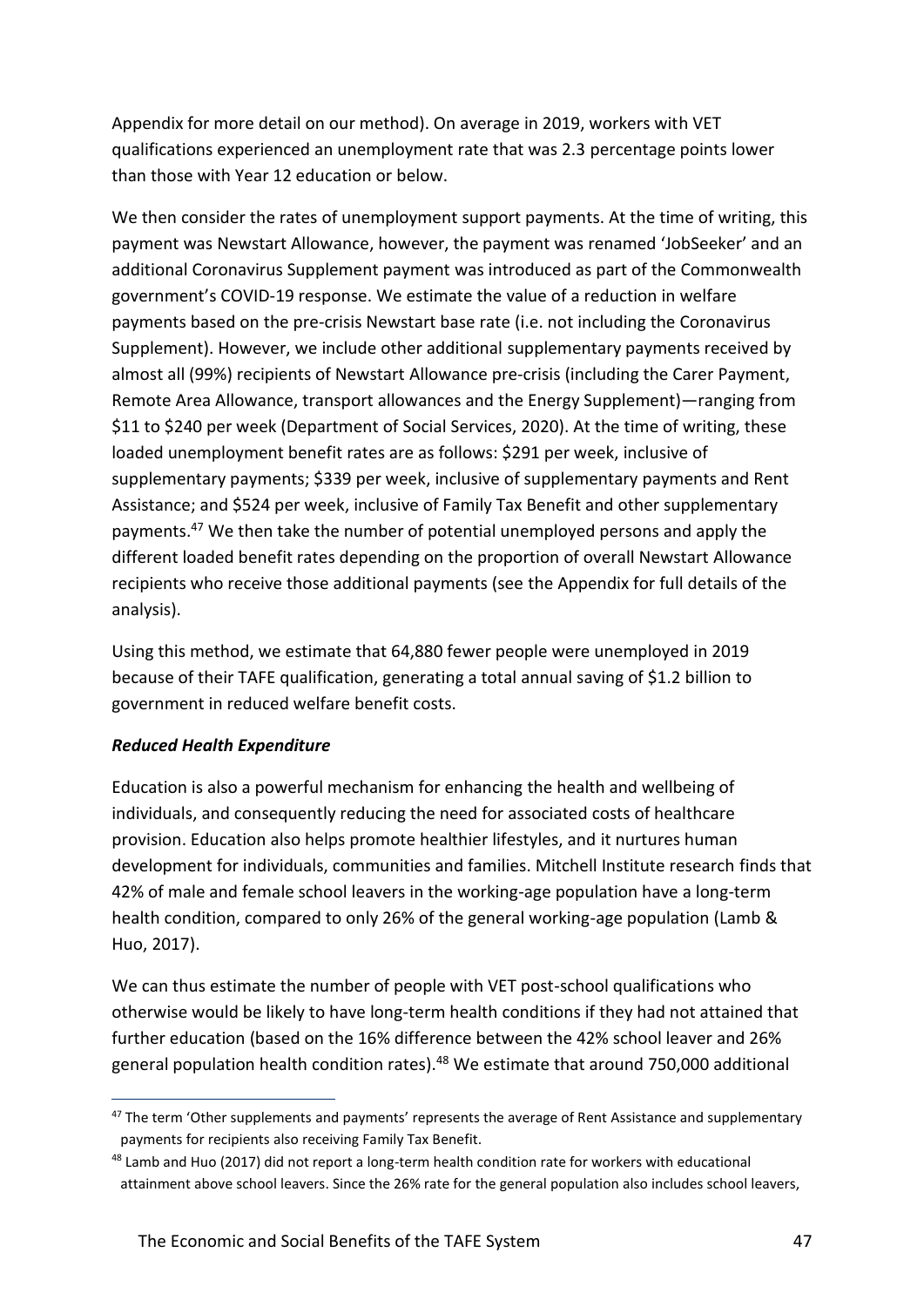Appendix for more detail on our method). On average in 2019, workers with VET qualifications experienced an unemployment rate that was 2.3 percentage points lower than those with Year 12 education or below.

We then consider the rates of unemployment support payments. At the time of writing, this payment was Newstart Allowance, however, the payment was renamed 'JobSeeker' and an additional Coronavirus Supplement payment was introduced as part of the Commonwealth government's COVID-19 response. We estimate the value of a reduction in welfare payments based on the pre-crisis Newstart base rate (i.e. not including the Coronavirus Supplement). However, we include other additional supplementary payments received by almost all (99%) recipients of Newstart Allowance pre-crisis (including the Carer Payment, Remote Area Allowance, transport allowances and the Energy Supplement)—ranging from $11 to $240 per week (Department of Social Services, 2020). At the time of writing, these loaded unemployment benefit rates are as follows: $291 per week, inclusive of supplementary payments; $339 per week, inclusive of supplementary payments and Rent Assistance; and $524 per week, inclusive of Family Tax Benefit and other supplementary payments.[47] We then take the number of potential unemployed persons and apply the different loaded benefit rates depending on the proportion of overall Newstart Allowance recipients who receive those additional payments (see the Appendix for full details of the analysis).

Using this method, we estimate that 64,880 fewer people were unemployed in 2019 because of their TAFE qualification, generating a total annual saving of $1.2 billion to government in reduced welfare benefit costs.

### *Reduced Health Expenditure*

Education is also a powerful mechanism for enhancing the health and wellbeing of individuals, and consequently reducing the need for associated costs of healthcare provision. Education also helps promote healthier lifestyles, and it nurtures human development for individuals, communities and families. Mitchell Institute research finds that 42% of male and female school leavers in the working-age population have a long-term health condition, compared to only 26% of the general working-age population (Lamb & Huo, 2017).

We can thus estimate the number of people with VET post-school qualifications who otherwise would be likely to have long-term health conditions if they had not attained that further education (based on the 16% difference between the 42% school leaver and 26% general population health condition rates).[48] We estimate that around 750,000 additional

---

[47] The term 'Other supplements and payments' represents the average of Rent Assistance and supplementary payments for recipients also receiving Family Tax Benefit.

[48] Lamb and Huo (2017) did not report a long-term health condition rate for workers with educational attainment above school leavers. Since the 26% rate for the general population also includes school leavers,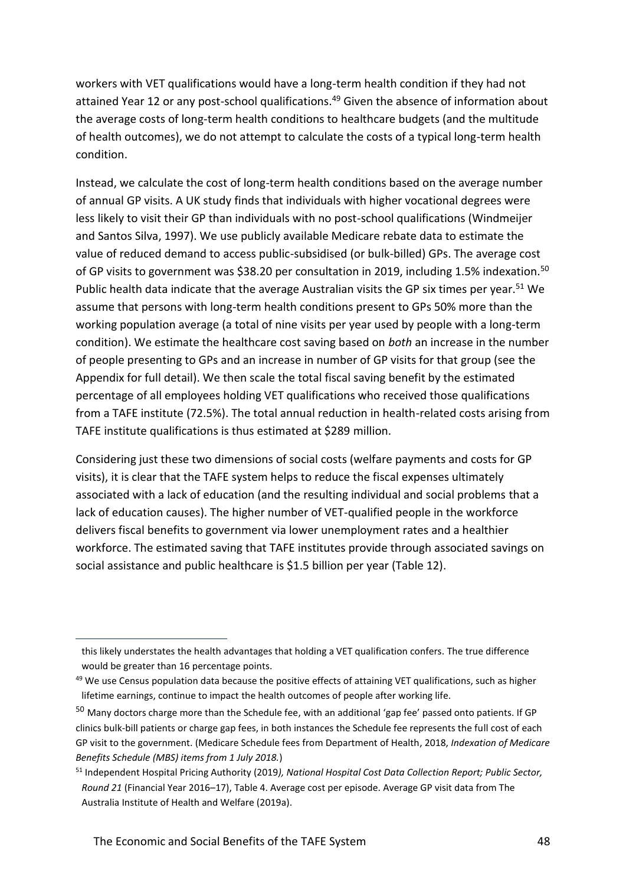workers with VET qualifications would have a long-term health condition if they had not attained Year 12 or any post-school qualifications.[49] Given the absence of information about the average costs of long-term health conditions to healthcare budgets (and the multitude of health outcomes), we do not attempt to calculate the costs of a typical long-term health condition.

Instead, we calculate the cost of long-term health conditions based on the average number of annual GP visits. A UK study finds that individuals with higher vocational degrees were less likely to visit their GP than individuals with no post-school qualifications (Windmeijer and Santos Silva, 1997). We use publicly available Medicare rebate data to estimate the value of reduced demand to access public-subsidised (or bulk-billed) GPs. The average cost of GP visits to government was $38.20 per consultation in 2019, including 1.5% indexation.[50] Public health data indicate that the average Australian visits the GP six times per year.[51] We assume that persons with long-term health conditions present to GPs 50% more than the working population average (a total of nine visits per year used by people with a long-term condition). We estimate the healthcare cost saving based on *both* an increase in the number of people presenting to GPs and an increase in number of GP visits for that group (see the Appendix for full detail). We then scale the total fiscal saving benefit by the estimated percentage of all employees holding VET qualifications who received those qualifications from a TAFE institute (72.5%). The total annual reduction in health-related costs arising from TAFE institute qualifications is thus estimated at $289 million.

Considering just these two dimensions of social costs (welfare payments and costs for GP visits), it is clear that the TAFE system helps to reduce the fiscal expenses ultimately associated with a lack of education (and the resulting individual and social problems that a lack of education causes). The higher number of VET-qualified people in the workforce delivers fiscal benefits to government via lower unemployment rates and a healthier workforce. The estimated saving that TAFE institutes provide through associated savings on social assistance and public healthcare is $1.5 billion per year (Table 12).

---

this likely understates the health advantages that holding a VET qualification confers. The true difference would be greater than 16 percentage points.

[49] We use Census population data because the positive effects of attaining VET qualifications, such as higher lifetime earnings, continue to impact the health outcomes of people after working life.

[50] Many doctors charge more than the Schedule fee, with an additional 'gap fee' passed onto patients. If GP clinics bulk-bill patients or charge gap fees, in both instances the Schedule fee represents the full cost of each GP visit to the government. (Medicare Schedule fees from Department of Health, 2018, *Indexation of Medicare Benefits Schedule (MBS) items from 1 July 2018.*)

[51] Independent Hospital Pricing Authority (2019*), National Hospital Cost Data Collection Report; Public Sector, Round 21* (Financial Year 2016–17), Table 4. Average cost per episode. Average GP visit data from The Australia Institute of Health and Welfare (2019a).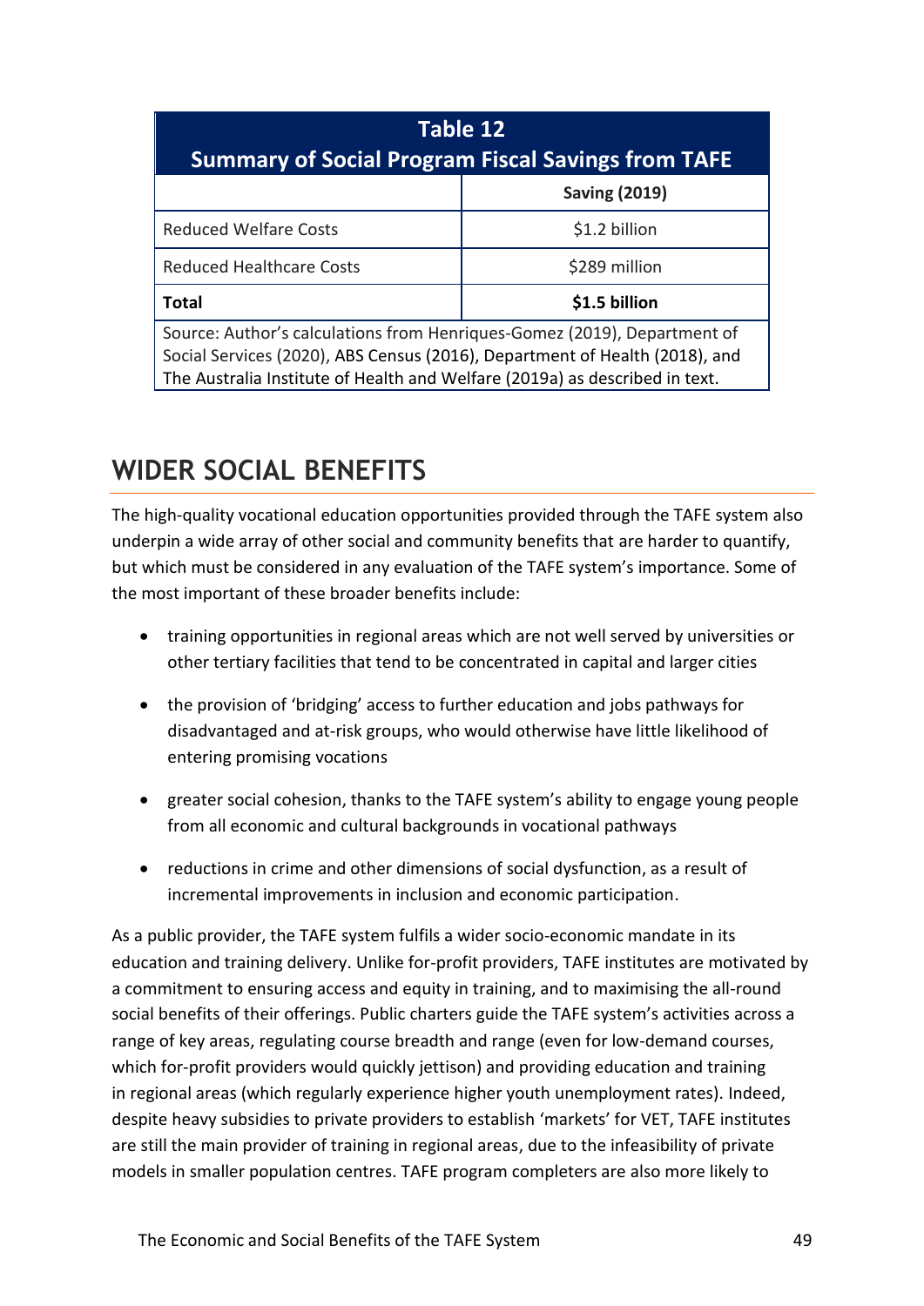**Table 12**
**Summary of Social Program Fiscal Savings from TAFE**

| | Saving (2019) |
|---|---|
| Reduced Welfare Costs | $1.2 billion |
| Reduced Healthcare Costs | $289 million |
| **Total** | **$1.5 billion** |

Source: Author's calculations from Henriques-Gomez (2019), Department of Social Services (2020), ABS Census (2016), Department of Health (2018), and The Australia Institute of Health and Welfare (2019a) as described in text.

## WIDER SOCIAL BENEFITS

The high-quality vocational education opportunities provided through the TAFE system also underpin a wide array of other social and community benefits that are harder to quantify, but which must be considered in any evaluation of the TAFE system's importance. Some of the most important of these broader benefits include:

- training opportunities in regional areas which are not well served by universities or other tertiary facilities that tend to be concentrated in capital and larger cities
- the provision of 'bridging' access to further education and jobs pathways for disadvantaged and at-risk groups, who would otherwise have little likelihood of entering promising vocations
- greater social cohesion, thanks to the TAFE system's ability to engage young people from all economic and cultural backgrounds in vocational pathways
- reductions in crime and other dimensions of social dysfunction, as a result of incremental improvements in inclusion and economic participation.

As a public provider, the TAFE system fulfils a wider socio-economic mandate in its education and training delivery. Unlike for-profit providers, TAFE institutes are motivated by a commitment to ensuring access and equity in training, and to maximising the all-round social benefits of their offerings. Public charters guide the TAFE system's activities across a range of key areas, regulating course breadth and range (even for low-demand courses, which for-profit providers would quickly jettison) and providing education and training in regional areas (which regularly experience higher youth unemployment rates). Indeed, despite heavy subsidies to private providers to establish 'markets' for VET, TAFE institutes are still the main provider of training in regional areas, due to the infeasibility of private models in smaller population centres. TAFE program completers are also more likely to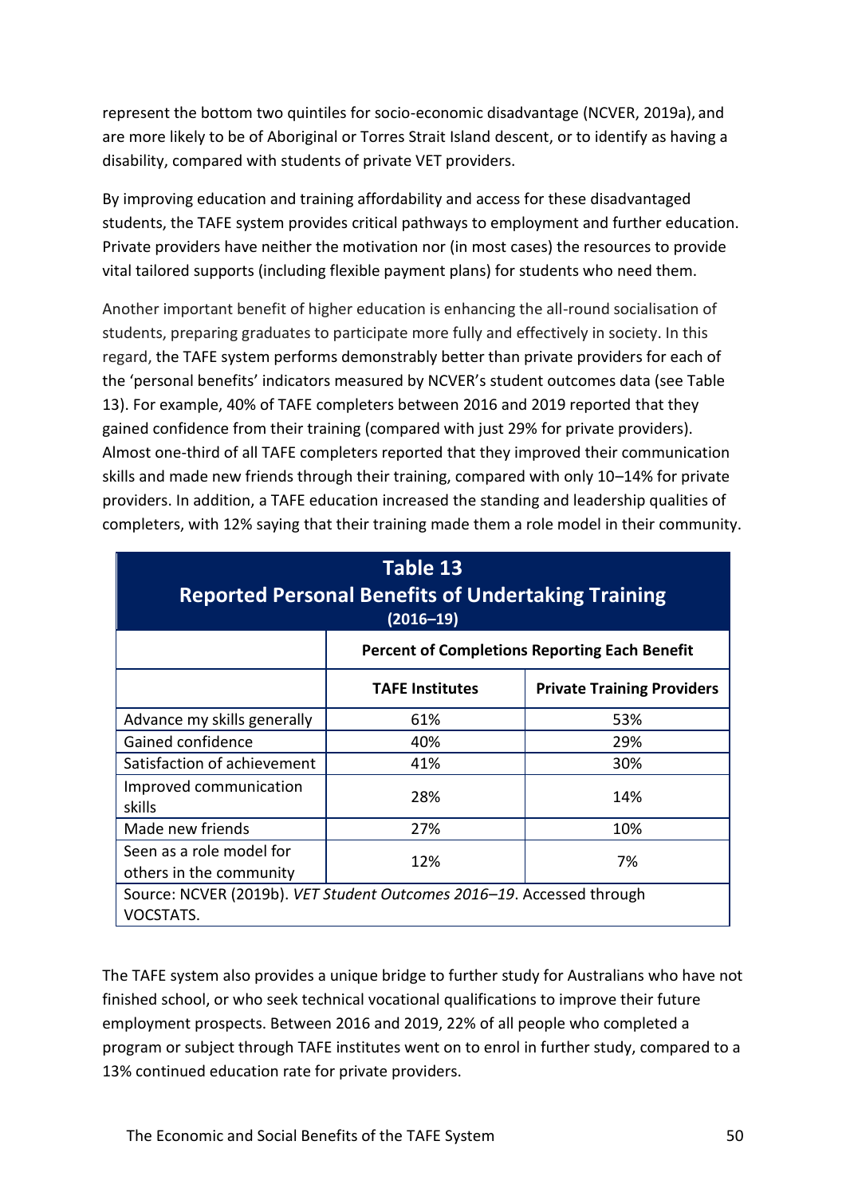represent the bottom two quintiles for socio-economic disadvantage (NCVER, 2019a), and are more likely to be of Aboriginal or Torres Strait Island descent, or to identify as having a disability, compared with students of private VET providers.

By improving education and training affordability and access for these disadvantaged students, the TAFE system provides critical pathways to employment and further education. Private providers have neither the motivation nor (in most cases) the resources to provide vital tailored supports (including flexible payment plans) for students who need them.

Another important benefit of higher education is enhancing the all-round socialisation of students, preparing graduates to participate more fully and effectively in society. In this regard, the TAFE system performs demonstrably better than private providers for each of the 'personal benefits' indicators measured by NCVER's student outcomes data (see Table 13). For example, 40% of TAFE completers between 2016 and 2019 reported that they gained confidence from their training (compared with just 29% for private providers). Almost one-third of all TAFE completers reported that they improved their communication skills and made new friends through their training, compared with only 10–14% for private providers. In addition, a TAFE education increased the standing and leadership qualities of completers, with 12% saying that their training made them a role model in their community.

**Table 13**
**Reported Personal Benefits of Undertaking Training**
**(2016–19)**

| | Percent of Completions Reporting Each Benefit | |
|---|---|---|
| | **TAFE Institutes** | **Private Training Providers** |
| Advance my skills generally | 61% | 53% |
| Gained confidence | 40% | 29% |
| Satisfaction of achievement | 41% | 30% |
| Improved communication skills | 28% | 14% |
| Made new friends | 27% | 10% |
| Seen as a role model for others in the community | 12% | 7% |

Source: NCVER (2019b). *VET Student Outcomes 2016–19*. Accessed through VOCSTATS.

The TAFE system also provides a unique bridge to further study for Australians who have not finished school, or who seek technical vocational qualifications to improve their future employment prospects. Between 2016 and 2019, 22% of all people who completed a program or subject through TAFE institutes went on to enrol in further study, compared to a 13% continued education rate for private providers.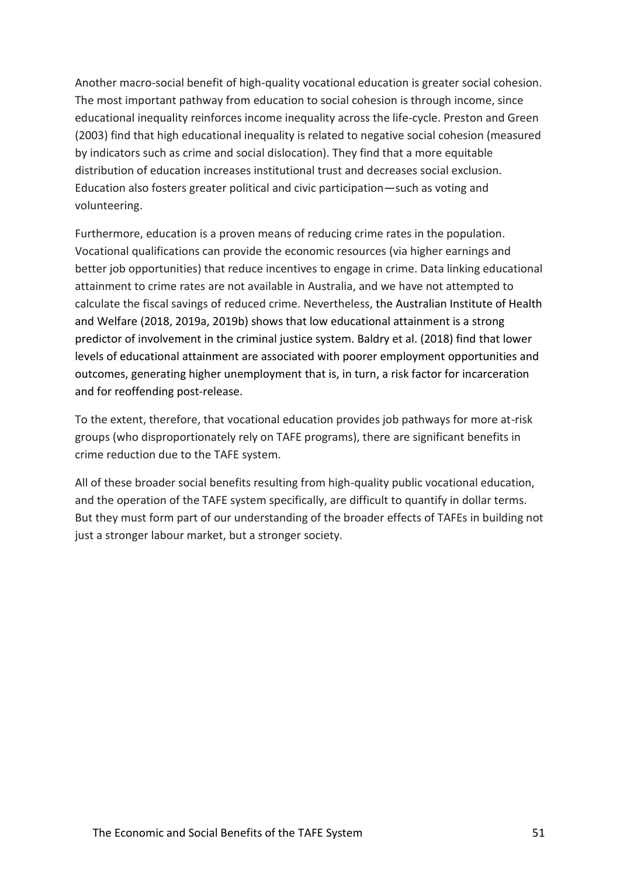Another macro-social benefit of high-quality vocational education is greater social cohesion. The most important pathway from education to social cohesion is through income, since educational inequality reinforces income inequality across the life-cycle. Preston and Green (2003) find that high educational inequality is related to negative social cohesion (measured by indicators such as crime and social dislocation). They find that a more equitable distribution of education increases institutional trust and decreases social exclusion. Education also fosters greater political and civic participation—such as voting and volunteering.

Furthermore, education is a proven means of reducing crime rates in the population. Vocational qualifications can provide the economic resources (via higher earnings and better job opportunities) that reduce incentives to engage in crime. Data linking educational attainment to crime rates are not available in Australia, and we have not attempted to calculate the fiscal savings of reduced crime. Nevertheless, the Australian Institute of Health and Welfare (2018, 2019a, 2019b) shows that low educational attainment is a strong predictor of involvement in the criminal justice system. Baldry et al. (2018) find that lower levels of educational attainment are associated with poorer employment opportunities and outcomes, generating higher unemployment that is, in turn, a risk factor for incarceration and for reoffending post-release.

To the extent, therefore, that vocational education provides job pathways for more at-risk groups (who disproportionately rely on TAFE programs), there are significant benefits in crime reduction due to the TAFE system.

All of these broader social benefits resulting from high-quality public vocational education, and the operation of the TAFE system specifically, are difficult to quantify in dollar terms. But they must form part of our understanding of the broader effects of TAFEs in building not just a stronger labour market, but a stronger society.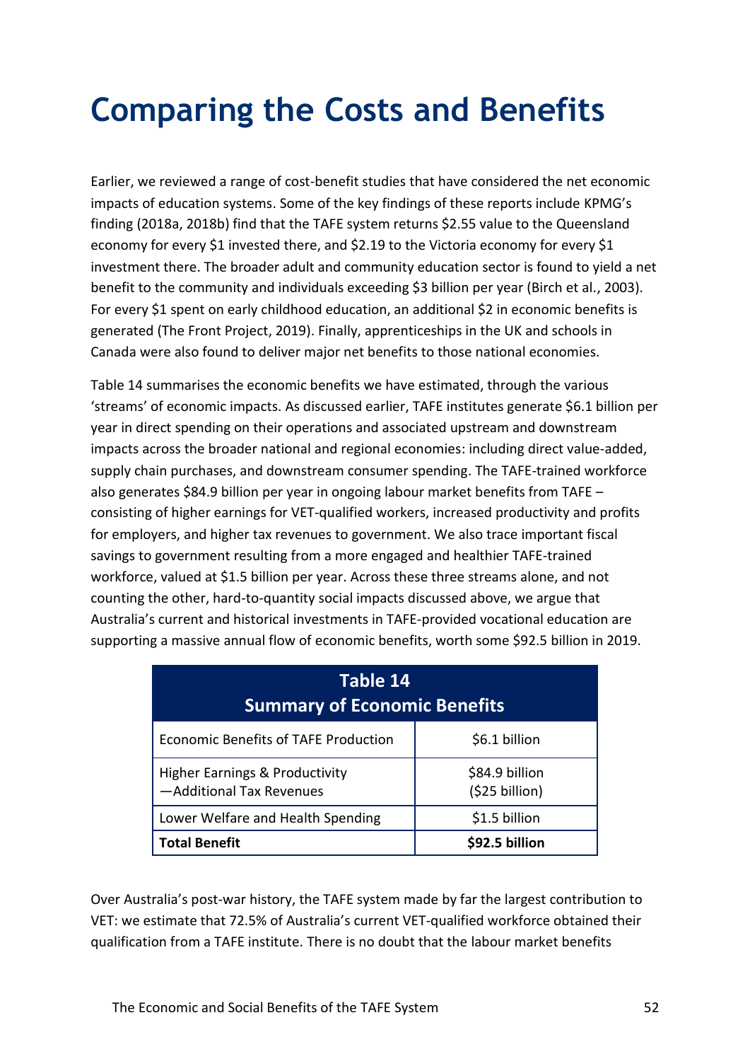# Comparing the Costs and Benefits

Earlier, we reviewed a range of cost-benefit studies that have considered the net economic impacts of education systems. Some of the key findings of these reports include KPMG's finding (2018a, 2018b) find that the TAFE system returns $2.55 value to the Queensland economy for every $1 invested there, and $2.19 to the Victoria economy for every $1 investment there. The broader adult and community education sector is found to yield a net benefit to the community and individuals exceeding $3 billion per year (Birch et al., 2003). For every $1 spent on early childhood education, an additional $2 in economic benefits is generated (The Front Project, 2019). Finally, apprenticeships in the UK and schools in Canada were also found to deliver major net benefits to those national economies.

Table 14 summarises the economic benefits we have estimated, through the various 'streams' of economic impacts. As discussed earlier, TAFE institutes generate $6.1 billion per year in direct spending on their operations and associated upstream and downstream impacts across the broader national and regional economies: including direct value-added, supply chain purchases, and downstream consumer spending. The TAFE-trained workforce also generates $84.9 billion per year in ongoing labour market benefits from TAFE – consisting of higher earnings for VET-qualified workers, increased productivity and profits for employers, and higher tax revenues to government. We also trace important fiscal savings to government resulting from a more engaged and healthier TAFE-trained workforce, valued at $1.5 billion per year. Across these three streams alone, and not counting the other, hard-to-quantity social impacts discussed above, we argue that Australia's current and historical investments in TAFE-provided vocational education are supporting a massive annual flow of economic benefits, worth some $92.5 billion in 2019.

**Table 14**
**Summary of Economic Benefits**

| | |
|---|---|
| Economic Benefits of TAFE Production | $6.1 billion |
| Higher Earnings & Productivity<br>—Additional Tax Revenues | $84.9 billion<br>($25 billion) |
| Lower Welfare and Health Spending | $1.5 billion |
| **Total Benefit** | **$92.5 billion** |

Over Australia's post-war history, the TAFE system made by far the largest contribution to VET: we estimate that 72.5% of Australia's current VET-qualified workforce obtained their qualification from a TAFE institute. There is no doubt that the labour market benefits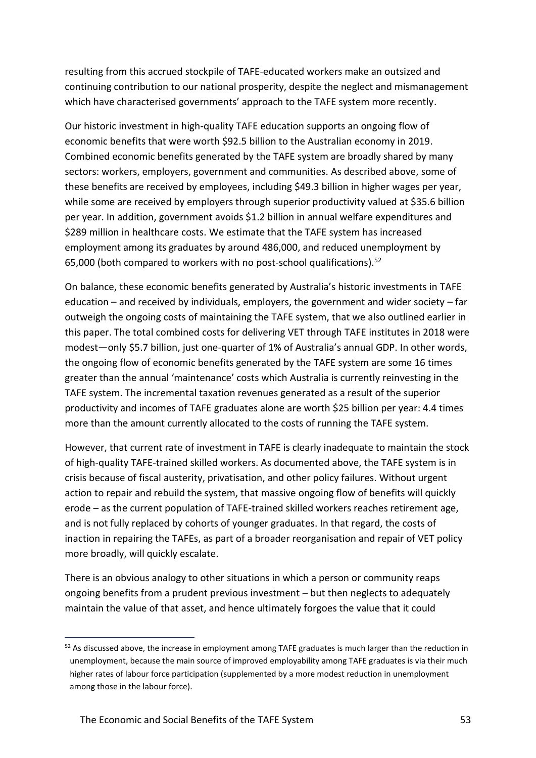resulting from this accrued stockpile of TAFE-educated workers make an outsized and continuing contribution to our national prosperity, despite the neglect and mismanagement which have characterised governments' approach to the TAFE system more recently.

Our historic investment in high-quality TAFE education supports an ongoing flow of economic benefits that were worth $92.5 billion to the Australian economy in 2019. Combined economic benefits generated by the TAFE system are broadly shared by many sectors: workers, employers, government and communities. As described above, some of these benefits are received by employees, including $49.3 billion in higher wages per year, while some are received by employers through superior productivity valued at $35.6 billion per year. In addition, government avoids $1.2 billion in annual welfare expenditures and $289 million in healthcare costs. We estimate that the TAFE system has increased employment among its graduates by around 486,000, and reduced unemployment by 65,000 (both compared to workers with no post-school qualifications).[52]

On balance, these economic benefits generated by Australia's historic investments in TAFE education – and received by individuals, employers, the government and wider society – far outweigh the ongoing costs of maintaining the TAFE system, that we also outlined earlier in this paper. The total combined costs for delivering VET through TAFE institutes in 2018 were modest—only $5.7 billion, just one-quarter of 1% of Australia's annual GDP. In other words, the ongoing flow of economic benefits generated by the TAFE system are some 16 times greater than the annual 'maintenance' costs which Australia is currently reinvesting in the TAFE system. The incremental taxation revenues generated as a result of the superior productivity and incomes of TAFE graduates alone are worth $25 billion per year: 4.4 times more than the amount currently allocated to the costs of running the TAFE system.

However, that current rate of investment in TAFE is clearly inadequate to maintain the stock of high-quality TAFE-trained skilled workers. As documented above, the TAFE system is in crisis because of fiscal austerity, privatisation, and other policy failures. Without urgent action to repair and rebuild the system, that massive ongoing flow of benefits will quickly erode – as the current population of TAFE-trained skilled workers reaches retirement age, and is not fully replaced by cohorts of younger graduates. In that regard, the costs of inaction in repairing the TAFEs, as part of a broader reorganisation and repair of VET policy more broadly, will quickly escalate.

There is an obvious analogy to other situations in which a person or community reaps ongoing benefits from a prudent previous investment – but then neglects to adequately maintain the value of that asset, and hence ultimately forgoes the value that it could

[52] As discussed above, the increase in employment among TAFE graduates is much larger than the reduction in unemployment, because the main source of improved employability among TAFE graduates is via their much higher rates of labour force participation (supplemented by a more modest reduction in unemployment among those in the labour force).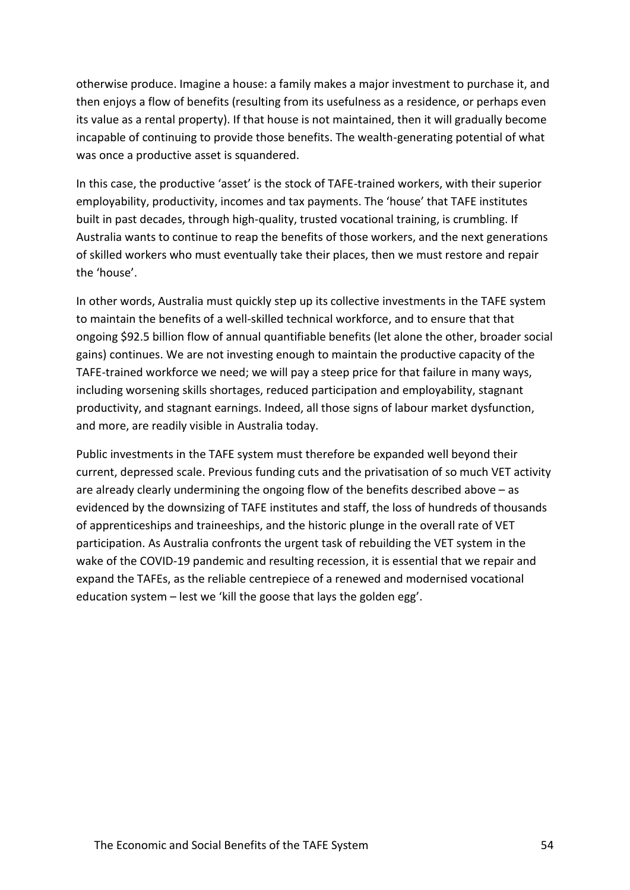otherwise produce. Imagine a house: a family makes a major investment to purchase it, and then enjoys a flow of benefits (resulting from its usefulness as a residence, or perhaps even its value as a rental property). If that house is not maintained, then it will gradually become incapable of continuing to provide those benefits. The wealth-generating potential of what was once a productive asset is squandered.

In this case, the productive 'asset' is the stock of TAFE-trained workers, with their superior employability, productivity, incomes and tax payments. The 'house' that TAFE institutes built in past decades, through high-quality, trusted vocational training, is crumbling. If Australia wants to continue to reap the benefits of those workers, and the next generations of skilled workers who must eventually take their places, then we must restore and repair the 'house'.

In other words, Australia must quickly step up its collective investments in the TAFE system to maintain the benefits of a well-skilled technical workforce, and to ensure that that ongoing $92.5 billion flow of annual quantifiable benefits (let alone the other, broader social gains) continues. We are not investing enough to maintain the productive capacity of the TAFE-trained workforce we need; we will pay a steep price for that failure in many ways, including worsening skills shortages, reduced participation and employability, stagnant productivity, and stagnant earnings. Indeed, all those signs of labour market dysfunction, and more, are readily visible in Australia today.

Public investments in the TAFE system must therefore be expanded well beyond their current, depressed scale. Previous funding cuts and the privatisation of so much VET activity are already clearly undermining the ongoing flow of the benefits described above – as evidenced by the downsizing of TAFE institutes and staff, the loss of hundreds of thousands of apprenticeships and traineeships, and the historic plunge in the overall rate of VET participation. As Australia confronts the urgent task of rebuilding the VET system in the wake of the COVID-19 pandemic and resulting recession, it is essential that we repair and expand the TAFEs, as the reliable centrepiece of a renewed and modernised vocational education system – lest we 'kill the goose that lays the golden egg'.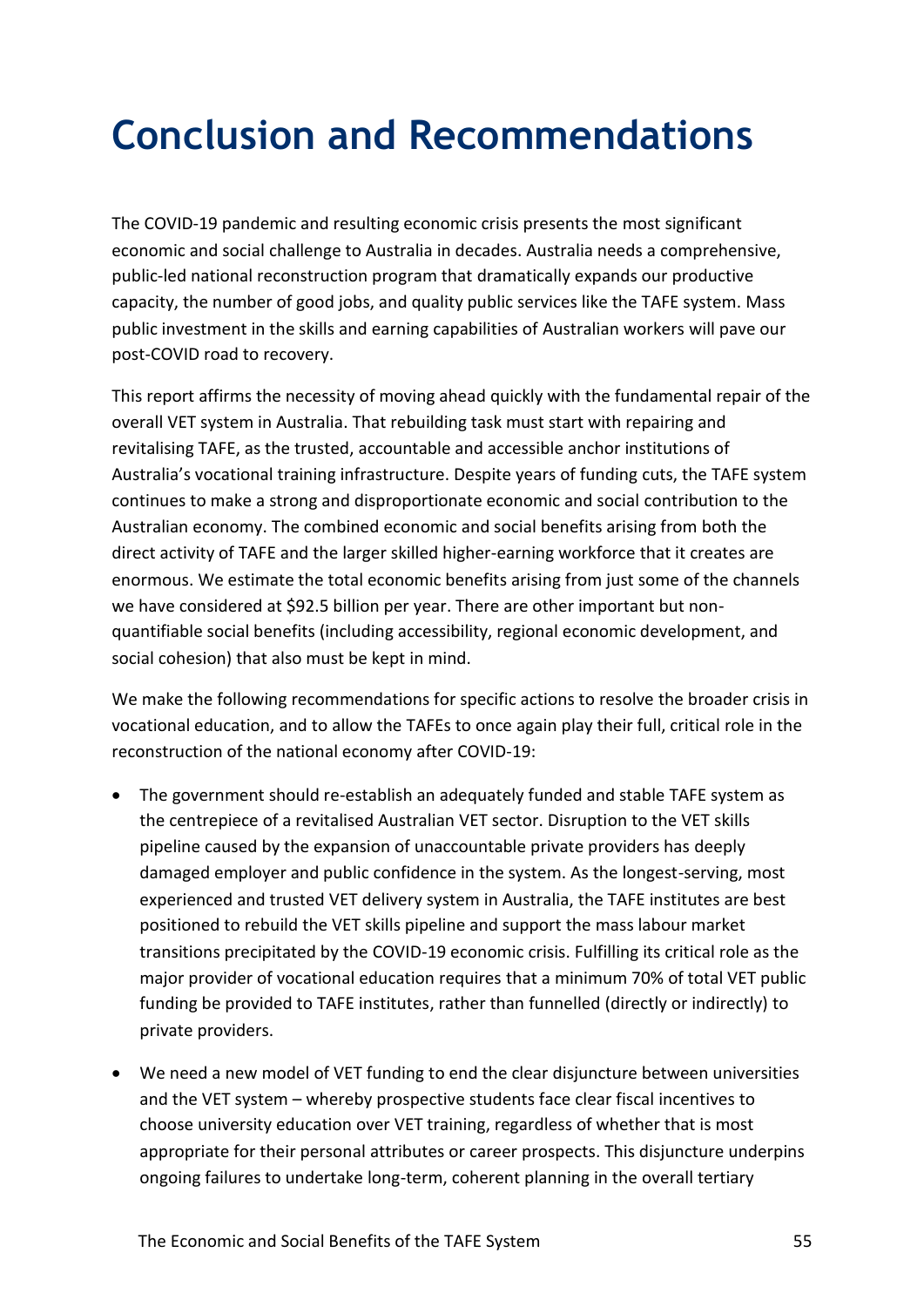# Conclusion and Recommendations

The COVID-19 pandemic and resulting economic crisis presents the most significant economic and social challenge to Australia in decades. Australia needs a comprehensive, public-led national reconstruction program that dramatically expands our productive capacity, the number of good jobs, and quality public services like the TAFE system. Mass public investment in the skills and earning capabilities of Australian workers will pave our post-COVID road to recovery.

This report affirms the necessity of moving ahead quickly with the fundamental repair of the overall VET system in Australia. That rebuilding task must start with repairing and revitalising TAFE, as the trusted, accountable and accessible anchor institutions of Australia's vocational training infrastructure. Despite years of funding cuts, the TAFE system continues to make a strong and disproportionate economic and social contribution to the Australian economy. The combined economic and social benefits arising from both the direct activity of TAFE and the larger skilled higher-earning workforce that it creates are enormous. We estimate the total economic benefits arising from just some of the channels we have considered at $92.5 billion per year. There are other important but non-quantifiable social benefits (including accessibility, regional economic development, and social cohesion) that also must be kept in mind.

We make the following recommendations for specific actions to resolve the broader crisis in vocational education, and to allow the TAFEs to once again play their full, critical role in the reconstruction of the national economy after COVID-19:

- The government should re-establish an adequately funded and stable TAFE system as the centrepiece of a revitalised Australian VET sector. Disruption to the VET skills pipeline caused by the expansion of unaccountable private providers has deeply damaged employer and public confidence in the system. As the longest-serving, most experienced and trusted VET delivery system in Australia, the TAFE institutes are best positioned to rebuild the VET skills pipeline and support the mass labour market transitions precipitated by the COVID-19 economic crisis. Fulfilling its critical role as the major provider of vocational education requires that a minimum 70% of total VET public funding be provided to TAFE institutes, rather than funnelled (directly or indirectly) to private providers.
- We need a new model of VET funding to end the clear disjuncture between universities and the VET system – whereby prospective students face clear fiscal incentives to choose university education over VET training, regardless of whether that is most appropriate for their personal attributes or career prospects. This disjuncture underpins ongoing failures to undertake long-term, coherent planning in the overall tertiary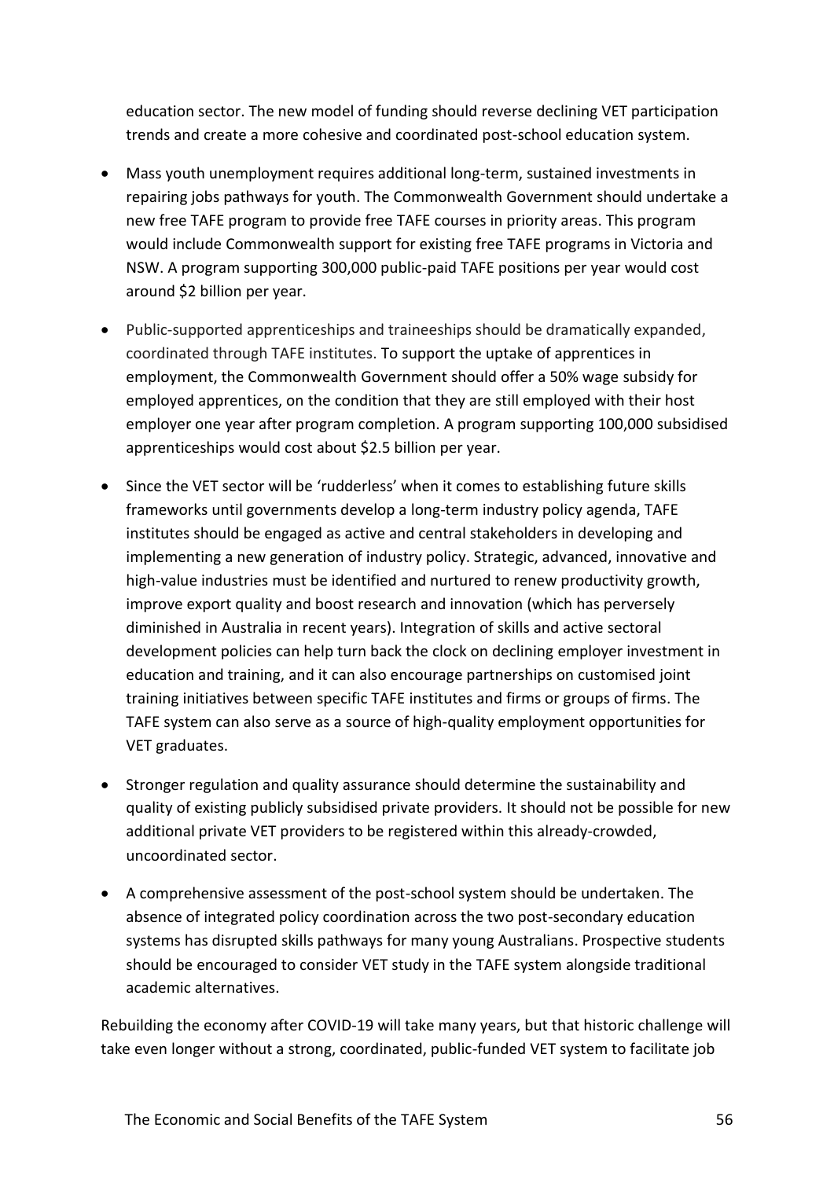education sector. The new model of funding should reverse declining VET participation trends and create a more cohesive and coordinated post-school education system.

- Mass youth unemployment requires additional long-term, sustained investments in repairing jobs pathways for youth. The Commonwealth Government should undertake a new free TAFE program to provide free TAFE courses in priority areas. This program would include Commonwealth support for existing free TAFE programs in Victoria and NSW. A program supporting 300,000 public-paid TAFE positions per year would cost around $2 billion per year.

- Public-supported apprenticeships and traineeships should be dramatically expanded, coordinated through TAFE institutes. To support the uptake of apprentices in employment, the Commonwealth Government should offer a 50% wage subsidy for employed apprentices, on the condition that they are still employed with their host employer one year after program completion. A program supporting 100,000 subsidised apprenticeships would cost about $2.5 billion per year.

- Since the VET sector will be 'rudderless' when it comes to establishing future skills frameworks until governments develop a long-term industry policy agenda, TAFE institutes should be engaged as active and central stakeholders in developing and implementing a new generation of industry policy. Strategic, advanced, innovative and high-value industries must be identified and nurtured to renew productivity growth, improve export quality and boost research and innovation (which has perversely diminished in Australia in recent years). Integration of skills and active sectoral development policies can help turn back the clock on declining employer investment in education and training, and it can also encourage partnerships on customised joint training initiatives between specific TAFE institutes and firms or groups of firms. The TAFE system can also serve as a source of high-quality employment opportunities for VET graduates.

- Stronger regulation and quality assurance should determine the sustainability and quality of existing publicly subsidised private providers. It should not be possible for new additional private VET providers to be registered within this already-crowded, uncoordinated sector.

- A comprehensive assessment of the post-school system should be undertaken. The absence of integrated policy coordination across the two post-secondary education systems has disrupted skills pathways for many young Australians. Prospective students should be encouraged to consider VET study in the TAFE system alongside traditional academic alternatives.

Rebuilding the economy after COVID-19 will take many years, but that historic challenge will take even longer without a strong, coordinated, public-funded VET system to facilitate job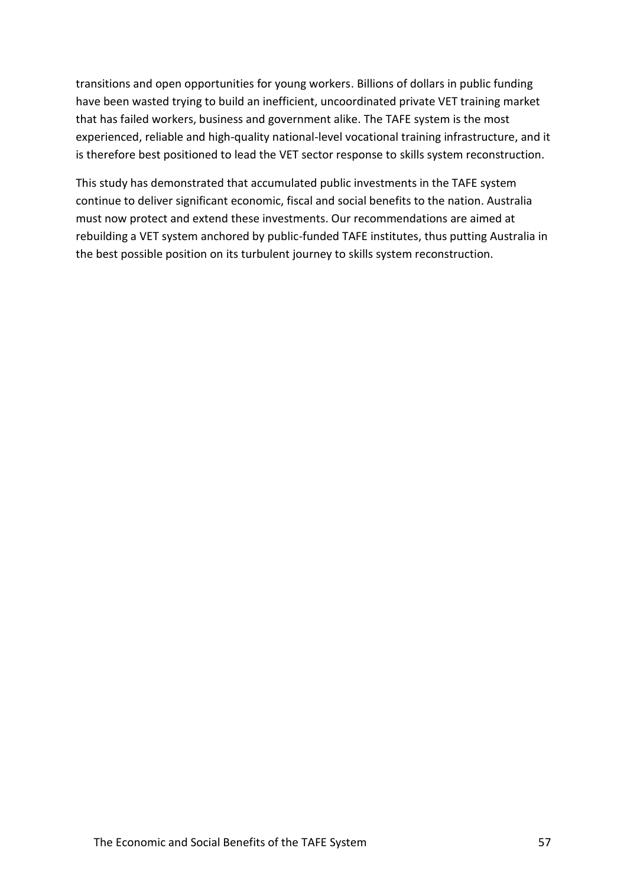transitions and open opportunities for young workers. Billions of dollars in public funding have been wasted trying to build an inefficient, uncoordinated private VET training market that has failed workers, business and government alike. The TAFE system is the most experienced, reliable and high-quality national-level vocational training infrastructure, and it is therefore best positioned to lead the VET sector response to skills system reconstruction.

This study has demonstrated that accumulated public investments in the TAFE system continue to deliver significant economic, fiscal and social benefits to the nation. Australia must now protect and extend these investments. Our recommendations are aimed at rebuilding a VET system anchored by public-funded TAFE institutes, thus putting Australia in the best possible position on its turbulent journey to skills system reconstruction.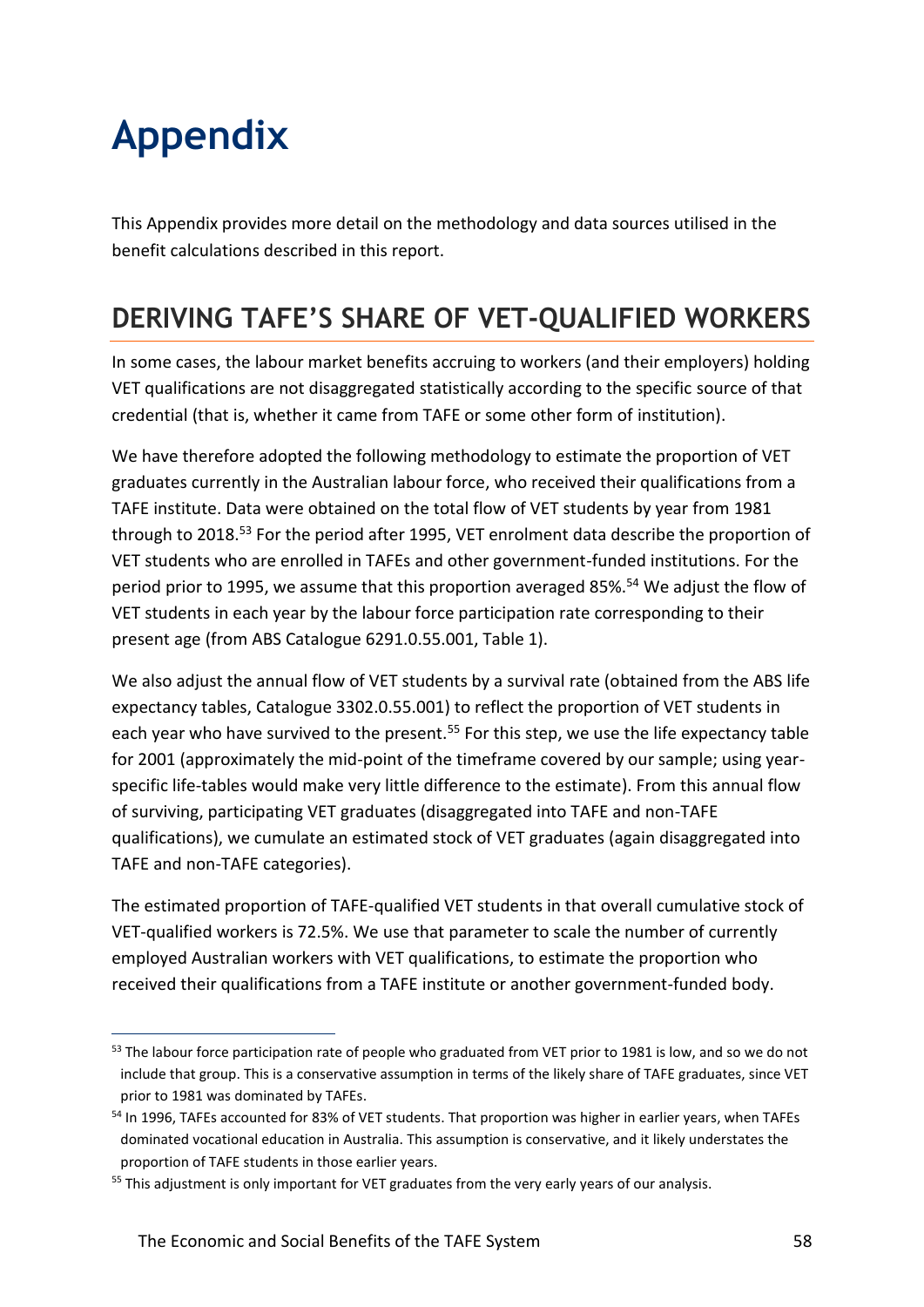# Appendix

This Appendix provides more detail on the methodology and data sources utilised in the benefit calculations described in this report.

## DERIVING TAFE'S SHARE OF VET-QUALIFIED WORKERS

In some cases, the labour market benefits accruing to workers (and their employers) holding VET qualifications are not disaggregated statistically according to the specific source of that credential (that is, whether it came from TAFE or some other form of institution).

We have therefore adopted the following methodology to estimate the proportion of VET graduates currently in the Australian labour force, who received their qualifications from a TAFE institute. Data were obtained on the total flow of VET students by year from 1981 through to 2018.[53] For the period after 1995, VET enrolment data describe the proportion of VET students who are enrolled in TAFEs and other government-funded institutions. For the period prior to 1995, we assume that this proportion averaged 85%.[54] We adjust the flow of VET students in each year by the labour force participation rate corresponding to their present age (from ABS Catalogue 6291.0.55.001, Table 1).

We also adjust the annual flow of VET students by a survival rate (obtained from the ABS life expectancy tables, Catalogue 3302.0.55.001) to reflect the proportion of VET students in each year who have survived to the present.[55] For this step, we use the life expectancy table for 2001 (approximately the mid-point of the timeframe covered by our sample; using year-specific life-tables would make very little difference to the estimate). From this annual flow of surviving, participating VET graduates (disaggregated into TAFE and non-TAFE qualifications), we cumulate an estimated stock of VET graduates (again disaggregated into TAFE and non-TAFE categories).

The estimated proportion of TAFE-qualified VET students in that overall cumulative stock of VET-qualified workers is 72.5%. We use that parameter to scale the number of currently employed Australian workers with VET qualifications, to estimate the proportion who received their qualifications from a TAFE institute or another government-funded body.

---

[53] The labour force participation rate of people who graduated from VET prior to 1981 is low, and so we do not include that group. This is a conservative assumption in terms of the likely share of TAFE graduates, since VET prior to 1981 was dominated by TAFEs.

[54] In 1996, TAFEs accounted for 83% of VET students. That proportion was higher in earlier years, when TAFEs dominated vocational education in Australia. This assumption is conservative, and it likely understates the proportion of TAFE students in those earlier years.

[55] This adjustment is only important for VET graduates from the very early years of our analysis.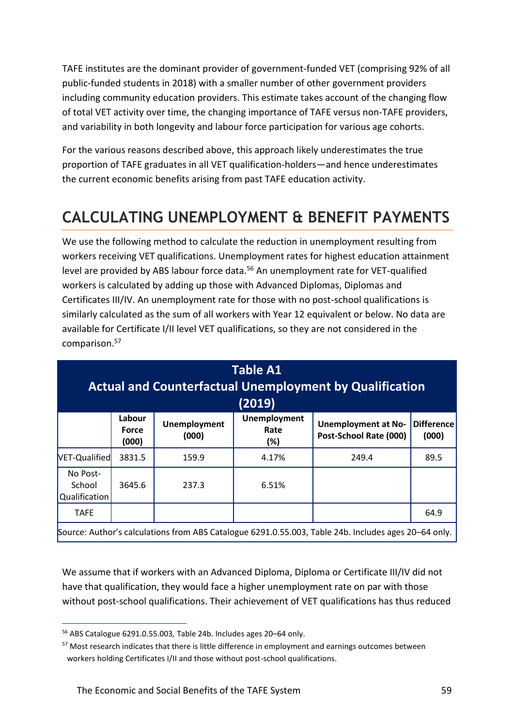TAFE institutes are the dominant provider of government-funded VET (comprising 92% of all public-funded students in 2018) with a smaller number of other government providers including community education providers. This estimate takes account of the changing flow of total VET activity over time, the changing importance of TAFE versus non-TAFE providers, and variability in both longevity and labour force participation for various age cohorts.

For the various reasons described above, this approach likely underestimates the true proportion of TAFE graduates in all VET qualification-holders—and hence underestimates the current economic benefits arising from past TAFE education activity.

## CALCULATING UNEMPLOYMENT & BENEFIT PAYMENTS

We use the following method to calculate the reduction in unemployment resulting from workers receiving VET qualifications. Unemployment rates for highest education attainment level are provided by ABS labour force data.[56] An unemployment rate for VET-qualified workers is calculated by adding up those with Advanced Diplomas, Diplomas and Certificates III/IV. An unemployment rate for those with no post-school qualifications is similarly calculated as the sum of all workers with Year 12 equivalent or below. No data are available for Certificate I/II level VET qualifications, so they are not considered in the comparison.[57]

**Table A1**
**Actual and Counterfactual Unemployment by Qualification (2019)**

| | Labour Force (000) | Unemployment (000) | Unemployment Rate (%) | Unemployment at No-Post-School Rate (000) | Difference (000) |
|---|---|---|---|---|---|
| VET-Qualified | 3831.5 | 159.9 | 4.17% | 249.4 | 89.5 |
| No Post-School Qualification | 3645.6 | 237.3 | 6.51% | | |
| TAFE | | | | | 64.9 |

Source: Author's calculations from ABS Catalogue 6291.0.55.003, Table 24b. Includes ages 20–64 only.

We assume that if workers with an Advanced Diploma, Diploma or Certificate III/IV did not have that qualification, they would face a higher unemployment rate on par with those without post-school qualifications. Their achievement of VET qualifications has thus reduced

[56] ABS Catalogue 6291.0.55.003, Table 24b. Includes ages 20–64 only.

[57] Most research indicates that there is little difference in employment and earnings outcomes between workers holding Certificates I/II and those without post-school qualifications.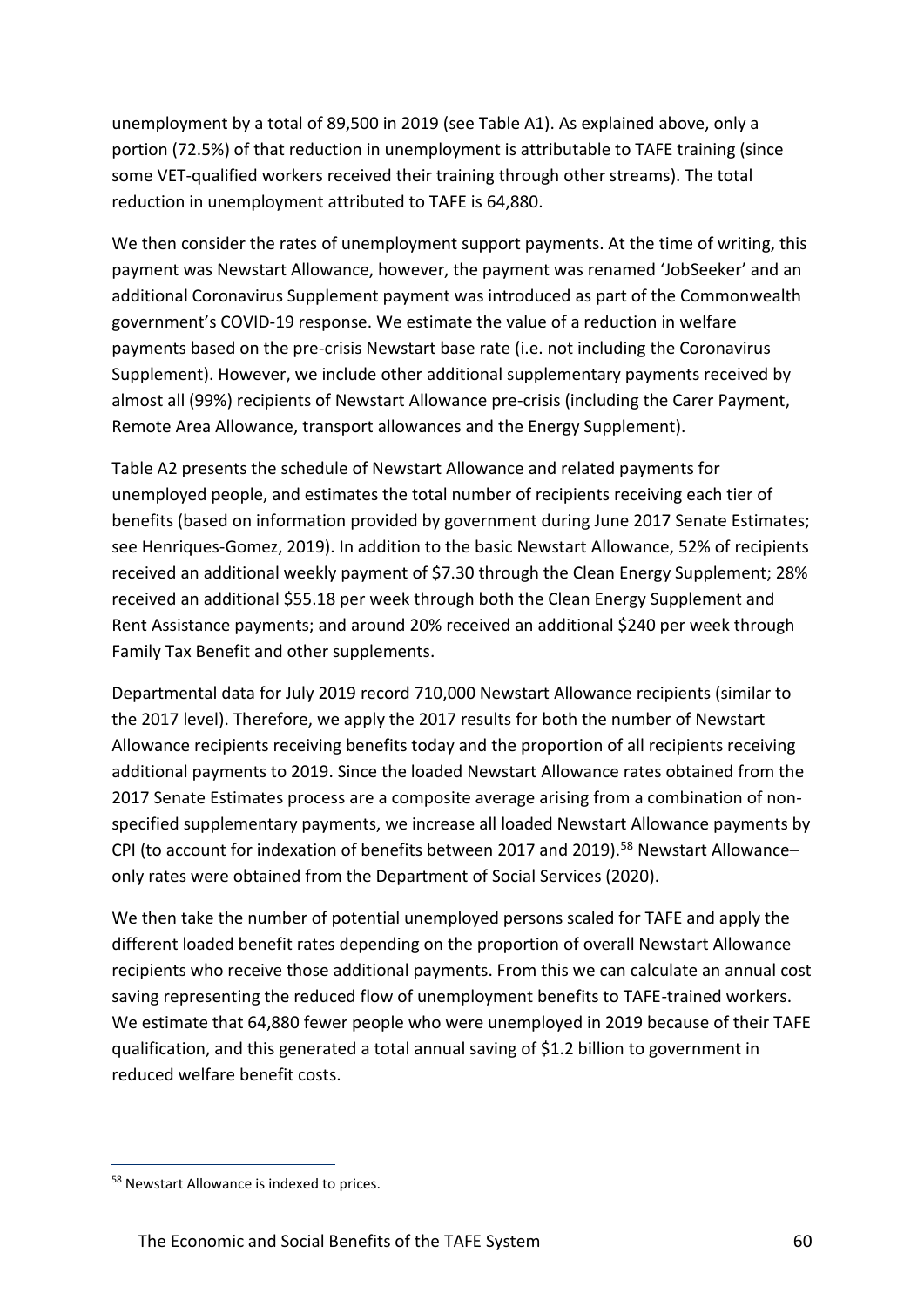unemployment by a total of 89,500 in 2019 (see Table A1). As explained above, only a portion (72.5%) of that reduction in unemployment is attributable to TAFE training (since some VET-qualified workers received their training through other streams). The total reduction in unemployment attributed to TAFE is 64,880.

We then consider the rates of unemployment support payments. At the time of writing, this payment was Newstart Allowance, however, the payment was renamed 'JobSeeker' and an additional Coronavirus Supplement payment was introduced as part of the Commonwealth government's COVID-19 response. We estimate the value of a reduction in welfare payments based on the pre-crisis Newstart base rate (i.e. not including the Coronavirus Supplement). However, we include other additional supplementary payments received by almost all (99%) recipients of Newstart Allowance pre-crisis (including the Carer Payment, Remote Area Allowance, transport allowances and the Energy Supplement).

Table A2 presents the schedule of Newstart Allowance and related payments for unemployed people, and estimates the total number of recipients receiving each tier of benefits (based on information provided by government during June 2017 Senate Estimates; see Henriques-Gomez, 2019). In addition to the basic Newstart Allowance, 52% of recipients received an additional weekly payment of $7.30 through the Clean Energy Supplement; 28% received an additional $55.18 per week through both the Clean Energy Supplement and Rent Assistance payments; and around 20% received an additional $240 per week through Family Tax Benefit and other supplements.

Departmental data for July 2019 record 710,000 Newstart Allowance recipients (similar to the 2017 level). Therefore, we apply the 2017 results for both the number of Newstart Allowance recipients receiving benefits today and the proportion of all recipients receiving additional payments to 2019. Since the loaded Newstart Allowance rates obtained from the 2017 Senate Estimates process are a composite average arising from a combination of non-specified supplementary payments, we increase all loaded Newstart Allowance payments by CPI (to account for indexation of benefits between 2017 and 2019).[58] Newstart Allowance–only rates were obtained from the Department of Social Services (2020).

We then take the number of potential unemployed persons scaled for TAFE and apply the different loaded benefit rates depending on the proportion of overall Newstart Allowance recipients who receive those additional payments. From this we can calculate an annual cost saving representing the reduced flow of unemployment benefits to TAFE-trained workers. We estimate that 64,880 fewer people who were unemployed in 2019 because of their TAFE qualification, and this generated a total annual saving of $1.2 billion to government in reduced welfare benefit costs.

[58] Newstart Allowance is indexed to prices.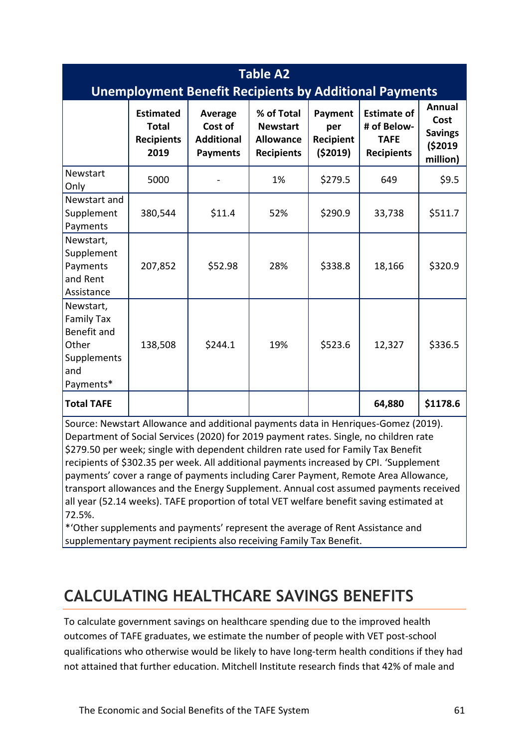**Table A2**
**Unemployment Benefit Recipients by Additional Payments**

| | Estimated Total Recipients 2019 | Average Cost of Additional Payments | % of Total Newstart Allowance Recipients | Payment per Recipient ($2019) | Estimate of # of Below-TAFE Recipients | Annual Cost Savings ($2019 million) |
|---|---|---|---|---|---|---|
| Newstart Only | 5000 | - | 1% | $279.5 | 649 | $9.5 |
| Newstart and Supplement Payments | 380,544 | $11.4 | 52% | $290.9 | 33,738 | $511.7 |
| Newstart, Supplement Payments and Rent Assistance | 207,852 | $52.98 | 28% | $338.8 | 18,166 | $320.9 |
| Newstart, Family Tax Benefit and Other Supplements and Payments* | 138,508 | $244.1 | 19% | $523.6 | 12,327 | $336.5 |
| **Total TAFE** | | | | | **64,880** | **$1178.6** |

Source: Newstart Allowance and additional payments data in Henriques-Gomez (2019). Department of Social Services (2020) for 2019 payment rates. Single, no children rate $279.50 per week; single with dependent children rate used for Family Tax Benefit recipients of $302.35 per week. All additional payments increased by CPI. 'Supplement payments' cover a range of payments including Carer Payment, Remote Area Allowance, transport allowances and the Energy Supplement. Annual cost assumed payments received all year (52.14 weeks). TAFE proportion of total VET welfare benefit saving estimated at 72.5%.

*'Other supplements and payments' represent the average of Rent Assistance and supplementary payment recipients also receiving Family Tax Benefit.

## CALCULATING HEALTHCARE SAVINGS BENEFITS

To calculate government savings on healthcare spending due to the improved health outcomes of TAFE graduates, we estimate the number of people with VET post-school qualifications who otherwise would be likely to have long-term health conditions if they had not attained that further education. Mitchell Institute research finds that 42% of male and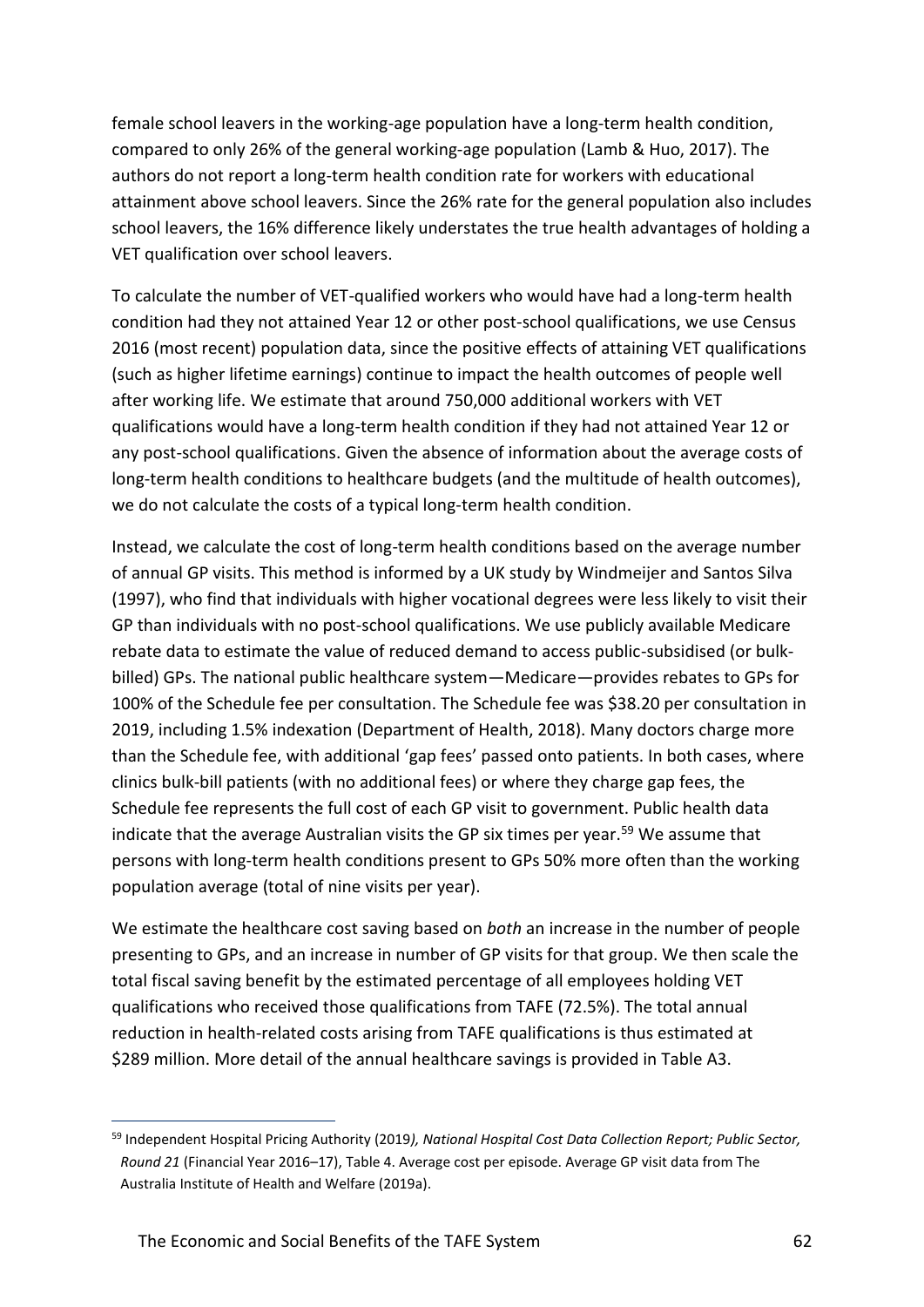female school leavers in the working-age population have a long-term health condition, compared to only 26% of the general working-age population (Lamb & Huo, 2017). The authors do not report a long-term health condition rate for workers with educational attainment above school leavers. Since the 26% rate for the general population also includes school leavers, the 16% difference likely understates the true health advantages of holding a VET qualification over school leavers.

To calculate the number of VET-qualified workers who would have had a long-term health condition had they not attained Year 12 or other post-school qualifications, we use Census 2016 (most recent) population data, since the positive effects of attaining VET qualifications (such as higher lifetime earnings) continue to impact the health outcomes of people well after working life. We estimate that around 750,000 additional workers with VET qualifications would have a long-term health condition if they had not attained Year 12 or any post-school qualifications. Given the absence of information about the average costs of long-term health conditions to healthcare budgets (and the multitude of health outcomes), we do not calculate the costs of a typical long-term health condition.

Instead, we calculate the cost of long-term health conditions based on the average number of annual GP visits. This method is informed by a UK study by Windmeijer and Santos Silva (1997), who find that individuals with higher vocational degrees were less likely to visit their GP than individuals with no post-school qualifications. We use publicly available Medicare rebate data to estimate the value of reduced demand to access public-subsidised (or bulk-billed) GPs. The national public healthcare system—Medicare—provides rebates to GPs for 100% of the Schedule fee per consultation. The Schedule fee was $38.20 per consultation in 2019, including 1.5% indexation (Department of Health, 2018). Many doctors charge more than the Schedule fee, with additional 'gap fees' passed onto patients. In both cases, where clinics bulk-bill patients (with no additional fees) or where they charge gap fees, the Schedule fee represents the full cost of each GP visit to government. Public health data indicate that the average Australian visits the GP six times per year.[59] We assume that persons with long-term health conditions present to GPs 50% more often than the working population average (total of nine visits per year).

We estimate the healthcare cost saving based on *both* an increase in the number of people presenting to GPs, and an increase in number of GP visits for that group. We then scale the total fiscal saving benefit by the estimated percentage of all employees holding VET qualifications who received those qualifications from TAFE (72.5%). The total annual reduction in health-related costs arising from TAFE qualifications is thus estimated at $289 million. More detail of the annual healthcare savings is provided in Table A3.

---

[59] Independent Hospital Pricing Authority (2019*), National Hospital Cost Data Collection Report; Public Sector, Round 21* (Financial Year 2016–17), Table 4. Average cost per episode. Average GP visit data from The Australia Institute of Health and Welfare (2019a).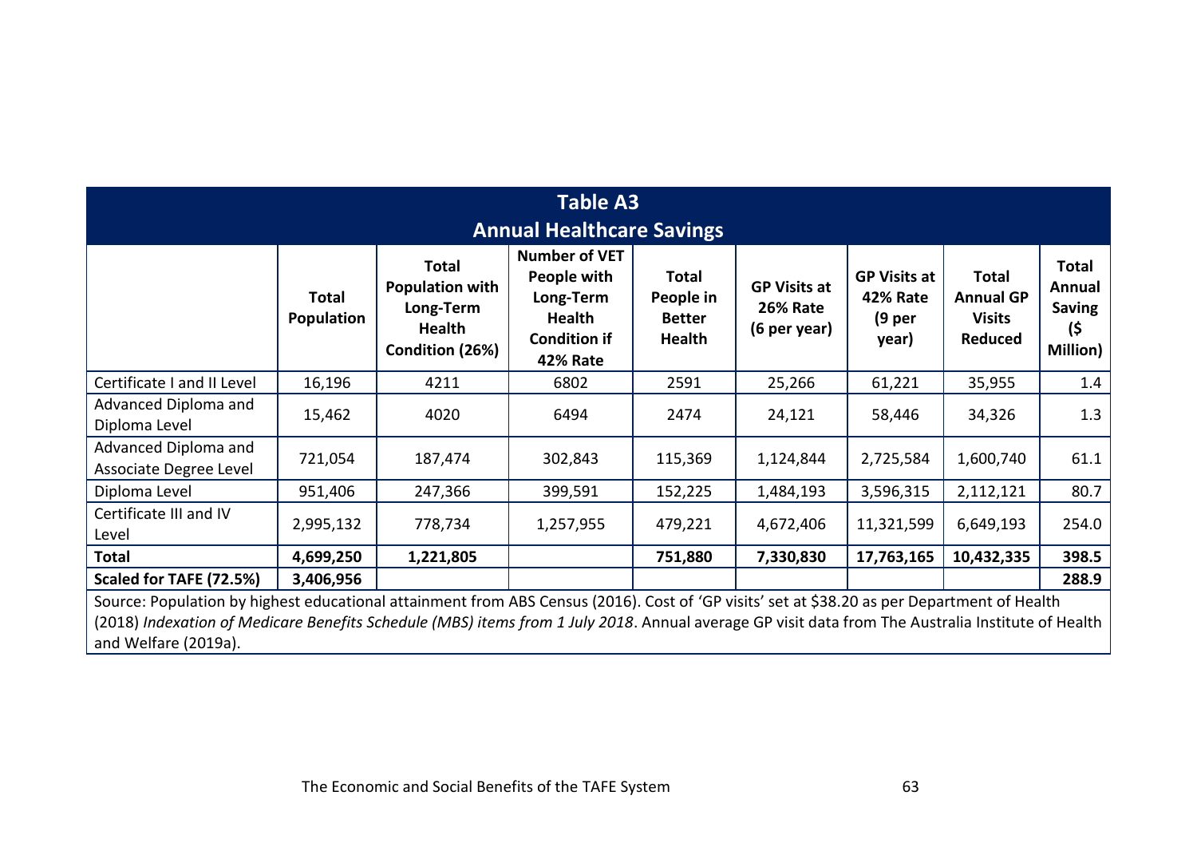| Table A3<br>Annual Healthcare Savings | | | | | | | | |
|---|---|---|---|---|---|---|---|---|
| | **Total Population** | **Total Population with Long-Term Health Condition (26%)** | **Number of VET People with Long-Term Health Condition if 42% Rate** | **Total People in Better Health** | **GP Visits at 26% Rate (6 per year)** | **GP Visits at 42% Rate (9 per year)** | **Total Annual GP Visits Reduced** | **Total Annual Saving ($ Million)** |
| Certificate I and II Level | 16,196 | 4211 | 6802 | 2591 | 25,266 | 61,221 | 35,955 | 1.4 |
| Advanced Diploma and Diploma Level | 15,462 | 4020 | 6494 | 2474 | 24,121 | 58,446 | 34,326 | 1.3 |
| Advanced Diploma and Associate Degree Level | 721,054 | 187,474 | 302,843 | 115,369 | 1,124,844 | 2,725,584 | 1,600,740 | 61.1 |
| Diploma Level | 951,406 | 247,366 | 399,591 | 152,225 | 1,484,193 | 3,596,315 | 2,112,121 | 80.7 |
| Certificate III and IV Level | 2,995,132 | 778,734 | 1,257,955 | 479,221 | 4,672,406 | 11,321,599 | 6,649,193 | 254.0 |
| **Total** | **4,699,250** | **1,221,805** | | **751,880** | **7,330,830** | **17,763,165** | **10,432,335** | **398.5** |
| **Scaled for TAFE (72.5%)** | **3,406,956** | | | | | | | **288.9** |

Source: Population by highest educational attainment from ABS Census (2016). Cost of 'GP visits' set at $38.20 as per Department of Health (2018) *Indexation of Medicare Benefits Schedule (MBS) items from 1 July 2018*. Annual average GP visit data from The Australia Institute of Health and Welfare (2019a).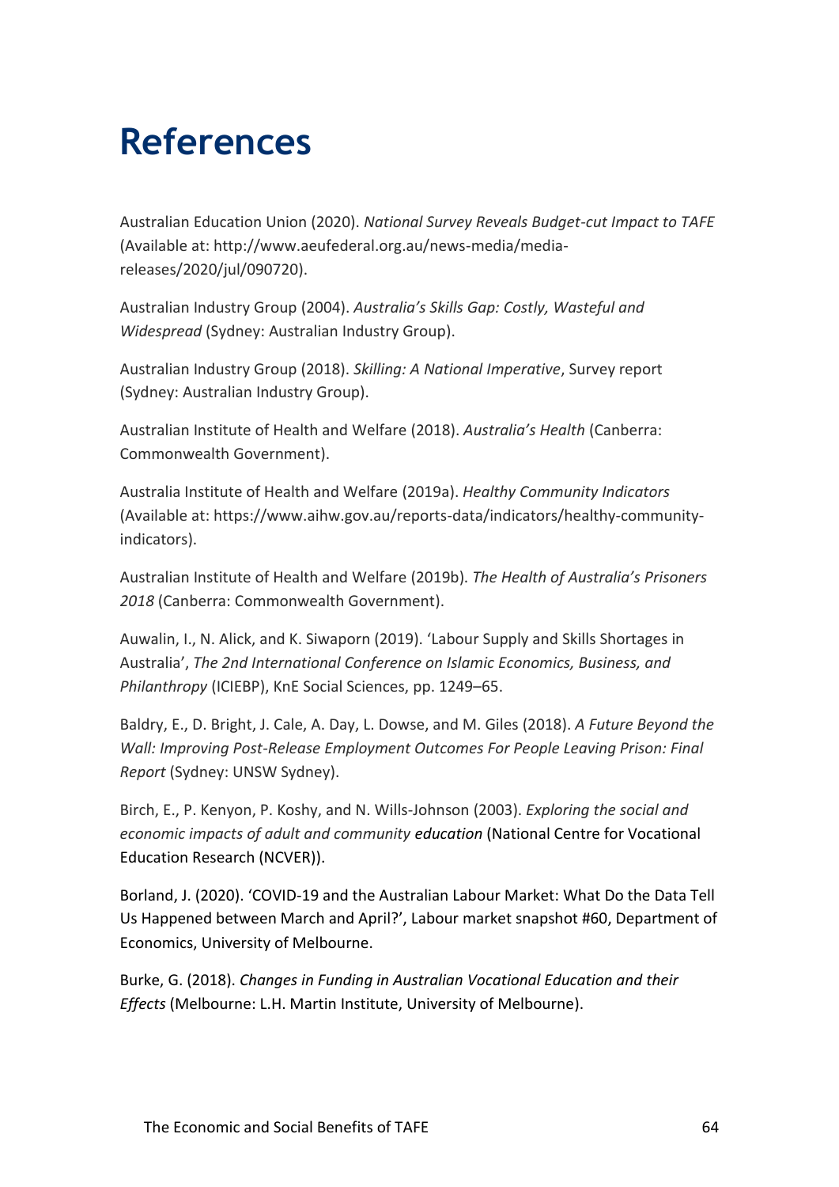# References

Australian Education Union (2020). *National Survey Reveals Budget-cut Impact to TAFE* (Available at: http://www.aeufederal.org.au/news-media/media-releases/2020/jul/090720).

Australian Industry Group (2004). *Australia's Skills Gap: Costly, Wasteful and Widespread* (Sydney: Australian Industry Group).

Australian Industry Group (2018). *Skilling: A National Imperative*, Survey report (Sydney: Australian Industry Group).

Australian Institute of Health and Welfare (2018). *Australia's Health* (Canberra: Commonwealth Government).

Australia Institute of Health and Welfare (2019a). *Healthy Community Indicators* (Available at: https://www.aihw.gov.au/reports-data/indicators/healthy-community-indicators).

Australian Institute of Health and Welfare (2019b). *The Health of Australia's Prisoners 2018* (Canberra: Commonwealth Government).

Auwalin, I., N. Alick, and K. Siwaporn (2019). 'Labour Supply and Skills Shortages in Australia', *The 2nd International Conference on Islamic Economics, Business, and Philanthropy* (ICIEBP), KnE Social Sciences, pp. 1249–65.

Baldry, E., D. Bright, J. Cale, A. Day, L. Dowse, and M. Giles (2018). *A Future Beyond the Wall: Improving Post-Release Employment Outcomes For People Leaving Prison: Final Report* (Sydney: UNSW Sydney).

Birch, E., P. Kenyon, P. Koshy, and N. Wills-Johnson (2003). *Exploring the social and economic impacts of adult and community education* (National Centre for Vocational Education Research (NCVER)).

Borland, J. (2020). 'COVID-19 and the Australian Labour Market: What Do the Data Tell Us Happened between March and April?', Labour market snapshot #60, Department of Economics, University of Melbourne.

Burke, G. (2018). *Changes in Funding in Australian Vocational Education and their Effects* (Melbourne: L.H. Martin Institute, University of Melbourne).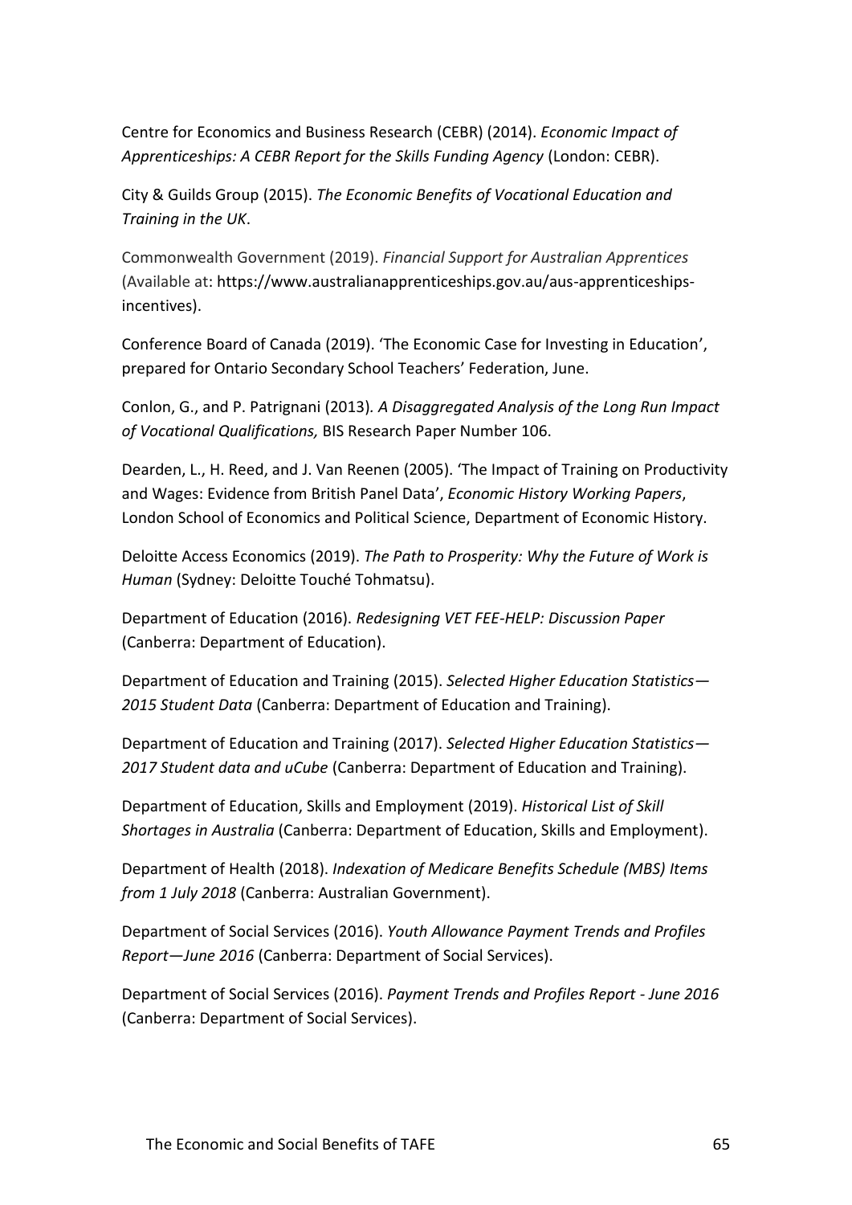Centre for Economics and Business Research (CEBR) (2014). *Economic Impact of Apprenticeships: A CEBR Report for the Skills Funding Agency* (London: CEBR).

City & Guilds Group (2015). *The Economic Benefits of Vocational Education and Training in the UK*.

Commonwealth Government (2019). *Financial Support for Australian Apprentices* (Available at: https://www.australianapprenticeships.gov.au/aus-apprenticeships-incentives).

Conference Board of Canada (2019). 'The Economic Case for Investing in Education', prepared for Ontario Secondary School Teachers' Federation, June.

Conlon, G., and P. Patrignani (2013). *A Disaggregated Analysis of the Long Run Impact of Vocational Qualifications,* BIS Research Paper Number 106.

Dearden, L., H. Reed, and J. Van Reenen (2005). 'The Impact of Training on Productivity and Wages: Evidence from British Panel Data', *Economic History Working Papers*, London School of Economics and Political Science, Department of Economic History.

Deloitte Access Economics (2019). *The Path to Prosperity: Why the Future of Work is Human* (Sydney: Deloitte Touché Tohmatsu).

Department of Education (2016). *Redesigning VET FEE-HELP: Discussion Paper* (Canberra: Department of Education).

Department of Education and Training (2015). *Selected Higher Education Statistics—2015 Student Data* (Canberra: Department of Education and Training).

Department of Education and Training (2017). *Selected Higher Education Statistics—2017 Student data and uCube* (Canberra: Department of Education and Training).

Department of Education, Skills and Employment (2019). *Historical List of Skill Shortages in Australia* (Canberra: Department of Education, Skills and Employment).

Department of Health (2018). *Indexation of Medicare Benefits Schedule (MBS) Items from 1 July 2018* (Canberra: Australian Government).

Department of Social Services (2016). *Youth Allowance Payment Trends and Profiles Report—June 2016* (Canberra: Department of Social Services).

Department of Social Services (2016). *Payment Trends and Profiles Report - June 2016* (Canberra: Department of Social Services).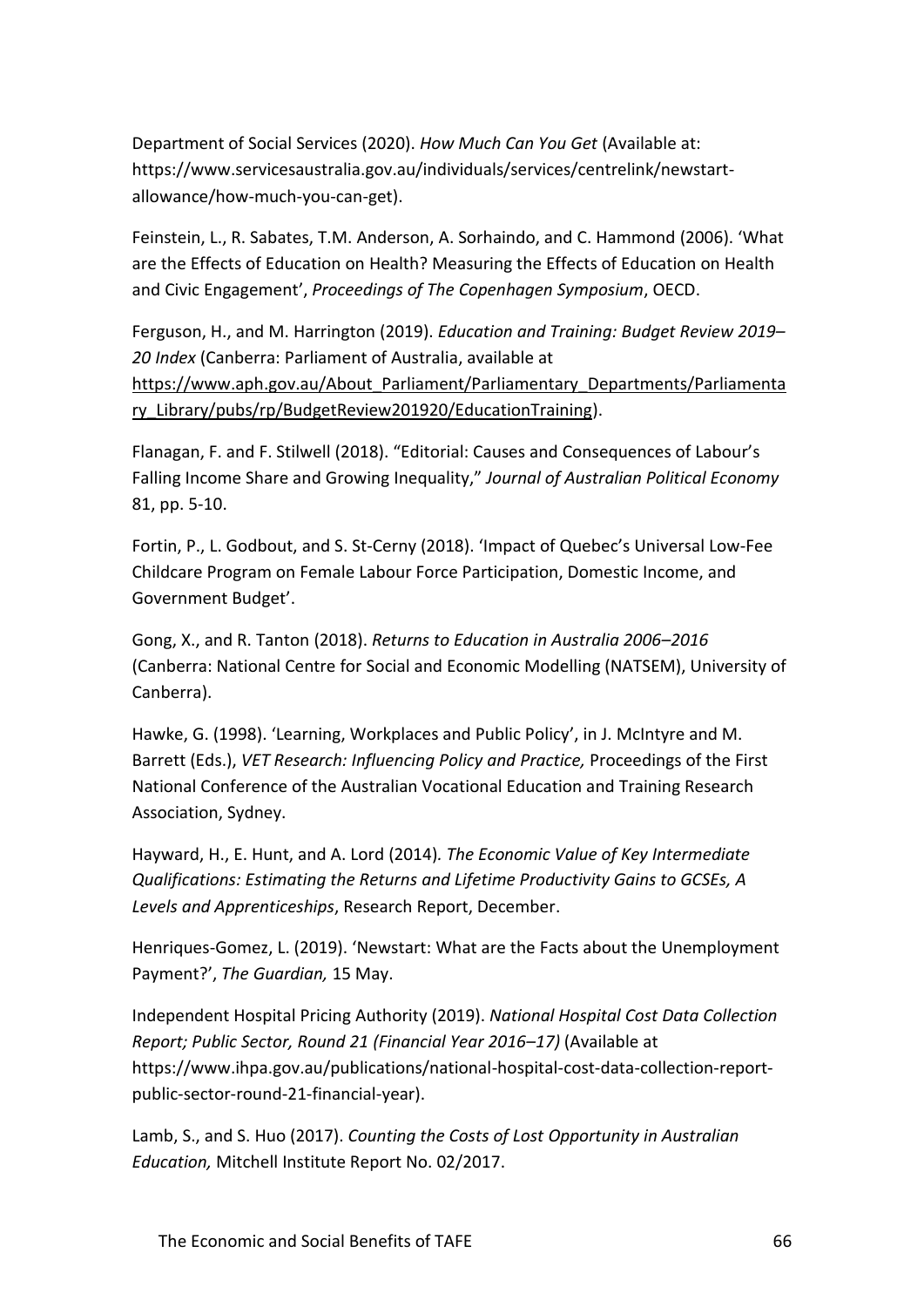Department of Social Services (2020). *How Much Can You Get* (Available at: https://www.servicesaustralia.gov.au/individuals/services/centrelink/newstart-allowance/how-much-you-can-get).

Feinstein, L., R. Sabates, T.M. Anderson, A. Sorhaindo, and C. Hammond (2006). 'What are the Effects of Education on Health? Measuring the Effects of Education on Health and Civic Engagement', *Proceedings of The Copenhagen Symposium*, OECD.

Ferguson, H., and M. Harrington (2019). *Education and Training: Budget Review 2019–20 Index* (Canberra: Parliament of Australia, available at https://www.aph.gov.au/About_Parliament/Parliamentary_Departments/Parliamentary_Library/pubs/rp/BudgetReview201920/EducationTraining).

Flanagan, F. and F. Stilwell (2018). "Editorial: Causes and Consequences of Labour's Falling Income Share and Growing Inequality," *Journal of Australian Political Economy* 81, pp. 5-10.

Fortin, P., L. Godbout, and S. St-Cerny (2018). 'Impact of Quebec's Universal Low-Fee Childcare Program on Female Labour Force Participation, Domestic Income, and Government Budget'.

Gong, X., and R. Tanton (2018). *Returns to Education in Australia 2006–2016* (Canberra: National Centre for Social and Economic Modelling (NATSEM), University of Canberra).

Hawke, G. (1998). 'Learning, Workplaces and Public Policy', in J. McIntyre and M. Barrett (Eds.), *VET Research: Influencing Policy and Practice,* Proceedings of the First National Conference of the Australian Vocational Education and Training Research Association, Sydney.

Hayward, H., E. Hunt, and A. Lord (2014)*. The Economic Value of Key Intermediate Qualifications: Estimating the Returns and Lifetime Productivity Gains to GCSEs, A Levels and Apprenticeships*, Research Report, December.

Henriques-Gomez, L. (2019). 'Newstart: What are the Facts about the Unemployment Payment?', *The Guardian,* 15 May.

Independent Hospital Pricing Authority (2019). *National Hospital Cost Data Collection Report; Public Sector, Round 21 (Financial Year 2016–17)* (Available at https://www.ihpa.gov.au/publications/national-hospital-cost-data-collection-report-public-sector-round-21-financial-year).

Lamb, S., and S. Huo (2017). *Counting the Costs of Lost Opportunity in Australian Education,* Mitchell Institute Report No. 02/2017.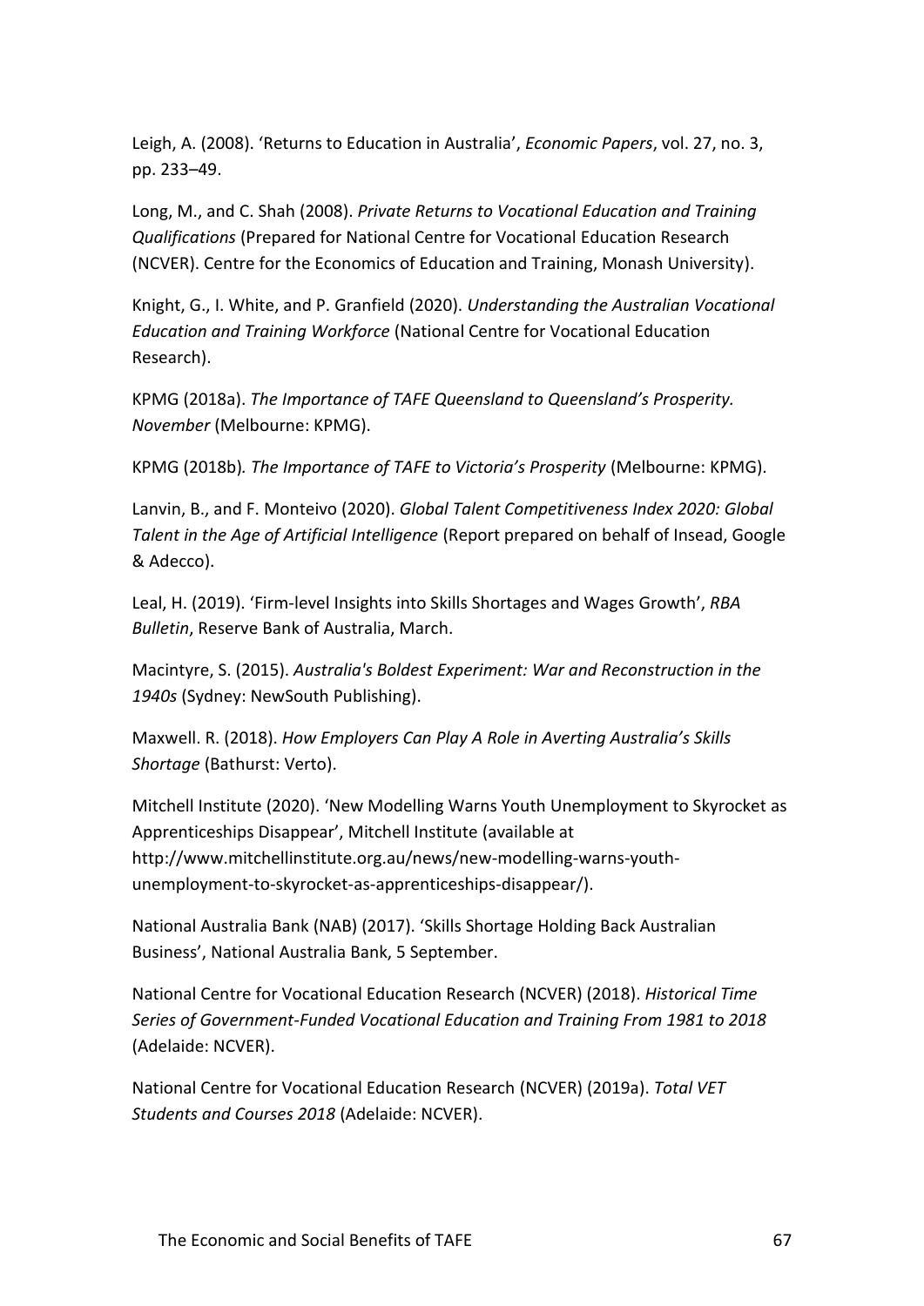Leigh, A. (2008). 'Returns to Education in Australia', *Economic Papers*, vol. 27, no. 3, pp. 233–49.

Long, M., and C. Shah (2008). *Private Returns to Vocational Education and Training Qualifications* (Prepared for National Centre for Vocational Education Research (NCVER). Centre for the Economics of Education and Training, Monash University).

Knight, G., I. White, and P. Granfield (2020). *Understanding the Australian Vocational Education and Training Workforce* (National Centre for Vocational Education Research).

KPMG (2018a). *The Importance of TAFE Queensland to Queensland's Prosperity. November* (Melbourne: KPMG).

KPMG (2018b)*. The Importance of TAFE to Victoria's Prosperity* (Melbourne: KPMG).

Lanvin, B., and F. Monteivo (2020). *Global Talent Competitiveness Index 2020: Global Talent in the Age of Artificial Intelligence* (Report prepared on behalf of Insead, Google & Adecco).

Leal, H. (2019). 'Firm-level Insights into Skills Shortages and Wages Growth', *RBA Bulletin*, Reserve Bank of Australia, March.

Macintyre, S. (2015). *Australia's Boldest Experiment: War and Reconstruction in the 1940s* (Sydney: NewSouth Publishing).

Maxwell. R. (2018). *How Employers Can Play A Role in Averting Australia's Skills Shortage* (Bathurst: Verto).

Mitchell Institute (2020). 'New Modelling Warns Youth Unemployment to Skyrocket as Apprenticeships Disappear', Mitchell Institute (available at http://www.mitchellinstitute.org.au/news/new-modelling-warns-youth-unemployment-to-skyrocket-as-apprenticeships-disappear/).

National Australia Bank (NAB) (2017). 'Skills Shortage Holding Back Australian Business', National Australia Bank, 5 September.

National Centre for Vocational Education Research (NCVER) (2018). *Historical Time Series of Government-Funded Vocational Education and Training From 1981 to 2018* (Adelaide: NCVER).

National Centre for Vocational Education Research (NCVER) (2019a). *Total VET Students and Courses 2018* (Adelaide: NCVER).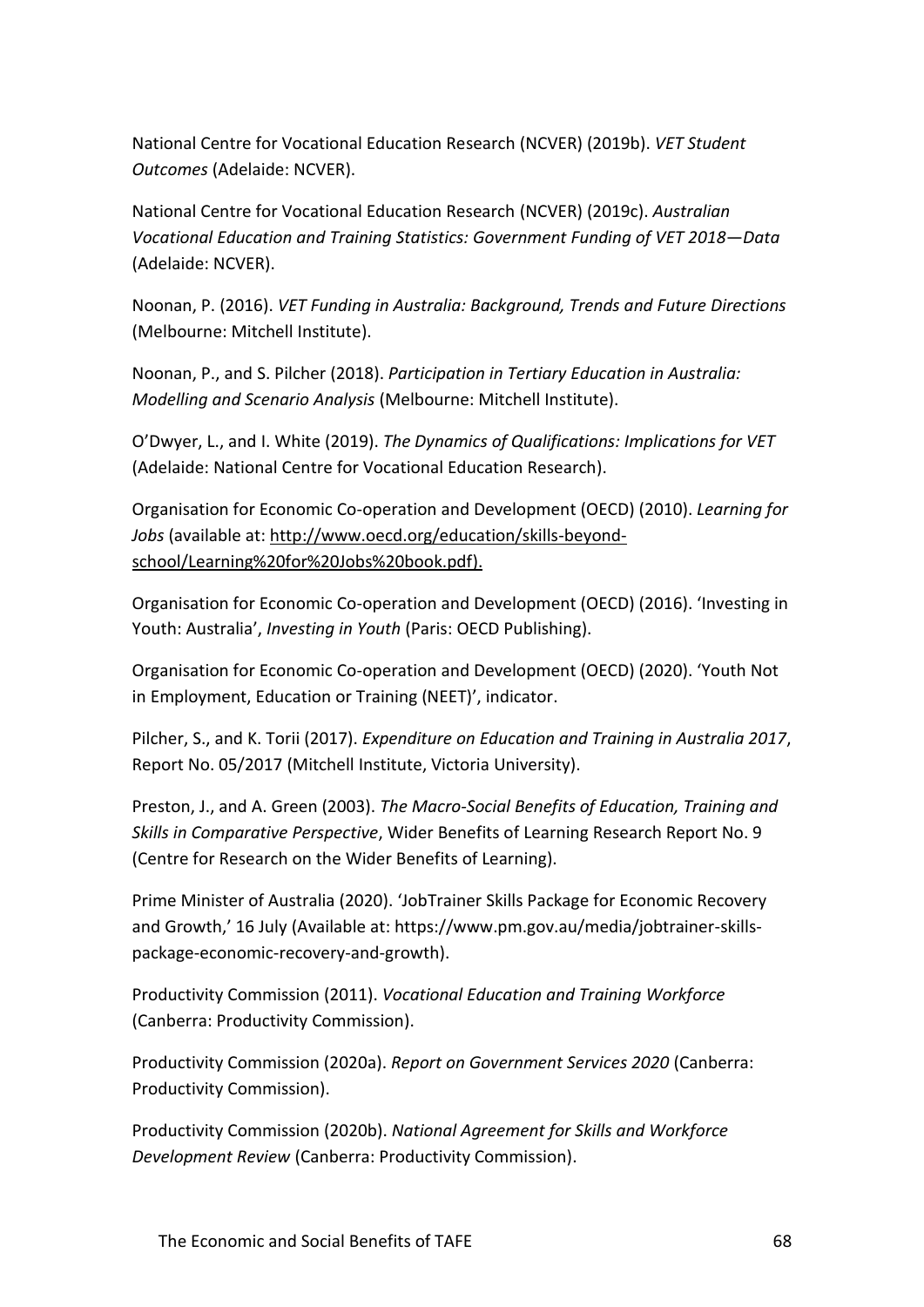National Centre for Vocational Education Research (NCVER) (2019b). *VET Student Outcomes* (Adelaide: NCVER).

National Centre for Vocational Education Research (NCVER) (2019c). *Australian Vocational Education and Training Statistics: Government Funding of VET 2018—Data* (Adelaide: NCVER).

Noonan, P. (2016). *VET Funding in Australia: Background, Trends and Future Directions* (Melbourne: Mitchell Institute).

Noonan, P., and S. Pilcher (2018). *Participation in Tertiary Education in Australia: Modelling and Scenario Analysis* (Melbourne: Mitchell Institute).

O'Dwyer, L., and I. White (2019). *The Dynamics of Qualifications: Implications for VET* (Adelaide: National Centre for Vocational Education Research).

Organisation for Economic Co-operation and Development (OECD) (2010). *Learning for Jobs* (available at: http://www.oecd.org/education/skills-beyond-school/Learning%20for%20Jobs%20book.pdf).

Organisation for Economic Co-operation and Development (OECD) (2016). 'Investing in Youth: Australia', *Investing in Youth* (Paris: OECD Publishing).

Organisation for Economic Co-operation and Development (OECD) (2020). 'Youth Not in Employment, Education or Training (NEET)', indicator.

Pilcher, S., and K. Torii (2017). *Expenditure on Education and Training in Australia 2017*, Report No. 05/2017 (Mitchell Institute, Victoria University).

Preston, J., and A. Green (2003). *The Macro-Social Benefits of Education, Training and Skills in Comparative Perspective*, Wider Benefits of Learning Research Report No. 9 (Centre for Research on the Wider Benefits of Learning).

Prime Minister of Australia (2020). 'JobTrainer Skills Package for Economic Recovery and Growth,' 16 July (Available at: https://www.pm.gov.au/media/jobtrainer-skills-package-economic-recovery-and-growth).

Productivity Commission (2011). *Vocational Education and Training Workforce* (Canberra: Productivity Commission).

Productivity Commission (2020a). *Report on Government Services 2020* (Canberra: Productivity Commission).

Productivity Commission (2020b). *National Agreement for Skills and Workforce Development Review* (Canberra: Productivity Commission).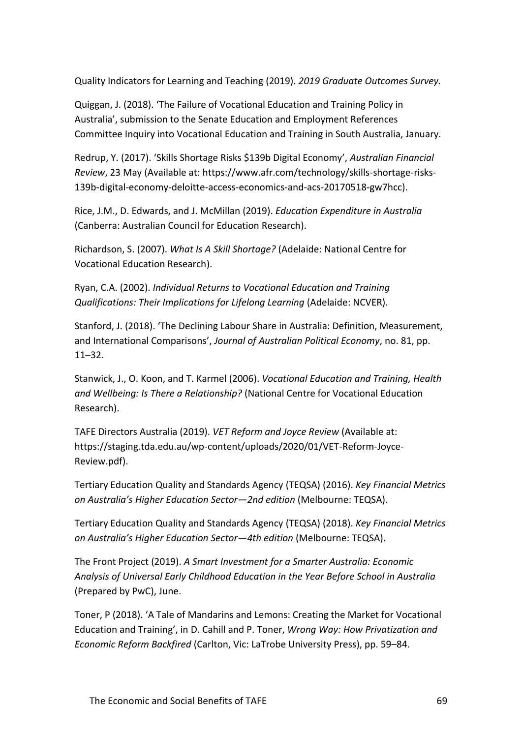Quality Indicators for Learning and Teaching (2019). *2019 Graduate Outcomes Survey.*

Quiggan, J. (2018). 'The Failure of Vocational Education and Training Policy in Australia', submission to the Senate Education and Employment References Committee Inquiry into Vocational Education and Training in South Australia, January.

Redrup, Y. (2017). 'Skills Shortage Risks $139b Digital Economy', *Australian Financial Review*, 23 May (Available at: https://www.afr.com/technology/skills-shortage-risks-139b-digital-economy-deloitte-access-economics-and-acs-20170518-gw7hcc).

Rice, J.M., D. Edwards, and J. McMillan (2019). *Education Expenditure in Australia* (Canberra: Australian Council for Education Research).

Richardson, S. (2007). *What Is A Skill Shortage?* (Adelaide: National Centre for Vocational Education Research).

Ryan, C.A. (2002). *Individual Returns to Vocational Education and Training Qualifications: Their Implications for Lifelong Learning* (Adelaide: NCVER).

Stanford, J. (2018). 'The Declining Labour Share in Australia: Definition, Measurement, and International Comparisons', *Journal of Australian Political Economy*, no. 81, pp. 11–32.

Stanwick, J., O. Koon, and T. Karmel (2006). *Vocational Education and Training, Health and Wellbeing: Is There a Relationship?* (National Centre for Vocational Education Research).

TAFE Directors Australia (2019). *VET Reform and Joyce Review* (Available at: https://staging.tda.edu.au/wp-content/uploads/2020/01/VET-Reform-Joyce-Review.pdf).

Tertiary Education Quality and Standards Agency (TEQSA) (2016). *Key Financial Metrics on Australia's Higher Education Sector—2nd edition* (Melbourne: TEQSA).

Tertiary Education Quality and Standards Agency (TEQSA) (2018). *Key Financial Metrics on Australia's Higher Education Sector—4th edition* (Melbourne: TEQSA).

The Front Project (2019). *A Smart Investment for a Smarter Australia: Economic Analysis of Universal Early Childhood Education in the Year Before School in Australia* (Prepared by PwC), June.

Toner, P (2018). 'A Tale of Mandarins and Lemons: Creating the Market for Vocational Education and Training', in D. Cahill and P. Toner, *Wrong Way: How Privatization and Economic Reform Backfired* (Carlton, Vic: LaTrobe University Press), pp. 59–84.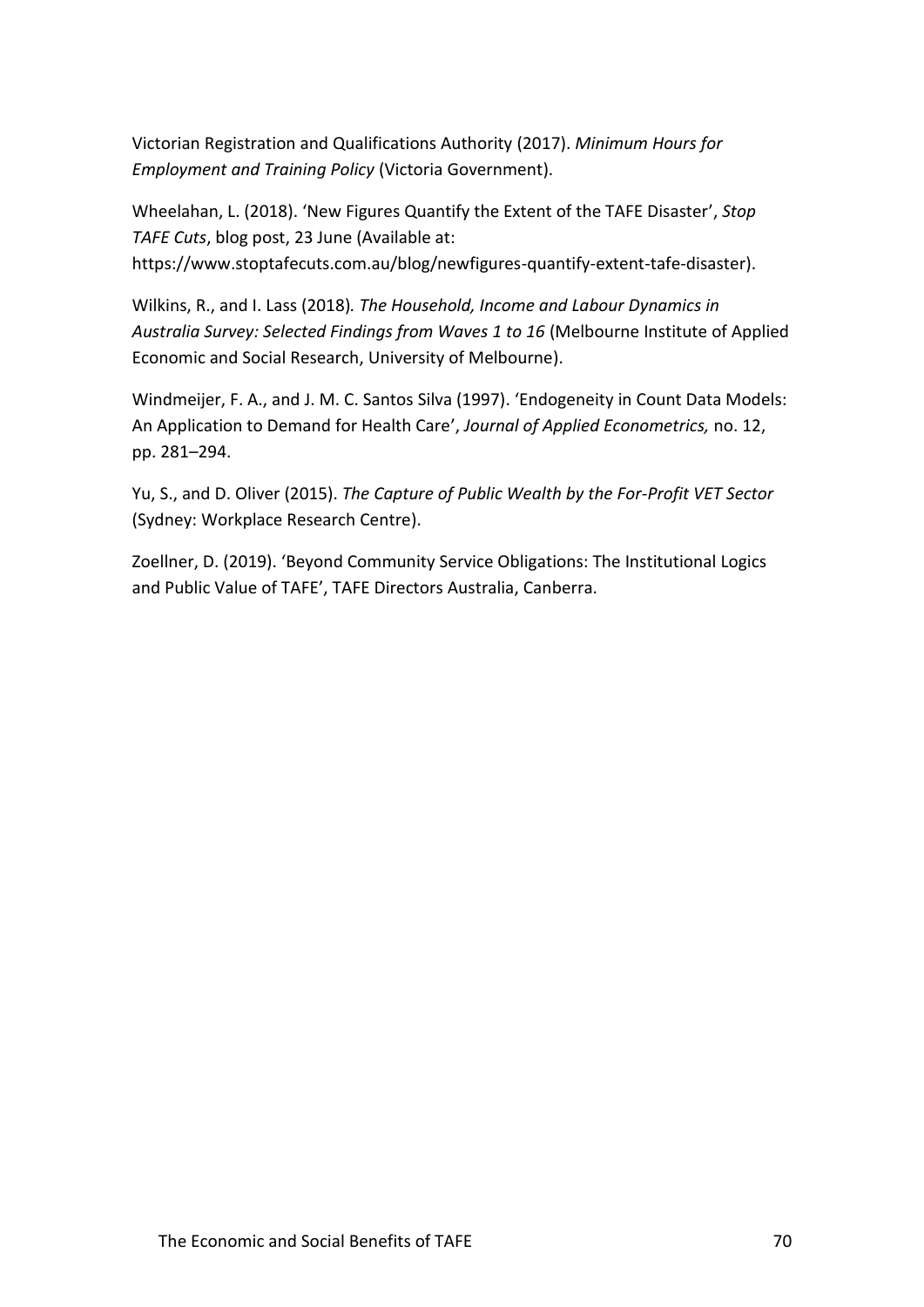Victorian Registration and Qualifications Authority (2017). *Minimum Hours for Employment and Training Policy* (Victoria Government).

Wheelahan, L. (2018). 'New Figures Quantify the Extent of the TAFE Disaster', *Stop TAFE Cuts*, blog post, 23 June (Available at: https://www.stoptafecuts.com.au/blog/newfigures-quantify-extent-tafe-disaster).

Wilkins, R., and I. Lass (2018)*. The Household, Income and Labour Dynamics in Australia Survey: Selected Findings from Waves 1 to 16* (Melbourne Institute of Applied Economic and Social Research, University of Melbourne).

Windmeijer, F. A., and J. M. C. Santos Silva (1997). 'Endogeneity in Count Data Models: An Application to Demand for Health Care', *Journal of Applied Econometrics,* no. 12, pp. 281–294.

Yu, S., and D. Oliver (2015). *The Capture of Public Wealth by the For-Profit VET Sector* (Sydney: Workplace Research Centre).

Zoellner, D. (2019). 'Beyond Community Service Obligations: The Institutional Logics and Public Value of TAFE', TAFE Directors Australia, Canberra.